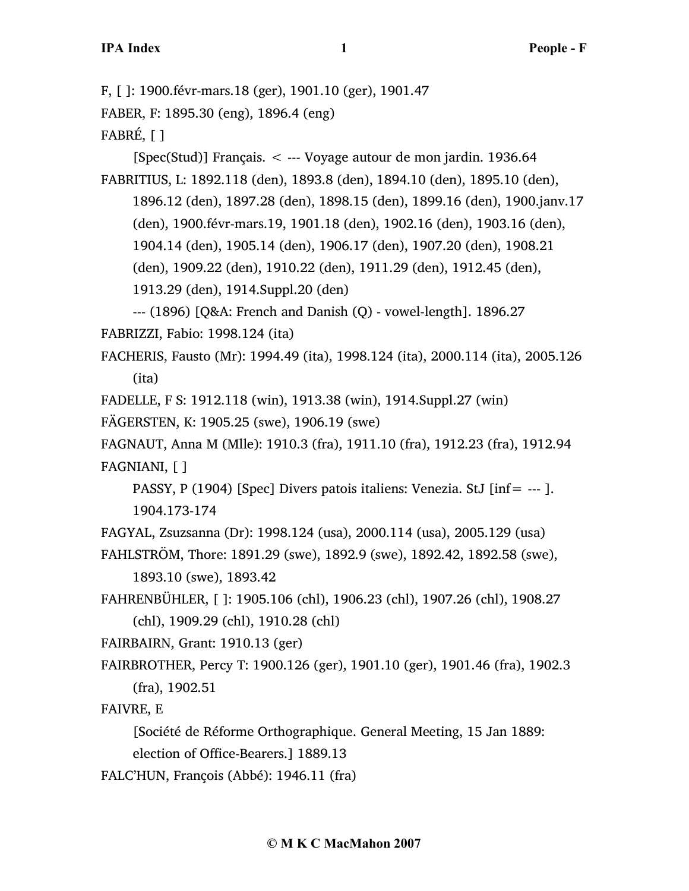F, [ ]: 1900.févr-mars.18 (ger), 1901.10 (ger), 1901.47

FABER, F: 1895.30 (eng), 1896.4 (eng)

FABRÉ, [ ]

[Spec(Stud)] Français. < --- Voyage autour de mon jardin. 1936.64

FABRITIUS, L: 1892.118 (den), 1893.8 (den), 1894.10 (den), 1895.10 (den), 1896.12 (den), 1897.28 (den), 1898.15 (den), 1899.16 (den), 1900.janv.17 (den), 1900.févr-mars.19, 1901.18 (den), 1902.16 (den), 1903.16 (den), 1904.14 (den), 1905.14 (den), 1906.17 (den), 1907.20 (den), 1908.21 (den), 1909.22 (den), 1910.22 (den), 1911.29 (den), 1912.45 (den), 1913.29 (den), 1914.Suppl.20 (den)

--- (1896) [Q&A: French and Danish (Q) - vowel-length]. 1896.27

FABRIZZI, Fabio: 1998.124 (ita)

FACHERIS, Fausto (Mr): 1994.49 (ita), 1998.124 (ita), 2000.114 (ita), 2005.126 (ita)

FADELLE, F S: 1912.118 (win), 1913.38 (win), 1914.Suppl.27 (win)

FÄGERSTEN, K: 1905.25 (swe), 1906.19 (swe)

FAGNAUT, Anna M (Mlle): 1910.3 (fra), 1911.10 (fra), 1912.23 (fra), 1912.94

FAGNIANI, [ ]

PASSY, P (1904) [Spec] Divers patois italiens: Venezia. StJ [inf= --- ]. 1904.173-174

FAGYAL, Zsuzsanna (Dr): 1998.124 (usa), 2000.114 (usa), 2005.129 (usa)

FAHLSTRÖM, Thore: 1891.29 (swe), 1892.9 (swe), 1892.42, 1892.58 (swe), 1893.10 (swe), 1893.42

FAHRENBÜHLER, [ ]: 1905.106 (chl), 1906.23 (chl), 1907.26 (chl), 1908.27 (chl), 1909.29 (chl), 1910.28 (chl)

FAIRBAIRN, Grant: 1910.13 (ger)

FAIRBROTHER, Percy T: 1900.126 (ger), 1901.10 (ger), 1901.46 (fra), 1902.3 (fra), 1902.51

FAIVRE, E

[Société de Réforme Orthographique. General Meeting, 15 Jan 1889: election of Office-Bearers.] 1889.13

FALC'HUN, François (Abbé): 1946.11 (fra)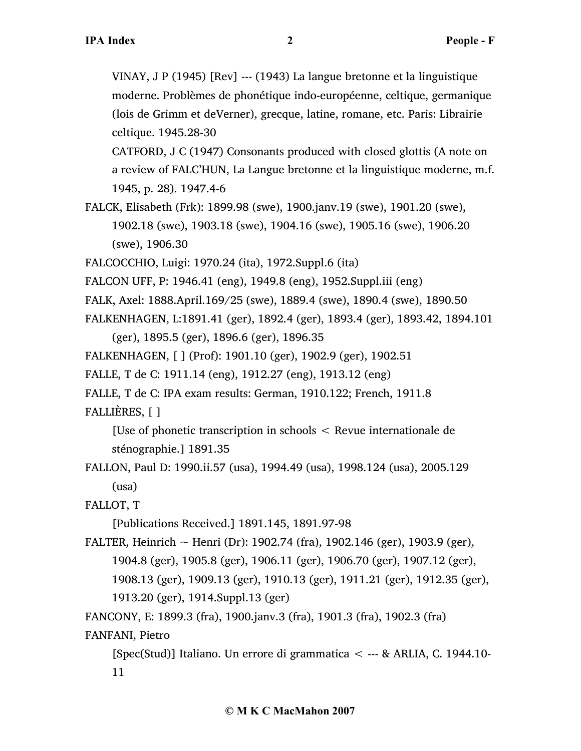VINAY, J P (1945) [Rev] --- (1943) La langue bretonne et la linguistique moderne. Problèmes de phonétique indo-européenne, celtique, germanique (lois de Grimm et deVerner), grecque, latine, romane, etc. Paris: Librairie celtique. 1945.28-30

CATFORD, J C (1947) Consonants produced with closed glottis (A note on a review of FALC'HUN, La Langue bretonne et la linguistique moderne, m.f. 1945, p. 28). 1947.4-6

FALCK, Elisabeth (Frk): 1899.98 (swe), 1900.janv.19 (swe), 1901.20 (swe), 1902.18 (swe), 1903.18 (swe), 1904.16 (swe), 1905.16 (swe), 1906.20 (swe), 1906.30

FALCOCCHIO, Luigi: 1970.24 (ita), 1972.Suppl.6 (ita)

FALCON UFF, P: 1946.41 (eng), 1949.8 (eng), 1952.Suppl.iii (eng)

FALK, Axel: 1888.April.169/25 (swe), 1889.4 (swe), 1890.4 (swe), 1890.50

FALKENHAGEN, L:1891.41 (ger), 1892.4 (ger), 1893.4 (ger), 1893.42, 1894.101 (ger), 1895.5 (ger), 1896.6 (ger), 1896.35

FALKENHAGEN, [ ] (Prof): 1901.10 (ger), 1902.9 (ger), 1902.51

FALLE, T de C: 1911.14 (eng), 1912.27 (eng), 1913.12 (eng)

FALLE, T de C: IPA exam results: German, 1910.122; French, 1911.8

FALLIÈRES, [ ]

[Use of phonetic transcription in schools < Revue internationale de sténographie.] 1891.35

FALLON, Paul D: 1990.ii.57 (usa), 1994.49 (usa), 1998.124 (usa), 2005.129 (usa)

FALLOT, T

[Publications Received.] 1891.145, 1891.97-98

FALTER, Heinrich ~ Henri (Dr): 1902.74 (fra), 1902.146 (ger), 1903.9 (ger), 1904.8 (ger), 1905.8 (ger), 1906.11 (ger), 1906.70 (ger), 1907.12 (ger), 1908.13 (ger), 1909.13 (ger), 1910.13 (ger), 1911.21 (ger), 1912.35 (ger), 1913.20 (ger), 1914.Suppl.13 (ger)

FANCONY, E: 1899.3 (fra), 1900.janv.3 (fra), 1901.3 (fra), 1902.3 (fra)

FANFANI, Pietro

[Spec(Stud)] Italiano. Un errore di grammatica < --- & ARLIA, C. 1944.10-11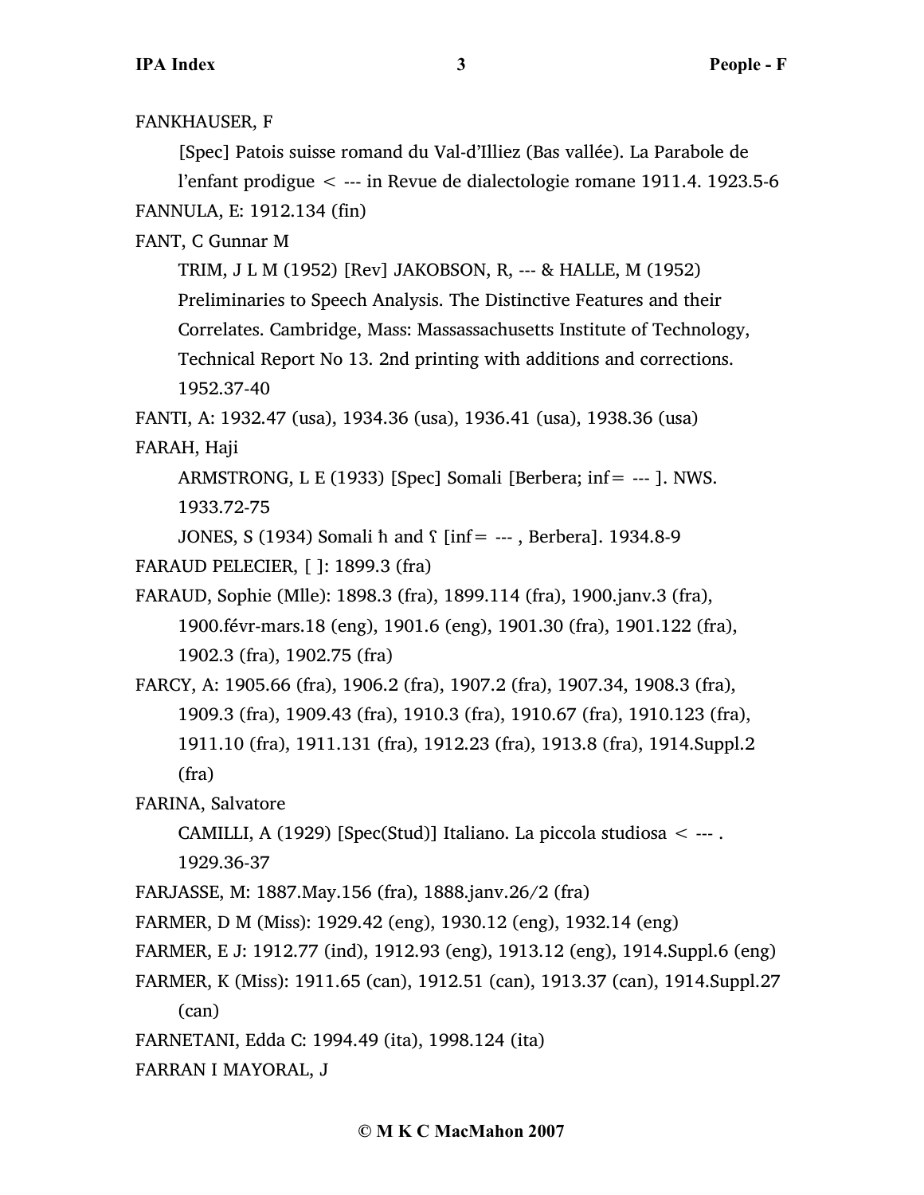FANKHAUSER, F

[Spec] Patois suisse romand du Val-d'Illiez (Bas vallée). La Parabole de l'enfant prodigue < --- in Revue de dialectologie romane 1911.4. 1923.5-6

FANNULA, E: 1912.134 (fin)

FANT, C Gunnar M

TRIM, J L M (1952) [Rev] JAKOBSON, R, --- & HALLE, M (1952) Preliminaries to Speech Analysis. The Distinctive Features and their Correlates. Cambridge, Mass: Massassachusetts Institute of Technology, Technical Report No 13. 2nd printing with additions and corrections. 1952.37-40

FANTI, A: 1932.47 (usa), 1934.36 (usa), 1936.41 (usa), 1938.36 (usa)

FARAH, Haji

ARMSTRONG, L E (1933) [Spec] Somali [Berbera; inf= --- ]. NWS. 1933.72-75

JONES, S (1934) Somali ħ and ʕ [inf= --- , Berbera]. 1934.8-9

FARAUD PELECIER, [ ]: 1899.3 (fra)

FARAUD, Sophie (Mlle): 1898.3 (fra), 1899.114 (fra), 1900.janv.3 (fra), 1900.févr-mars.18 (eng), 1901.6 (eng), 1901.30 (fra), 1901.122 (fra), 1902.3 (fra), 1902.75 (fra)

FARCY, A: 1905.66 (fra), 1906.2 (fra), 1907.2 (fra), 1907.34, 1908.3 (fra), 1909.3 (fra), 1909.43 (fra), 1910.3 (fra), 1910.67 (fra), 1910.123 (fra), 1911.10 (fra), 1911.131 (fra), 1912.23 (fra), 1913.8 (fra), 1914.Suppl.2 (fra)

FARINA, Salvatore

CAMILLI, A (1929) [Spec(Stud)] Italiano. La piccola studiosa < --- . 1929.36-37

FARJASSE, M: 1887.May.156 (fra), 1888.janv.26/2 (fra)

FARMER, D M (Miss): 1929.42 (eng), 1930.12 (eng), 1932.14 (eng)

FARMER, E J: 1912.77 (ind), 1912.93 (eng), 1913.12 (eng), 1914.Suppl.6 (eng)

FARMER, K (Miss): 1911.65 (can), 1912.51 (can), 1913.37 (can), 1914.Suppl.27 (can)

FARNETANI, Edda C: 1994.49 (ita), 1998.124 (ita)

FARRAN I MAYORAL, J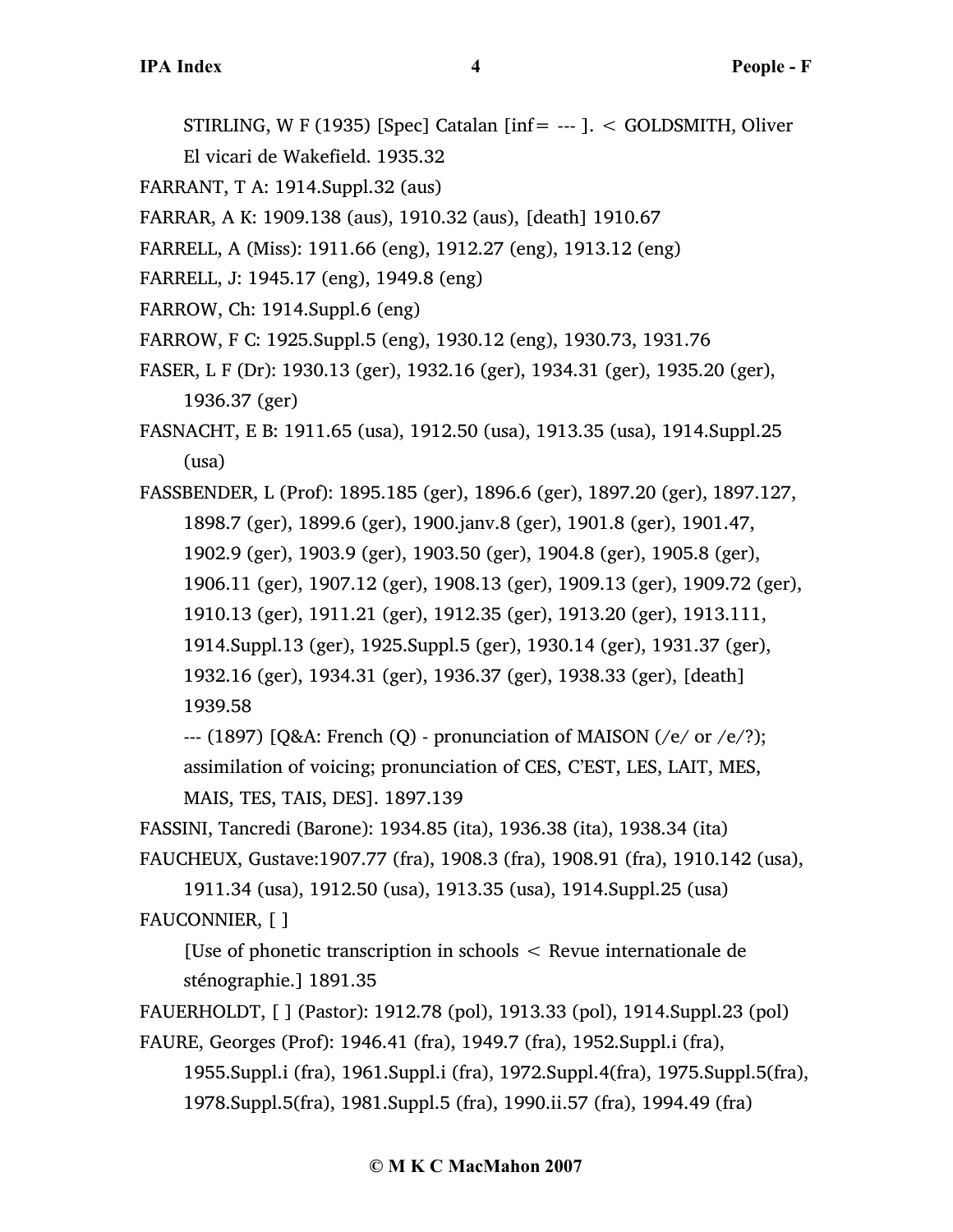STIRLING, W F (1935) [Spec] Catalan [inf= --- ]. < GOLDSMITH, Oliver El vicari de Wakefield. 1935.32

FARRANT, T A: 1914.Suppl.32 (aus)

FARRAR, A K: 1909.138 (aus), 1910.32 (aus), [death] 1910.67

FARRELL, A (Miss): 1911.66 (eng), 1912.27 (eng), 1913.12 (eng)

FARRELL, J: 1945.17 (eng), 1949.8 (eng)

FARROW, Ch: 1914.Suppl.6 (eng)

FARROW, F C: 1925.Suppl.5 (eng), 1930.12 (eng), 1930.73, 1931.76

FASER, L F (Dr): 1930.13 (ger), 1932.16 (ger), 1934.31 (ger), 1935.20 (ger), 1936.37 (ger)

FASNACHT, E B: 1911.65 (usa), 1912.50 (usa), 1913.35 (usa), 1914.Suppl.25 (usa)

FASSBENDER, L (Prof): 1895.185 (ger), 1896.6 (ger), 1897.20 (ger), 1897.127, 1898.7 (ger), 1899.6 (ger), 1900.janv.8 (ger), 1901.8 (ger), 1901.47, 1902.9 (ger), 1903.9 (ger), 1903.50 (ger), 1904.8 (ger), 1905.8 (ger), 1906.11 (ger), 1907.12 (ger), 1908.13 (ger), 1909.13 (ger), 1909.72 (ger), 1910.13 (ger), 1911.21 (ger), 1912.35 (ger), 1913.20 (ger), 1913.111, 1914.Suppl.13 (ger), 1925.Suppl.5 (ger), 1930.14 (ger), 1931.37 (ger), 1932.16 (ger), 1934.31 (ger), 1936.37 (ger), 1938.33 (ger), [death] 1939.58

--- (1897) [Q&A: French (Q) - pronunciation of MAISON (/e/ or /e/?); assimilation of voicing; pronunciation of CES, C'EST, LES, LAIT, MES, MAIS, TES, TAIS, DES]. 1897.139

FASSINI, Tancredi (Barone): 1934.85 (ita), 1936.38 (ita), 1938.34 (ita)

FAUCHEUX, Gustave:1907.77 (fra), 1908.3 (fra), 1908.91 (fra), 1910.142 (usa), 1911.34 (usa), 1912.50 (usa), 1913.35 (usa), 1914.Suppl.25 (usa)

FAUCONNIER, [ ]

[Use of phonetic transcription in schools < Revue internationale de sténographie.] 1891.35

FAUERHOLDT, [ ] (Pastor): 1912.78 (pol), 1913.33 (pol), 1914.Suppl.23 (pol)

FAURE, Georges (Prof): 1946.41 (fra), 1949.7 (fra), 1952.Suppl.i (fra), 1955.Suppl.i (fra), 1961.Suppl.i (fra), 1972.Suppl.4(fra), 1975.Suppl.5(fra), 1978.Suppl.5(fra), 1981.Suppl.5 (fra), 1990.ii.57 (fra), 1994.49 (fra)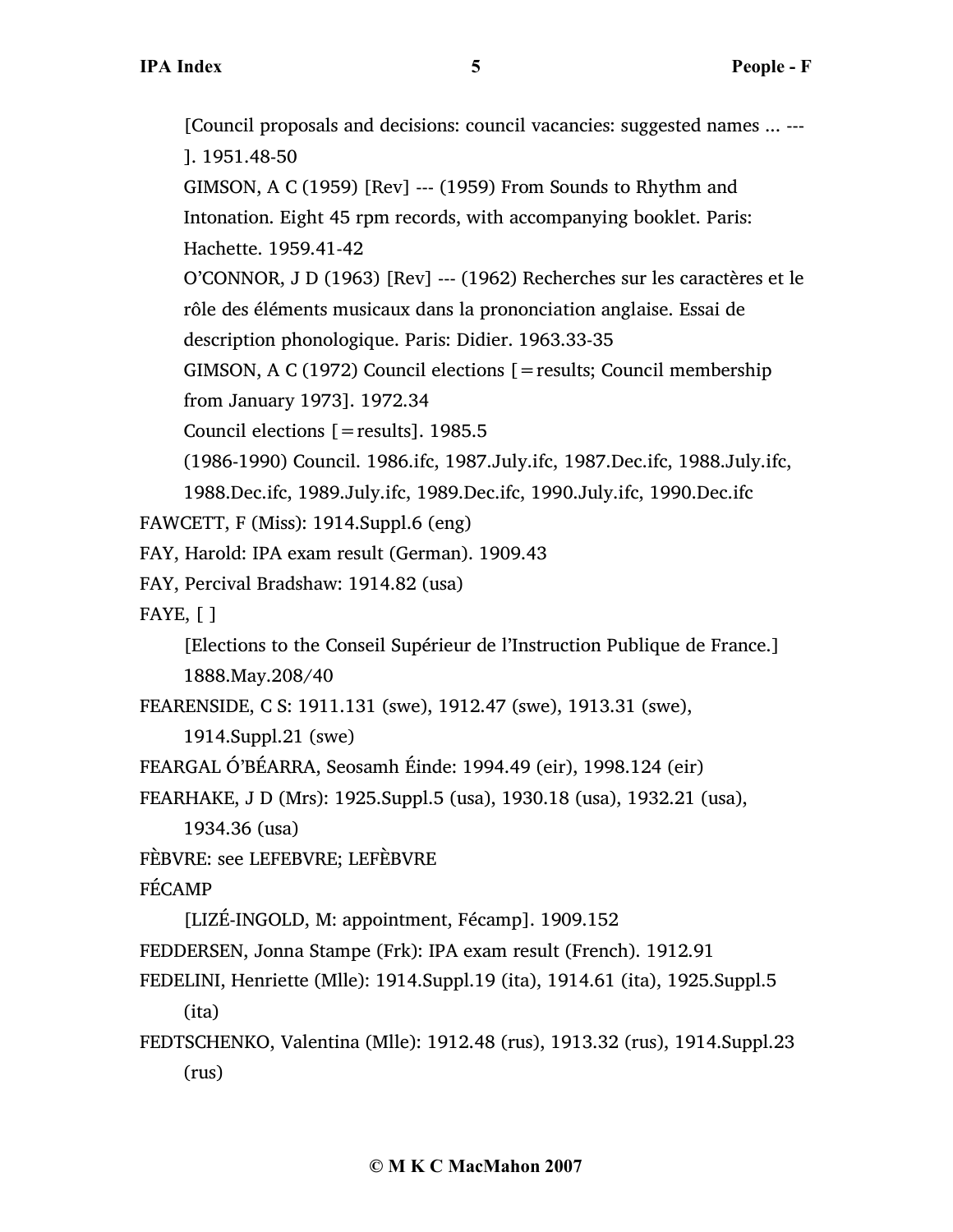[Council proposals and decisions: council vacancies: suggested names ... ---]. 1951.48-50

GIMSON, A C (1959) [Rev] --- (1959) From Sounds to Rhythm and Intonation. Eight 45 rpm records, with accompanying booklet. Paris: Hachette. 1959.41-42

O'CONNOR, J D (1963) [Rev] --- (1962) Recherches sur les caractères et le rôle des éléments musicaux dans la prononciation anglaise. Essai de description phonologique. Paris: Didier. 1963.33-35

GIMSON, A C (1972) Council elections [=results; Council membership from January 1973]. 1972.34

Council elections [=results]. 1985.5

(1986-1990) Council. 1986.ifc, 1987.July.ifc, 1987.Dec.ifc, 1988.July.ifc, 1988.Dec.ifc, 1989.July.ifc, 1989.Dec.ifc, 1990.July.ifc, 1990.Dec.ifc

FAWCETT, F (Miss): 1914.Suppl.6 (eng)

FAY, Harold: IPA exam result (German). 1909.43

FAY, Percival Bradshaw: 1914.82 (usa)

FAYE, [ ]

[Elections to the Conseil Supérieur de l'Instruction Publique de France.] 1888.May.208/40

FEARENSIDE, C S: 1911.131 (swe), 1912.47 (swe), 1913.31 (swe), 1914.Suppl.21 (swe)

FEARGAL Ó'BÉARRA, Seosamh Éinde: 1994.49 (eir), 1998.124 (eir)

FEARHAKE, J D (Mrs): 1925.Suppl.5 (usa), 1930.18 (usa), 1932.21 (usa), 1934.36 (usa)

FÈBVRE: see LEFEBVRE; LEFÈBVRE

FÉCAMP

[LIZÉ-INGOLD, M: appointment, Fécamp]. 1909.152

FEDDERSEN, Jonna Stampe (Frk): IPA exam result (French). 1912.91

FEDELINI, Henriette (Mlle): 1914.Suppl.19 (ita), 1914.61 (ita), 1925.Suppl.5 (ita)

FEDTSCHENKO, Valentina (Mlle): 1912.48 (rus), 1913.32 (rus), 1914.Suppl.23 (rus)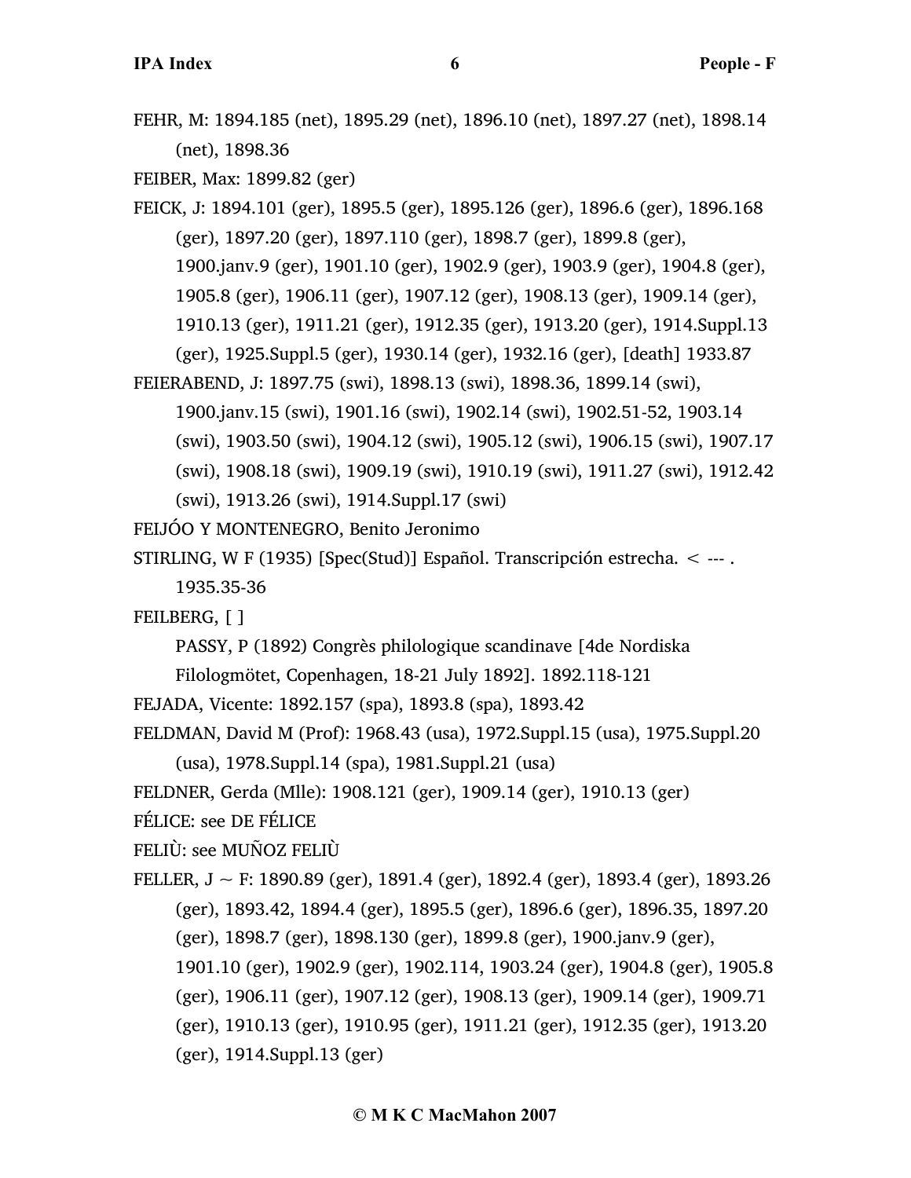FEHR, M: 1894.185 (net), 1895.29 (net), 1896.10 (net), 1897.27 (net), 1898.14 (net), 1898.36

FEIBER, Max: 1899.82 (ger)

FEICK, J: 1894.101 (ger), 1895.5 (ger), 1895.126 (ger), 1896.6 (ger), 1896.168 (ger), 1897.20 (ger), 1897.110 (ger), 1898.7 (ger), 1899.8 (ger), 1900.janv.9 (ger), 1901.10 (ger), 1902.9 (ger), 1903.9 (ger), 1904.8 (ger), 1905.8 (ger), 1906.11 (ger), 1907.12 (ger), 1908.13 (ger), 1909.14 (ger), 1910.13 (ger), 1911.21 (ger), 1912.35 (ger), 1913.20 (ger), 1914.Suppl.13 (ger), 1925.Suppl.5 (ger), 1930.14 (ger), 1932.16 (ger), [death] 1933.87

FEIERABEND, J: 1897.75 (swi), 1898.13 (swi), 1898.36, 1899.14 (swi), 1900.janv.15 (swi), 1901.16 (swi), 1902.14 (swi), 1902.51-52, 1903.14 (swi), 1903.50 (swi), 1904.12 (swi), 1905.12 (swi), 1906.15 (swi), 1907.17 (swi), 1908.18 (swi), 1909.19 (swi), 1910.19 (swi), 1911.27 (swi), 1912.42 (swi), 1913.26 (swi), 1914.Suppl.17 (swi)

FEIJÓO Y MONTENEGRO, Benito Jeronimo

STIRLING, W F (1935) [Spec(Stud)] Español. Transcripción estrecha. < --- . 1935.35-36

FEILBERG, [ ]

PASSY, P (1892) Congrès philologique scandinave [4de Nordiska Filologmötet, Copenhagen, 18-21 July 1892]. 1892.118-121

FEJADA, Vicente: 1892.157 (spa), 1893.8 (spa), 1893.42

FELDMAN, David M (Prof): 1968.43 (usa), 1972.Suppl.15 (usa), 1975.Suppl.20 (usa), 1978.Suppl.14 (spa), 1981.Suppl.21 (usa)

FELDNER, Gerda (Mlle): 1908.121 (ger), 1909.14 (ger), 1910.13 (ger)

FÉLICE: see DE FÉLICE

FELIÙ: see MUÑOZ FELIÙ

FELLER, J ~ F: 1890.89 (ger), 1891.4 (ger), 1892.4 (ger), 1893.4 (ger), 1893.26 (ger), 1893.42, 1894.4 (ger), 1895.5 (ger), 1896.6 (ger), 1896.35, 1897.20 (ger), 1898.7 (ger), 1898.130 (ger), 1899.8 (ger), 1900.janv.9 (ger), 1901.10 (ger), 1902.9 (ger), 1902.114, 1903.24 (ger), 1904.8 (ger), 1905.8 (ger), 1906.11 (ger), 1907.12 (ger), 1908.13 (ger), 1909.14 (ger), 1909.71 (ger), 1910.13 (ger), 1910.95 (ger), 1911.21 (ger), 1912.35 (ger), 1913.20 (ger), 1914.Suppl.13 (ger)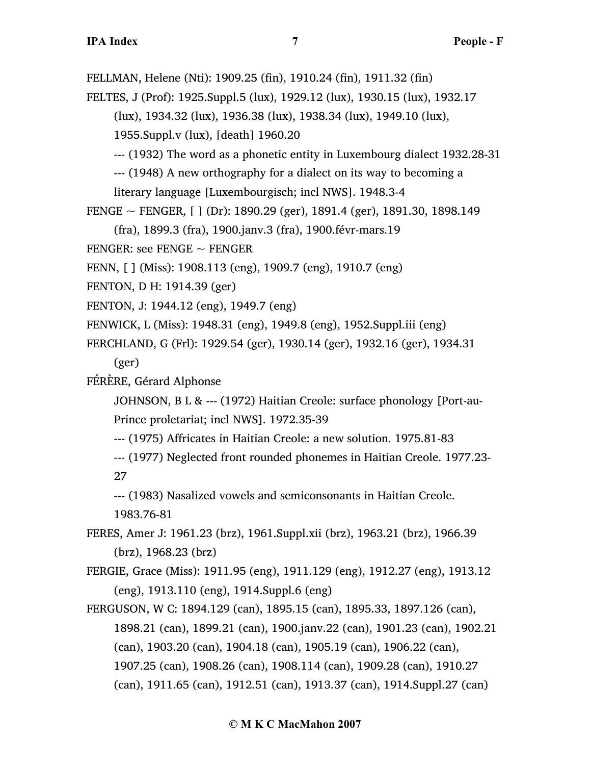FELLMAN, Helene (Nti): 1909.25 (fin), 1910.24 (fin), 1911.32 (fin)

FELTES, J (Prof): 1925.Suppl.5 (lux), 1929.12 (lux), 1930.15 (lux), 1932.17 (lux), 1934.32 (lux), 1936.38 (lux), 1938.34 (lux), 1949.10 (lux), 1955.Suppl.v (lux), [death] 1960.20

--- (1932) The word as a phonetic entity in Luxembourg dialect 1932.28-31

--- (1948) A new orthography for a dialect on its way to becoming a literary language [Luxembourgisch; incl NWS]. 1948.3-4

FENGE ~ FENGER, [ ] (Dr): 1890.29 (ger), 1891.4 (ger), 1891.30, 1898.149 (fra), 1899.3 (fra), 1900.janv.3 (fra), 1900.févr-mars.19

FENGER: see FENGE ~ FENGER

FENN, [ ] (Miss): 1908.113 (eng), 1909.7 (eng), 1910.7 (eng)

FENTON, D H: 1914.39 (ger)

FENTON, J: 1944.12 (eng), 1949.7 (eng)

FENWICK, L (Miss): 1948.31 (eng), 1949.8 (eng), 1952.Suppl.iii (eng)

FERCHLAND, G (Frl): 1929.54 (ger), 1930.14 (ger), 1932.16 (ger), 1934.31 (ger)

FÉRÈRE, Gérard Alphonse

JOHNSON, B L & --- (1972) Haitian Creole: surface phonology [Port-au-Prince proletariat; incl NWS]. 1972.35-39

--- (1975) Affricates in Haitian Creole: a new solution. 1975.81-83

--- (1977) Neglected front rounded phonemes in Haitian Creole. 1977.23-27

--- (1983) Nasalized vowels and semiconsonants in Haitian Creole. 1983.76-81

FERES, Amer J: 1961.23 (brz), 1961.Suppl.xii (brz), 1963.21 (brz), 1966.39 (brz), 1968.23 (brz)

FERGIE, Grace (Miss): 1911.95 (eng), 1911.129 (eng), 1912.27 (eng), 1913.12 (eng), 1913.110 (eng), 1914.Suppl.6 (eng)

FERGUSON, W C: 1894.129 (can), 1895.15 (can), 1895.33, 1897.126 (can), 1898.21 (can), 1899.21 (can), 1900.janv.22 (can), 1901.23 (can), 1902.21 (can), 1903.20 (can), 1904.18 (can), 1905.19 (can), 1906.22 (can), 1907.25 (can), 1908.26 (can), 1908.114 (can), 1909.28 (can), 1910.27 (can), 1911.65 (can), 1912.51 (can), 1913.37 (can), 1914.Suppl.27 (can)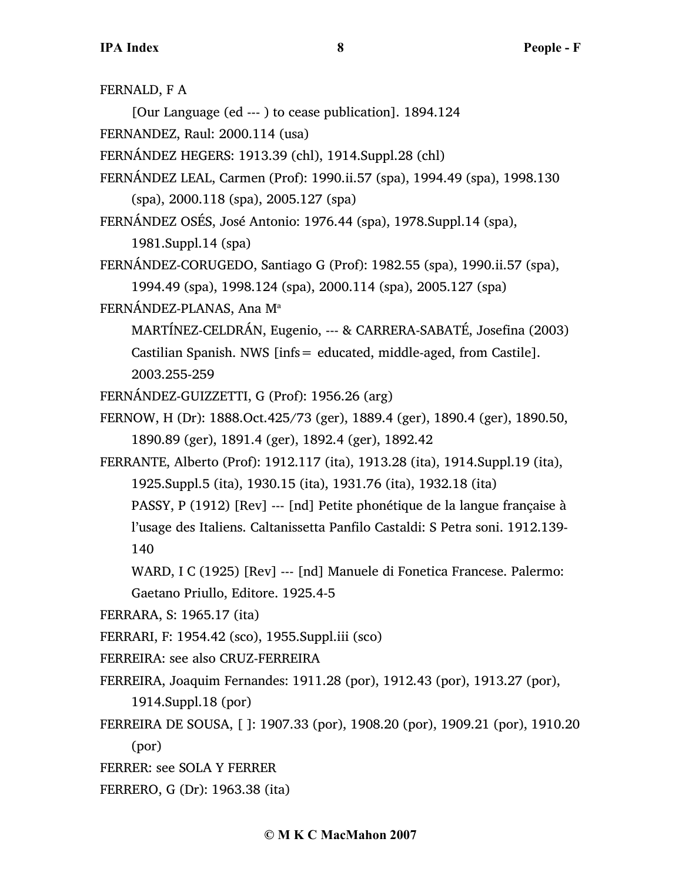FERNALD, F A

[Our Language (ed --- ) to cease publication]. 1894.124

FERNANDEZ, Raul: 2000.114 (usa)

FERNÁNDEZ HEGERS: 1913.39 (chl), 1914.Suppl.28 (chl)

FERNÁNDEZ LEAL, Carmen (Prof): 1990.ii.57 (spa), 1994.49 (spa), 1998.130 (spa), 2000.118 (spa), 2005.127 (spa)

FERNÁNDEZ OSÉS, José Antonio: 1976.44 (spa), 1978.Suppl.14 (spa), 1981.Suppl.14 (spa)

FERNÁNDEZ-CORUGEDO, Santiago G (Prof): 1982.55 (spa), 1990.ii.57 (spa), 1994.49 (spa), 1998.124 (spa), 2000.114 (spa), 2005.127 (spa)

FERNÁNDEZ-PLANAS, Ana Mª

MARTÍNEZ-CELDRÁN, Eugenio, --- & CARRERA-SABATÉ, Josefina (2003) Castilian Spanish. NWS [infs = educated, middle-aged, from Castile]. 2003.255-259

FERNÁNDEZ-GUIZZETTI, G (Prof): 1956.26 (arg)

FERNOW, H (Dr): 1888.Oct.425/73 (ger), 1889.4 (ger), 1890.4 (ger), 1890.50, 1890.89 (ger), 1891.4 (ger), 1892.4 (ger), 1892.42

FERRANTE, Alberto (Prof): 1912.117 (ita), 1913.28 (ita), 1914.Suppl.19 (ita), 1925.Suppl.5 (ita), 1930.15 (ita), 1931.76 (ita), 1932.18 (ita)

PASSY, P (1912) [Rev] --- [nd] Petite phonétique de la langue française à l'usage des Italiens. Caltanissetta Panfilo Castaldi: S Petra soni. 1912.139-140

WARD, I C (1925) [Rev] --- [nd] Manuele di Fonetica Francese. Palermo: Gaetano Priullo, Editore. 1925.4-5

FERRARA, S: 1965.17 (ita)

FERRARI, F: 1954.42 (sco), 1955.Suppl.iii (sco)

FERREIRA: see also CRUZ-FERREIRA

FERREIRA, Joaquim Fernandes: 1911.28 (por), 1912.43 (por), 1913.27 (por), 1914.Suppl.18 (por)

FERREIRA DE SOUSA, [ ]: 1907.33 (por), 1908.20 (por), 1909.21 (por), 1910.20 (por)

FERRER: see SOLA Y FERRER

FERRERO, G (Dr): 1963.38 (ita)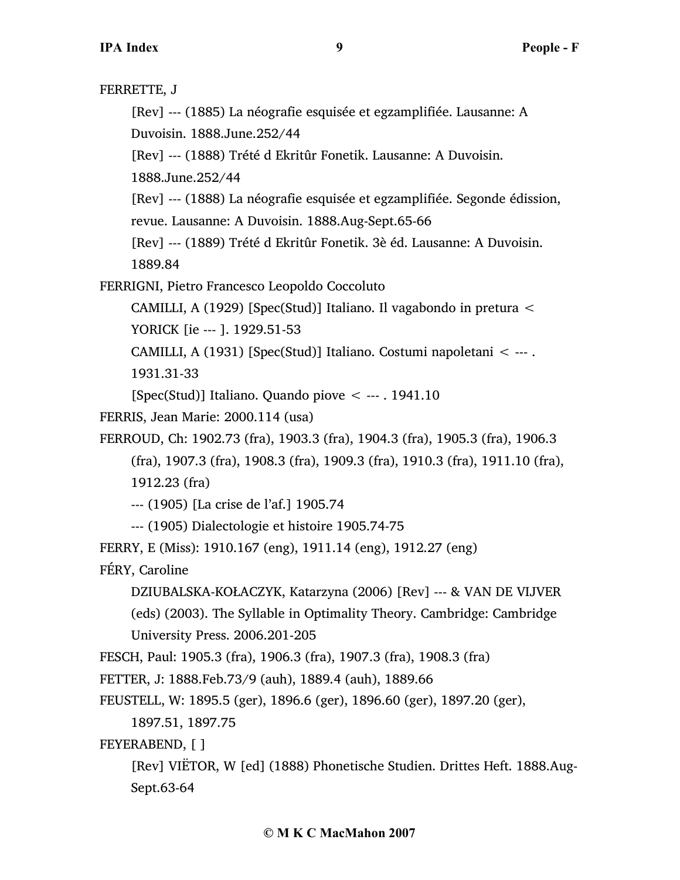FERRETTE, J

[Rev] --- (1885) La néografie esquisée et egzamplifiée. Lausanne: A Duvoisin. 1888.June.252/44

[Rev] --- (1888) Trété d Ekritûr Fonetik. Lausanne: A Duvoisin. 1888.June.252/44

[Rev] --- (1888) La néografie esquisée et egzamplifiée. Segonde édission, revue. Lausanne: A Duvoisin. 1888.Aug-Sept.65-66

[Rev] --- (1889) Trété d Ekritûr Fonetik. 3è éd. Lausanne: A Duvoisin. 1889.84

FERRIGNI, Pietro Francesco Leopoldo Coccoluto

CAMILLI, A (1929) [Spec(Stud)] Italiano. Il vagabondo in pretura < YORICK [ie --- ]. 1929.51-53

CAMILLI, A (1931) [Spec(Stud)] Italiano. Costumi napoletani < --- . 1931.31-33

[Spec(Stud)] Italiano. Quando piove < --- . 1941.10

FERRIS, Jean Marie: 2000.114 (usa)

FERROUD, Ch: 1902.73 (fra), 1903.3 (fra), 1904.3 (fra), 1905.3 (fra), 1906.3 (fra), 1907.3 (fra), 1908.3 (fra), 1909.3 (fra), 1910.3 (fra), 1911.10 (fra), 1912.23 (fra)

--- (1905) [La crise de l'af.] 1905.74

--- (1905) Dialectologie et histoire 1905.74-75

FERRY, E (Miss): 1910.167 (eng), 1911.14 (eng), 1912.27 (eng)

FÉRY, Caroline

DZIUBALSKA-KOŁACZYK, Katarzyna (2006) [Rev] --- & VAN DE VIJVER (eds) (2003). The Syllable in Optimality Theory. Cambridge: Cambridge University Press. 2006.201-205

FESCH, Paul: 1905.3 (fra), 1906.3 (fra), 1907.3 (fra), 1908.3 (fra)

FETTER, J: 1888.Feb.73/9 (auh), 1889.4 (auh), 1889.66

FEUSTELL, W: 1895.5 (ger), 1896.6 (ger), 1896.60 (ger), 1897.20 (ger), 1897.51, 1897.75

FEYERABEND, [ ]

[Rev] VIËTOR, W [ed] (1888) Phonetische Studien. Drittes Heft. 1888.Aug-Sept.63-64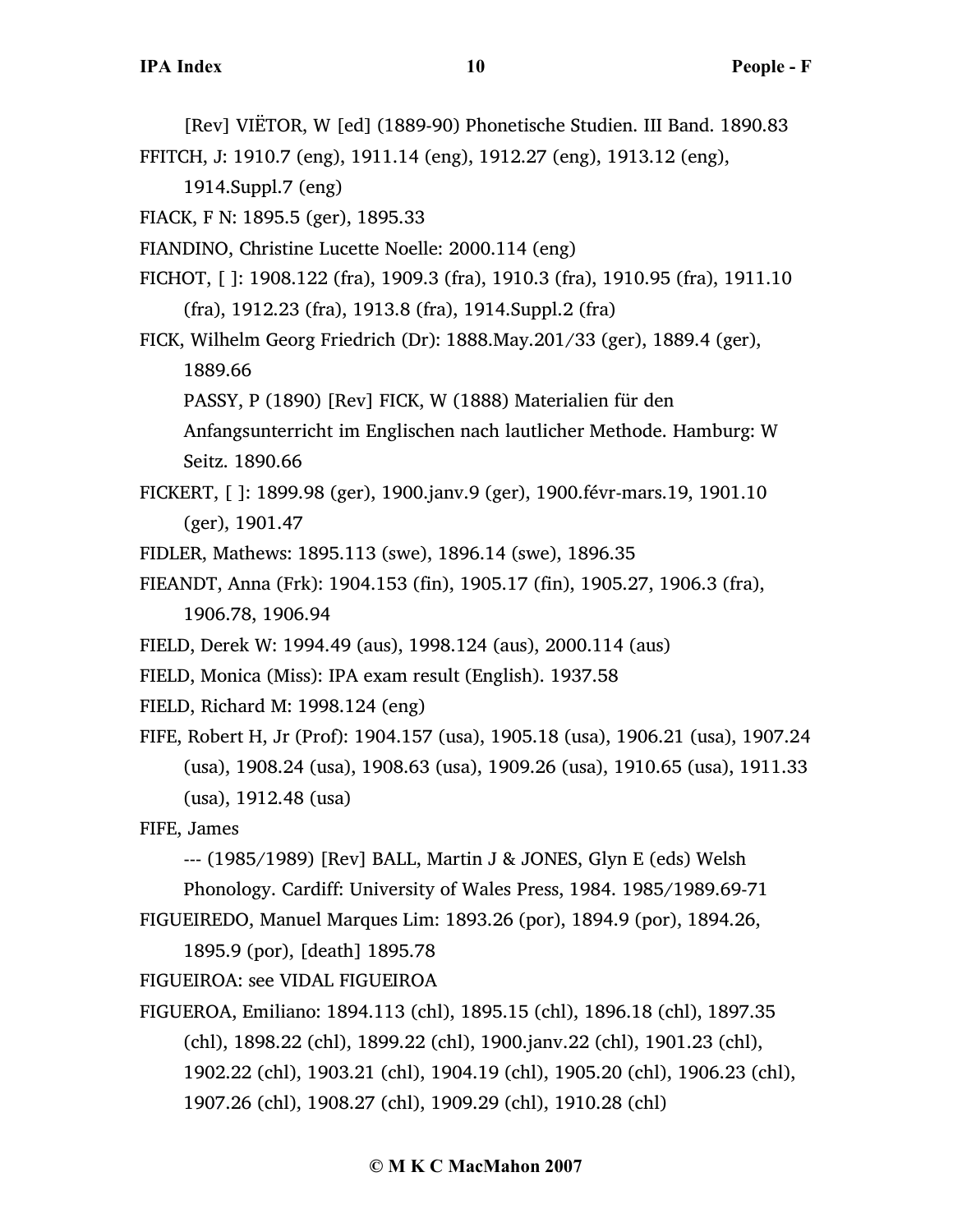[Rev] VIËTOR, W [ed] (1889-90) Phonetische Studien. III Band. 1890.83

FFITCH, J: 1910.7 (eng), 1911.14 (eng), 1912.27 (eng), 1913.12 (eng), 1914.Suppl.7 (eng)

FIACK, F N: 1895.5 (ger), 1895.33

FIANDINO, Christine Lucette Noelle: 2000.114 (eng)

FICHOT, [ ]: 1908.122 (fra), 1909.3 (fra), 1910.3 (fra), 1910.95 (fra), 1911.10 (fra), 1912.23 (fra), 1913.8 (fra), 1914.Suppl.2 (fra)

FICK, Wilhelm Georg Friedrich (Dr): 1888.May.201/33 (ger), 1889.4 (ger), 1889.66

PASSY, P (1890) [Rev] FICK, W (1888) Materialien für den Anfangsunterricht im Englischen nach lautlicher Methode. Hamburg: W Seitz. 1890.66

FICKERT, [ ]: 1899.98 (ger), 1900.janv.9 (ger), 1900.févr-mars.19, 1901.10 (ger), 1901.47

FIDLER, Mathews: 1895.113 (swe), 1896.14 (swe), 1896.35

FIEANDT, Anna (Frk): 1904.153 (fin), 1905.17 (fin), 1905.27, 1906.3 (fra), 1906.78, 1906.94

FIELD, Derek W: 1994.49 (aus), 1998.124 (aus), 2000.114 (aus)

FIELD, Monica (Miss): IPA exam result (English). 1937.58

FIELD, Richard M: 1998.124 (eng)

FIFE, Robert H, Jr (Prof): 1904.157 (usa), 1905.18 (usa), 1906.21 (usa), 1907.24 (usa), 1908.24 (usa), 1908.63 (usa), 1909.26 (usa), 1910.65 (usa), 1911.33 (usa), 1912.48 (usa)

FIFE, James

--- (1985/1989) [Rev] BALL, Martin J & JONES, Glyn E (eds) Welsh Phonology. Cardiff: University of Wales Press, 1984. 1985/1989.69-71

FIGUEIREDO, Manuel Marques Lim: 1893.26 (por), 1894.9 (por), 1894.26, 1895.9 (por), [death] 1895.78

FIGUEIROA: see VIDAL FIGUEIROA

FIGUEROA, Emiliano: 1894.113 (chl), 1895.15 (chl), 1896.18 (chl), 1897.35 (chl), 1898.22 (chl), 1899.22 (chl), 1900.janv.22 (chl), 1901.23 (chl), 1902.22 (chl), 1903.21 (chl), 1904.19 (chl), 1905.20 (chl), 1906.23 (chl), 1907.26 (chl), 1908.27 (chl), 1909.29 (chl), 1910.28 (chl)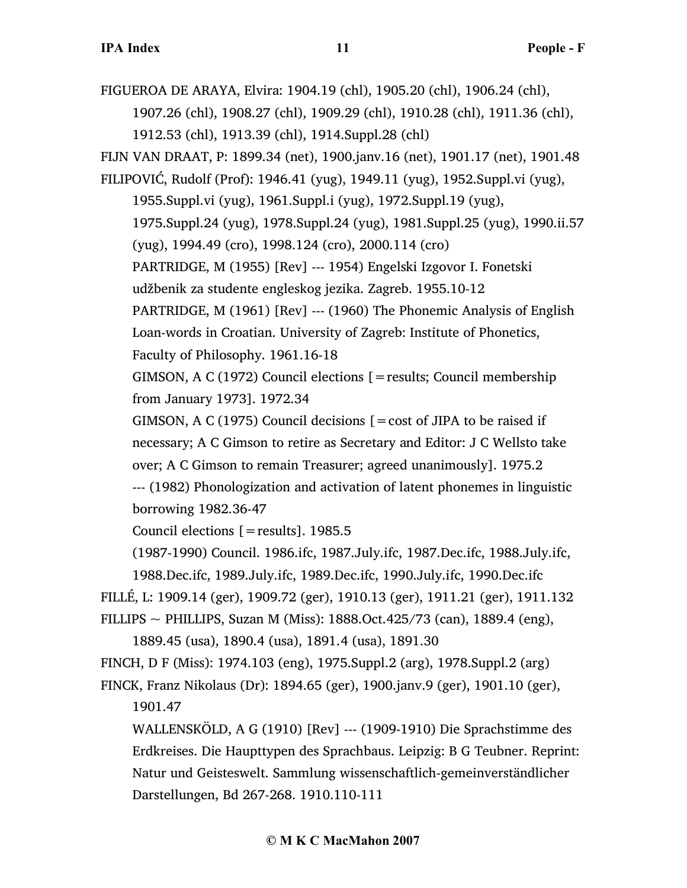FIGUEROA DE ARAYA, Elvira: 1904.19 (chl), 1905.20 (chl), 1906.24 (chl), 1907.26 (chl), 1908.27 (chl), 1909.29 (chl), 1910.28 (chl), 1911.36 (chl), 1912.53 (chl), 1913.39 (chl), 1914.Suppl.28 (chl)

FIJN VAN DRAAT, P: 1899.34 (net), 1900.janv.16 (net), 1901.17 (net), 1901.48

FILIPOVIĆ, Rudolf (Prof): 1946.41 (yug), 1949.11 (yug), 1952.Suppl.vi (yug), 1955.Suppl.vi (yug), 1961.Suppl.i (yug), 1972.Suppl.19 (yug), 1975.Suppl.24 (yug), 1978.Suppl.24 (yug), 1981.Suppl.25 (yug), 1990.ii.57 (yug), 1994.49 (cro), 1998.124 (cro), 2000.114 (cro)

PARTRIDGE, M (1955) [Rev] --- 1954) Engelski Izgovor I. Fonetski udžbenik za studente engleskog jezika. Zagreb. 1955.10-12

PARTRIDGE, M (1961) [Rev] --- (1960) The Phonemic Analysis of English Loan-words in Croatian. University of Zagreb: Institute of Phonetics, Faculty of Philosophy. 1961.16-18

GIMSON, A C (1972) Council elections [=results; Council membership from January 1973]. 1972.34

GIMSON, A C (1975) Council decisions [=cost of JIPA to be raised if necessary; A C Gimson to retire as Secretary and Editor: J C Wellsto take over; A C Gimson to remain Treasurer; agreed unanimously]. 1975.2

--- (1982) Phonologization and activation of latent phonemes in linguistic borrowing 1982.36-47

Council elections [=results]. 1985.5

(1987-1990) Council. 1986.ifc, 1987.July.ifc, 1987.Dec.ifc, 1988.July.ifc, 1988.Dec.ifc, 1989.July.ifc, 1989.Dec.ifc, 1990.July.ifc, 1990.Dec.ifc

FILLÉ, L: 1909.14 (ger), 1909.72 (ger), 1910.13 (ger), 1911.21 (ger), 1911.132

FILLIPS ~ PHILLIPS, Suzan M (Miss): 1888.Oct.425/73 (can), 1889.4 (eng), 1889.45 (usa), 1890.4 (usa), 1891.4 (usa), 1891.30

FINCH, D F (Miss): 1974.103 (eng), 1975.Suppl.2 (arg), 1978.Suppl.2 (arg)

FINCK, Franz Nikolaus (Dr): 1894.65 (ger), 1900.janv.9 (ger), 1901.10 (ger), 1901.47

WALLENSKÖLD, A G (1910) [Rev] --- (1909-1910) Die Sprachstimme des Erdkreises. Die Haupttypen des Sprachbaus. Leipzig: B G Teubner. Reprint: Natur und Geisteswelt. Sammlung wissenschaftlich-gemeinverständlicher Darstellungen, Bd 267-268. 1910.110-111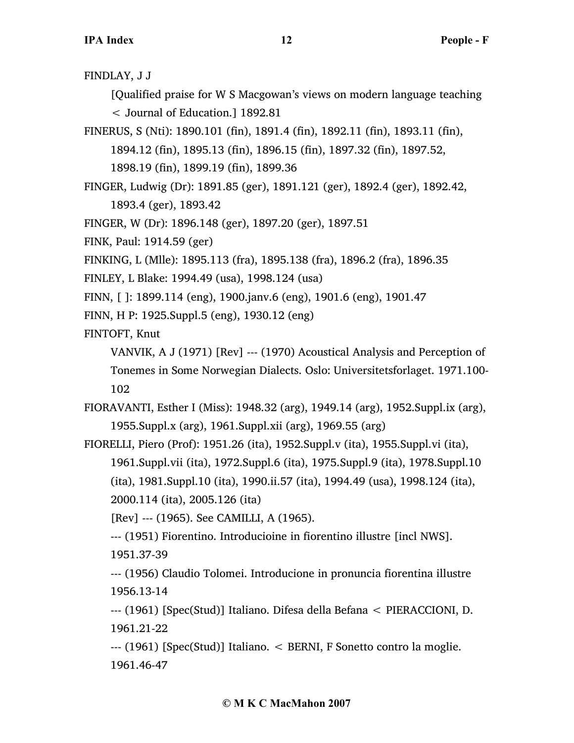FINDLAY, J J

[Qualified praise for W S Macgowan's views on modern language teaching < Journal of Education.] 1892.81

FINERUS, S (Nti): 1890.101 (fin), 1891.4 (fin), 1892.11 (fin), 1893.11 (fin), 1894.12 (fin), 1895.13 (fin), 1896.15 (fin), 1897.32 (fin), 1897.52, 1898.19 (fin), 1899.19 (fin), 1899.36

FINGER, Ludwig (Dr): 1891.85 (ger), 1891.121 (ger), 1892.4 (ger), 1892.42, 1893.4 (ger), 1893.42

FINGER, W (Dr): 1896.148 (ger), 1897.20 (ger), 1897.51

FINK, Paul: 1914.59 (ger)

FINKING, L (Mlle): 1895.113 (fra), 1895.138 (fra), 1896.2 (fra), 1896.35

FINLEY, L Blake: 1994.49 (usa), 1998.124 (usa)

FINN, [ ]: 1899.114 (eng), 1900.janv.6 (eng), 1901.6 (eng), 1901.47

FINN, H P: 1925.Suppl.5 (eng), 1930.12 (eng)

FINTOFT, Knut

VANVIK, A J (1971) [Rev] --- (1970) Acoustical Analysis and Perception of Tonemes in Some Norwegian Dialects. Oslo: Universitetsforlaget. 1971.100-102

FIORAVANTI, Esther I (Miss): 1948.32 (arg), 1949.14 (arg), 1952.Suppl.ix (arg), 1955.Suppl.x (arg), 1961.Suppl.xii (arg), 1969.55 (arg)

FIORELLI, Piero (Prof): 1951.26 (ita), 1952.Suppl.v (ita), 1955.Suppl.vi (ita), 1961.Suppl.vii (ita), 1972.Suppl.6 (ita), 1975.Suppl.9 (ita), 1978.Suppl.10 (ita), 1981.Suppl.10 (ita), 1990.ii.57 (ita), 1994.49 (usa), 1998.124 (ita), 2000.114 (ita), 2005.126 (ita)

[Rev] --- (1965). See CAMILLI, A (1965).

--- (1951) Fiorentino. Introducioine in fiorentino illustre [incl NWS]. 1951.37-39

--- (1956) Claudio Tolomei. Introducione in pronuncia fiorentina illustre 1956.13-14

--- (1961) [Spec(Stud)] Italiano. Difesa della Befana < PIERACCIONI, D. 1961.21-22

--- (1961) [Spec(Stud)] Italiano. < BERNI, F Sonetto contro la moglie. 1961.46-47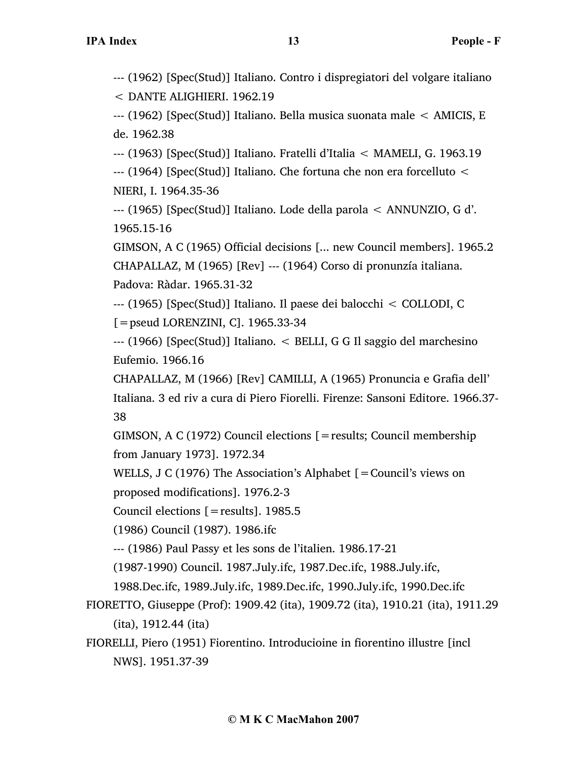--- (1962) [Spec(Stud)] Italiano. Contro i dispregiatori del volgare italiano < DANTE ALIGHIERI. 1962.19

--- (1962) [Spec(Stud)] Italiano. Bella musica suonata male < AMICIS, E de. 1962.38

--- (1963) [Spec(Stud)] Italiano. Fratelli d'Italia < MAMELI, G. 1963.19

--- (1964) [Spec(Stud)] Italiano. Che fortuna che non era forcelluto < NIERI, I. 1964.35-36

--- (1965) [Spec(Stud)] Italiano. Lode della parola < ANNUNZIO, G d'. 1965.15-16

GIMSON, A C (1965) Official decisions [... new Council members]. 1965.2

CHAPALLAZ, M (1965) [Rev] --- (1964) Corso di pronunzía italiana. Padova: Ràdar. 1965.31-32

--- (1965) [Spec(Stud)] Italiano. Il paese dei balocchi < COLLODI, C [=pseud LORENZINI, C]. 1965.33-34

--- (1966) [Spec(Stud)] Italiano. < BELLI, G G Il saggio del marchesino Eufemio. 1966.16

CHAPALLAZ, M (1966) [Rev] CAMILLI, A (1965) Pronuncia e Grafia dell' Italiana. 3 ed riv a cura di Piero Fiorelli. Firenze: Sansoni Editore. 1966.37-38

GIMSON, A C (1972) Council elections [=results; Council membership from January 1973]. 1972.34

WELLS, J C (1976) The Association's Alphabet [=Council's views on proposed modifications]. 1976.2-3

Council elections [=results]. 1985.5

(1986) Council (1987). 1986.ifc

--- (1986) Paul Passy et les sons de l'italien. 1986.17-21

(1987-1990) Council. 1987.July.ifc, 1987.Dec.ifc, 1988.July.ifc, 1988.Dec.ifc, 1989.July.ifc, 1989.Dec.ifc, 1990.July.ifc, 1990.Dec.ifc

FIORETTO, Giuseppe (Prof): 1909.42 (ita), 1909.72 (ita), 1910.21 (ita), 1911.29 (ita), 1912.44 (ita)

FIORELLI, Piero (1951) Fiorentino. Introducioine in fiorentino illustre [incl NWS]. 1951.37-39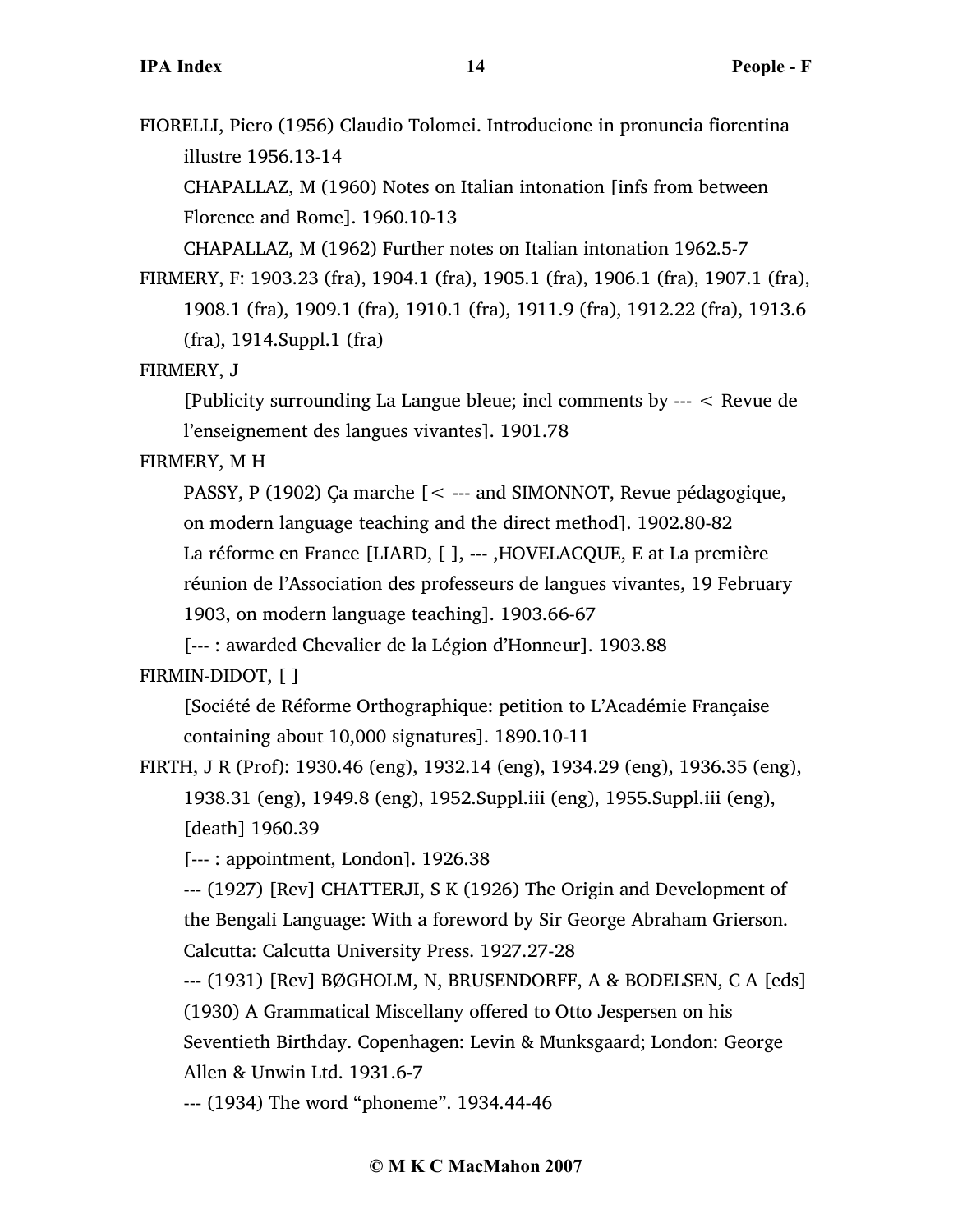FIORELLI, Piero (1956) Claudio Tolomei. Introducione in pronuncia fiorentina illustre 1956.13-14

CHAPALLAZ, M (1960) Notes on Italian intonation [infs from between Florence and Rome]. 1960.10-13

CHAPALLAZ, M (1962) Further notes on Italian intonation 1962.5-7

FIRMERY, F: 1903.23 (fra), 1904.1 (fra), 1905.1 (fra), 1906.1 (fra), 1907.1 (fra), 1908.1 (fra), 1909.1 (fra), 1910.1 (fra), 1911.9 (fra), 1912.22 (fra), 1913.6 (fra), 1914.Suppl.1 (fra)

FIRMERY, J

[Publicity surrounding La Langue bleue; incl comments by --- < Revue de l'enseignement des langues vivantes]. 1901.78

FIRMERY, M H

PASSY, P (1902) Ça marche [< --- and SIMONNOT, Revue pédagogique, on modern language teaching and the direct method]. 1902.80-82

La réforme en France [LIARD, [ ], --- ,HOVELACQUE, E at La première réunion de l'Association des professeurs de langues vivantes, 19 February 1903, on modern language teaching]. 1903.66-67

[--- : awarded Chevalier de la Légion d'Honneur]. 1903.88

FIRMIN-DIDOT, [ ]

[Société de Réforme Orthographique: petition to L'Académie Française containing about 10,000 signatures]. 1890.10-11

FIRTH, J R (Prof): 1930.46 (eng), 1932.14 (eng), 1934.29 (eng), 1936.35 (eng), 1938.31 (eng), 1949.8 (eng), 1952.Suppl.iii (eng), 1955.Suppl.iii (eng), [death] 1960.39

[--- : appointment, London]. 1926.38

--- (1927) [Rev] CHATTERJI, S K (1926) The Origin and Development of the Bengali Language: With a foreword by Sir George Abraham Grierson. Calcutta: Calcutta University Press. 1927.27-28

--- (1931) [Rev] BØGHOLM, N, BRUSENDORFF, A & BODELSEN, C A [eds] (1930) A Grammatical Miscellany offered to Otto Jespersen on his Seventieth Birthday. Copenhagen: Levin & Munksgaard; London: George Allen & Unwin Ltd. 1931.6-7

--- (1934) The word "phoneme". 1934.44-46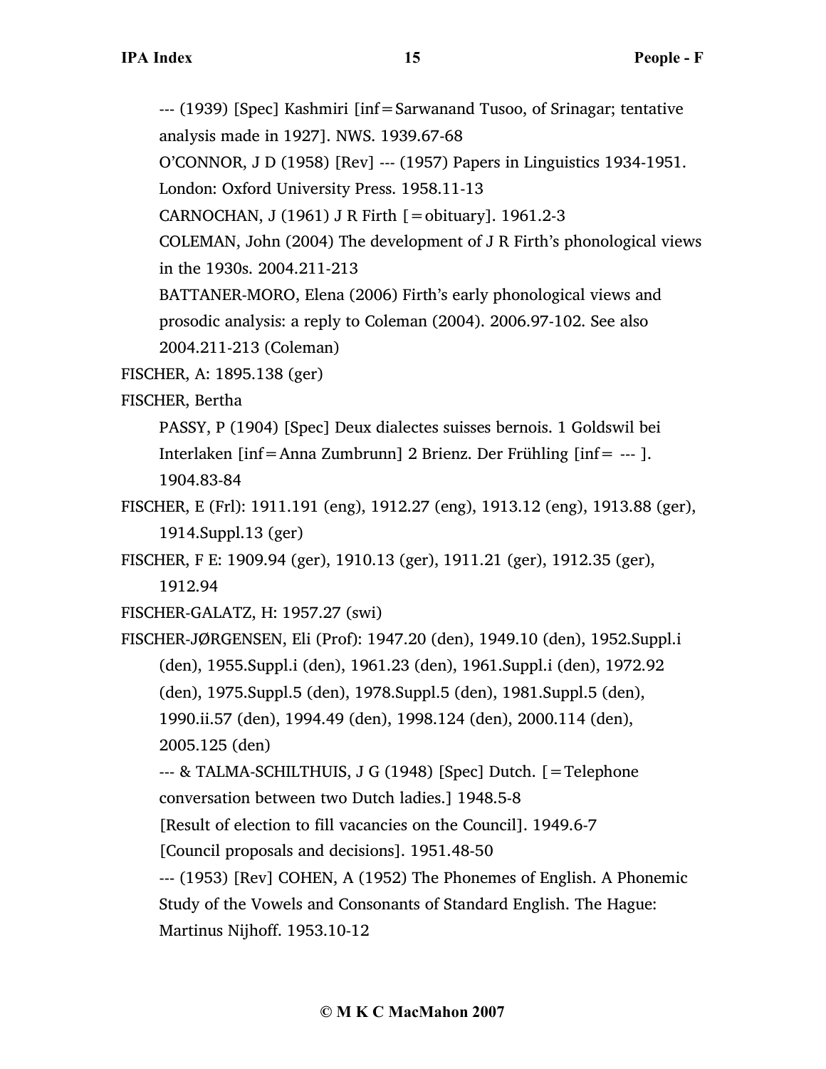--- (1939) [Spec] Kashmiri [inf=Sarwanand Tusoo, of Srinagar; tentative analysis made in 1927]. NWS. 1939.67-68

O'CONNOR, J D (1958) [Rev] --- (1957) Papers in Linguistics 1934-1951. London: Oxford University Press. 1958.11-13

CARNOCHAN, J (1961) J R Firth [=obituary]. 1961.2-3

COLEMAN, John (2004) The development of J R Firth's phonological views in the 1930s. 2004.211-213

BATTANER-MORO, Elena (2006) Firth's early phonological views and prosodic analysis: a reply to Coleman (2004). 2006.97-102. See also 2004.211-213 (Coleman)

FISCHER, A: 1895.138 (ger)

FISCHER, Bertha

PASSY, P (1904) [Spec] Deux dialectes suisses bernois. 1 Goldswil bei Interlaken [inf=Anna Zumbrunn] 2 Brienz. Der Frühling [inf= --- ]. 1904.83-84

FISCHER, E (Frl): 1911.191 (eng), 1912.27 (eng), 1913.12 (eng), 1913.88 (ger), 1914.Suppl.13 (ger)

FISCHER, F E: 1909.94 (ger), 1910.13 (ger), 1911.21 (ger), 1912.35 (ger), 1912.94

FISCHER-GALATZ, H: 1957.27 (swi)

FISCHER-JØRGENSEN, Eli (Prof): 1947.20 (den), 1949.10 (den), 1952.Suppl.i (den), 1955.Suppl.i (den), 1961.23 (den), 1961.Suppl.i (den), 1972.92 (den), 1975.Suppl.5 (den), 1978.Suppl.5 (den), 1981.Suppl.5 (den), 1990.ii.57 (den), 1994.49 (den), 1998.124 (den), 2000.114 (den), 2005.125 (den)

--- & TALMA-SCHILTHUIS, J G (1948) [Spec] Dutch. [=Telephone conversation between two Dutch ladies.] 1948.5-8

[Result of election to fill vacancies on the Council]. 1949.6-7

[Council proposals and decisions]. 1951.48-50

--- (1953) [Rev] COHEN, A (1952) The Phonemes of English. A Phonemic Study of the Vowels and Consonants of Standard English. The Hague: Martinus Nijhoff. 1953.10-12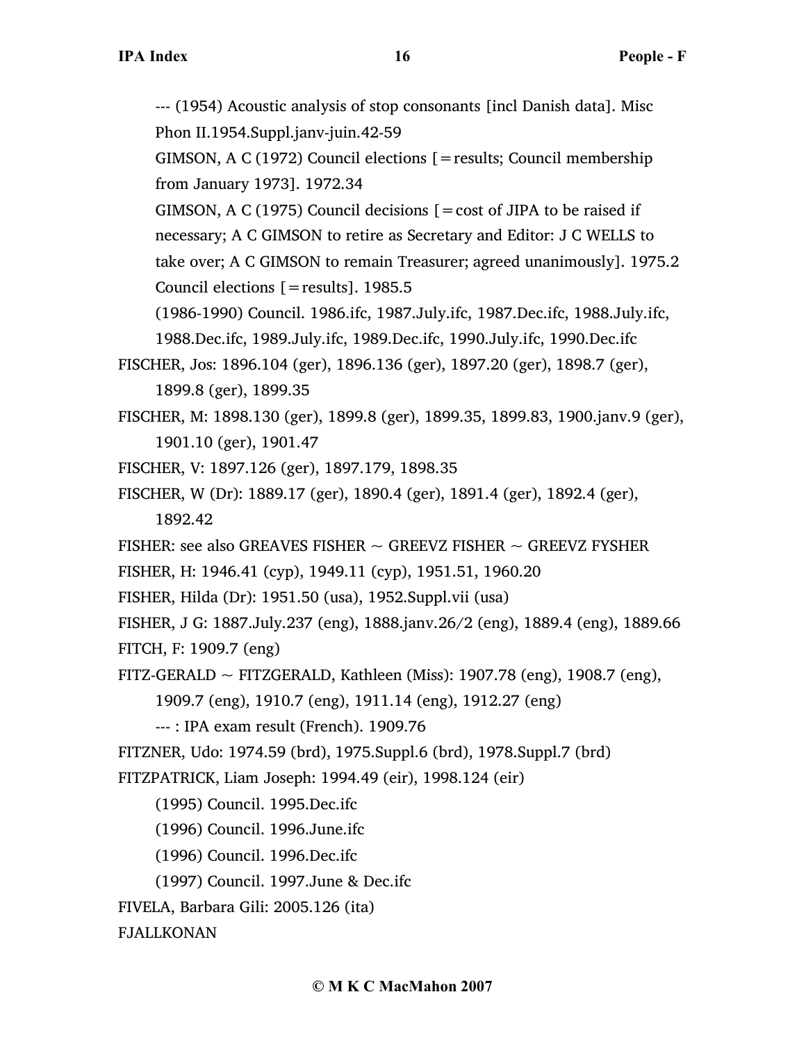--- (1954) Acoustic analysis of stop consonants [incl Danish data]. Misc Phon II.1954.Suppl.janv-juin.42-59

GIMSON, A C (1972) Council elections [=results; Council membership from January 1973]. 1972.34

GIMSON, A C (1975) Council decisions [=cost of JIPA to be raised if necessary; A C GIMSON to retire as Secretary and Editor: J C WELLS to take over; A C GIMSON to remain Treasurer; agreed unanimously]. 1975.2

Council elections [=results]. 1985.5

(1986-1990) Council. 1986.ifc, 1987.July.ifc, 1987.Dec.ifc, 1988.July.ifc, 1988.Dec.ifc, 1989.July.ifc, 1989.Dec.ifc, 1990.July.ifc, 1990.Dec.ifc

FISCHER, Jos: 1896.104 (ger), 1896.136 (ger), 1897.20 (ger), 1898.7 (ger), 1899.8 (ger), 1899.35

FISCHER, M: 1898.130 (ger), 1899.8 (ger), 1899.35, 1899.83, 1900.janv.9 (ger), 1901.10 (ger), 1901.47

FISCHER, V: 1897.126 (ger), 1897.179, 1898.35

FISCHER, W (Dr): 1889.17 (ger), 1890.4 (ger), 1891.4 (ger), 1892.4 (ger), 1892.42

FISHER: see also GREAVES FISHER ~ GREEVZ FISHER ~ GREEVZ FYSHER

FISHER, H: 1946.41 (cyp), 1949.11 (cyp), 1951.51, 1960.20

FISHER, Hilda (Dr): 1951.50 (usa), 1952.Suppl.vii (usa)

FISHER, J G: 1887.July.237 (eng), 1888.janv.26/2 (eng), 1889.4 (eng), 1889.66

FITCH, F: 1909.7 (eng)

FITZ-GERALD ~ FITZGERALD, Kathleen (Miss): 1907.78 (eng), 1908.7 (eng), 1909.7 (eng), 1910.7 (eng), 1911.14 (eng), 1912.27 (eng)

--- : IPA exam result (French). 1909.76

FITZNER, Udo: 1974.59 (brd), 1975.Suppl.6 (brd), 1978.Suppl.7 (brd)

FITZPATRICK, Liam Joseph: 1994.49 (eir), 1998.124 (eir)

(1995) Council. 1995.Dec.ifc

(1996) Council. 1996.June.ifc

(1996) Council. 1996.Dec.ifc

(1997) Council. 1997.June & Dec.ifc

FIVELA, Barbara Gili: 2005.126 (ita)

FJALLKONAN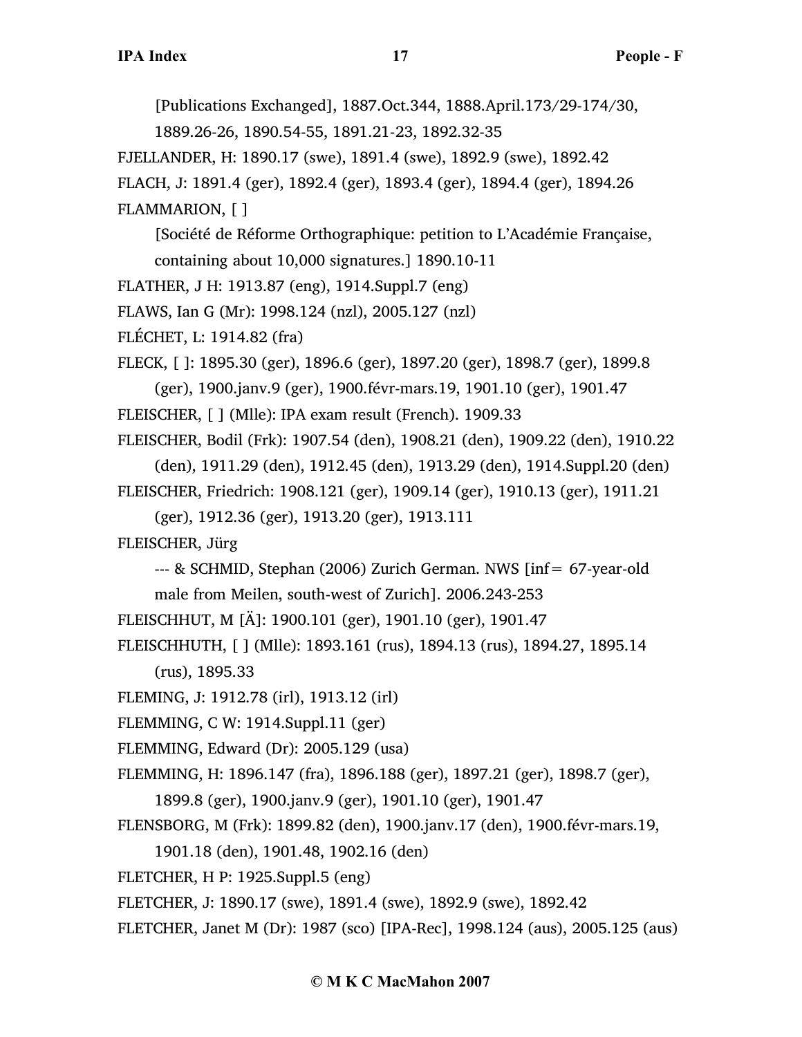[Publications Exchanged], 1887.Oct.344, 1888.April.173/29-174/30, 1889.26-26, 1890.54-55, 1891.21-23, 1892.32-35

FJELLANDER, H: 1890.17 (swe), 1891.4 (swe), 1892.9 (swe), 1892.42

FLACH, J: 1891.4 (ger), 1892.4 (ger), 1893.4 (ger), 1894.4 (ger), 1894.26

FLAMMARION, [ ]

[Société de Réforme Orthographique: petition to L'Académie Française, containing about 10,000 signatures.] 1890.10-11

FLATHER, J H: 1913.87 (eng), 1914.Suppl.7 (eng)

FLAWS, Ian G (Mr): 1998.124 (nzl), 2005.127 (nzl)

FLÉCHET, L: 1914.82 (fra)

FLECK, [ ]: 1895.30 (ger), 1896.6 (ger), 1897.20 (ger), 1898.7 (ger), 1899.8 (ger), 1900.janv.9 (ger), 1900.févr-mars.19, 1901.10 (ger), 1901.47

FLEISCHER, [ ] (Mlle): IPA exam result (French). 1909.33

FLEISCHER, Bodil (Frk): 1907.54 (den), 1908.21 (den), 1909.22 (den), 1910.22 (den), 1911.29 (den), 1912.45 (den), 1913.29 (den), 1914.Suppl.20 (den)

FLEISCHER, Friedrich: 1908.121 (ger), 1909.14 (ger), 1910.13 (ger), 1911.21 (ger), 1912.36 (ger), 1913.20 (ger), 1913.111

FLEISCHER, Jürg

--- & SCHMID, Stephan (2006) Zurich German. NWS [inf= 67-year-old male from Meilen, south-west of Zurich]. 2006.243-253

FLEISCHHUT, M [Ä]: 1900.101 (ger), 1901.10 (ger), 1901.47

FLEISCHHUTH, [ ] (Mlle): 1893.161 (rus), 1894.13 (rus), 1894.27, 1895.14 (rus), 1895.33

FLEMING, J: 1912.78 (irl), 1913.12 (irl)

FLEMMING, C W: 1914.Suppl.11 (ger)

FLEMMING, Edward (Dr): 2005.129 (usa)

FLEMMING, H: 1896.147 (fra), 1896.188 (ger), 1897.21 (ger), 1898.7 (ger), 1899.8 (ger), 1900.janv.9 (ger), 1901.10 (ger), 1901.47

FLENSBORG, M (Frk): 1899.82 (den), 1900.janv.17 (den), 1900.févr-mars.19, 1901.18 (den), 1901.48, 1902.16 (den)

FLETCHER, H P: 1925.Suppl.5 (eng)

FLETCHER, J: 1890.17 (swe), 1891.4 (swe), 1892.9 (swe), 1892.42

FLETCHER, Janet M (Dr): 1987 (sco) [IPA-Rec], 1998.124 (aus), 2005.125 (aus)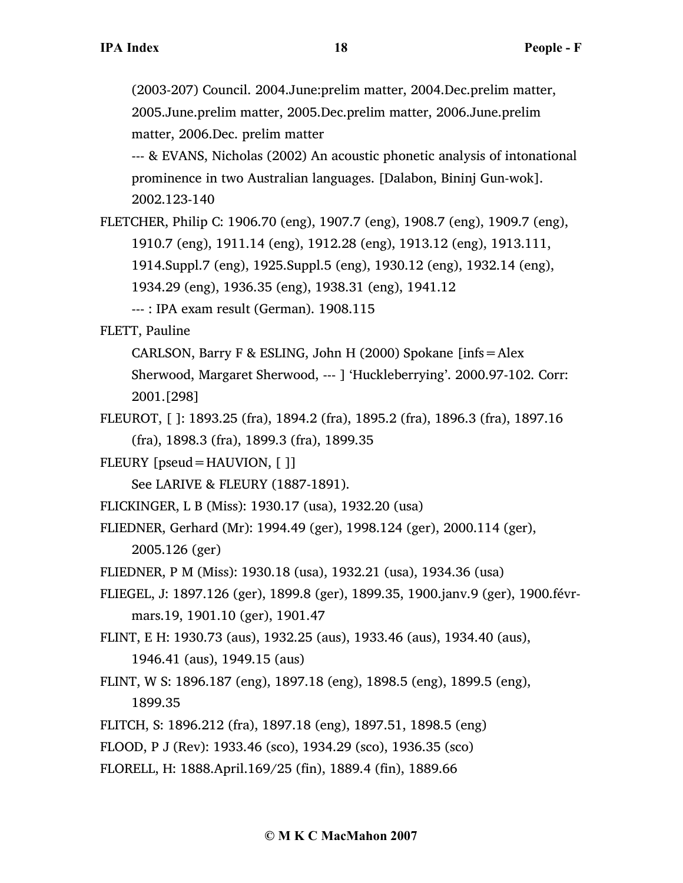(2003-207) Council. 2004.June:prelim matter, 2004.Dec.prelim matter, 2005.June.prelim matter, 2005.Dec.prelim matter, 2006.June.prelim matter, 2006.Dec. prelim matter

--- & EVANS, Nicholas (2002) An acoustic phonetic analysis of intonational prominence in two Australian languages. [Dalabon, Bininj Gun-wok]. 2002.123-140

FLETCHER, Philip C: 1906.70 (eng), 1907.7 (eng), 1908.7 (eng), 1909.7 (eng), 1910.7 (eng), 1911.14 (eng), 1912.28 (eng), 1913.12 (eng), 1913.111, 1914.Suppl.7 (eng), 1925.Suppl.5 (eng), 1930.12 (eng), 1932.14 (eng), 1934.29 (eng), 1936.35 (eng), 1938.31 (eng), 1941.12

--- : IPA exam result (German). 1908.115

FLETT, Pauline

CARLSON, Barry F & ESLING, John H (2000) Spokane [infs = Alex Sherwood, Margaret Sherwood, --- ] 'Huckleberrying'. 2000.97-102. Corr: 2001.[298]

FLEUROT, [ ]: 1893.25 (fra), 1894.2 (fra), 1895.2 (fra), 1896.3 (fra), 1897.16 (fra), 1898.3 (fra), 1899.3 (fra), 1899.35

FLEURY [pseud = HAUVION, [ ]]

See LARIVE & FLEURY (1887-1891).

FLICKINGER, L B (Miss): 1930.17 (usa), 1932.20 (usa)

FLIEDNER, Gerhard (Mr): 1994.49 (ger), 1998.124 (ger), 2000.114 (ger), 2005.126 (ger)

FLIEDNER, P M (Miss): 1930.18 (usa), 1932.21 (usa), 1934.36 (usa)

FLIEGEL, J: 1897.126 (ger), 1899.8 (ger), 1899.35, 1900.janv.9 (ger), 1900.févr-mars.19, 1901.10 (ger), 1901.47

FLINT, E H: 1930.73 (aus), 1932.25 (aus), 1933.46 (aus), 1934.40 (aus), 1946.41 (aus), 1949.15 (aus)

FLINT, W S: 1896.187 (eng), 1897.18 (eng), 1898.5 (eng), 1899.5 (eng), 1899.35

FLITCH, S: 1896.212 (fra), 1897.18 (eng), 1897.51, 1898.5 (eng)

FLOOD, P J (Rev): 1933.46 (sco), 1934.29 (sco), 1936.35 (sco)

FLORELL, H: 1888.April.169/25 (fin), 1889.4 (fin), 1889.66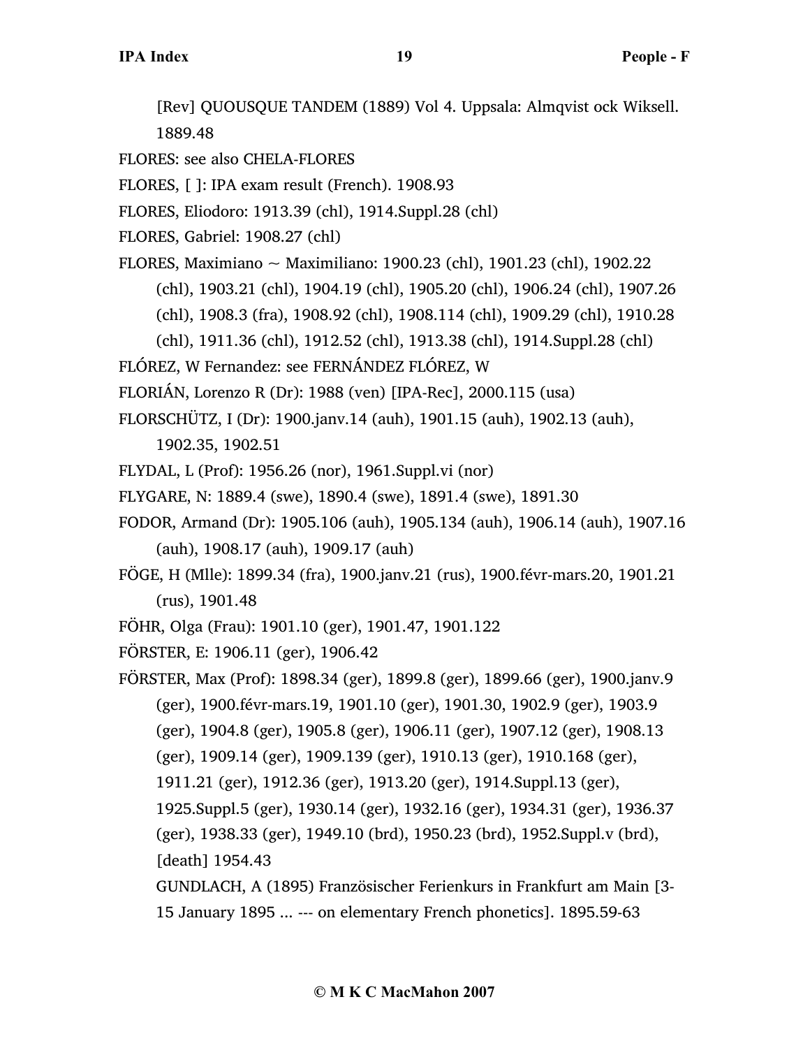[Rev] QUOUSQUE TANDEM (1889) Vol 4. Uppsala: Almqvist ock Wiksell. 1889.48

FLORES: see also CHELA-FLORES

FLORES, [ ]: IPA exam result (French). 1908.93

FLORES, Eliodoro: 1913.39 (chl), 1914.Suppl.28 (chl)

FLORES, Gabriel: 1908.27 (chl)

FLORES, Maximiano ~ Maximiliano: 1900.23 (chl), 1901.23 (chl), 1902.22 (chl), 1903.21 (chl), 1904.19 (chl), 1905.20 (chl), 1906.24 (chl), 1907.26 (chl), 1908.3 (fra), 1908.92 (chl), 1908.114 (chl), 1909.29 (chl), 1910.28 (chl), 1911.36 (chl), 1912.52 (chl), 1913.38 (chl), 1914.Suppl.28 (chl)

FLÓREZ, W Fernandez: see FERNÁNDEZ FLÓREZ, W

FLORIÁN, Lorenzo R (Dr): 1988 (ven) [IPA-Rec], 2000.115 (usa)

FLORSCHÜTZ, I (Dr): 1900.janv.14 (auh), 1901.15 (auh), 1902.13 (auh), 1902.35, 1902.51

FLYDAL, L (Prof): 1956.26 (nor), 1961.Suppl.vi (nor)

FLYGARE, N: 1889.4 (swe), 1890.4 (swe), 1891.4 (swe), 1891.30

FODOR, Armand (Dr): 1905.106 (auh), 1905.134 (auh), 1906.14 (auh), 1907.16 (auh), 1908.17 (auh), 1909.17 (auh)

FÖGE, H (Mlle): 1899.34 (fra), 1900.janv.21 (rus), 1900.févr-mars.20, 1901.21 (rus), 1901.48

FÖHR, Olga (Frau): 1901.10 (ger), 1901.47, 1901.122

FÖRSTER, E: 1906.11 (ger), 1906.42

FÖRSTER, Max (Prof): 1898.34 (ger), 1899.8 (ger), 1899.66 (ger), 1900.janv.9 (ger), 1900.févr-mars.19, 1901.10 (ger), 1901.30, 1902.9 (ger), 1903.9 (ger), 1904.8 (ger), 1905.8 (ger), 1906.11 (ger), 1907.12 (ger), 1908.13 (ger), 1909.14 (ger), 1909.139 (ger), 1910.13 (ger), 1910.168 (ger), 1911.21 (ger), 1912.36 (ger), 1913.20 (ger), 1914.Suppl.13 (ger), 1925.Suppl.5 (ger), 1930.14 (ger), 1932.16 (ger), 1934.31 (ger), 1936.37 (ger), 1938.33 (ger), 1949.10 (brd), 1950.23 (brd), 1952.Suppl.v (brd), [death] 1954.43

GUNDLACH, A (1895) Französischer Ferienkurs in Frankfurt am Main [3-15 January 1895 ... --- on elementary French phonetics]. 1895.59-63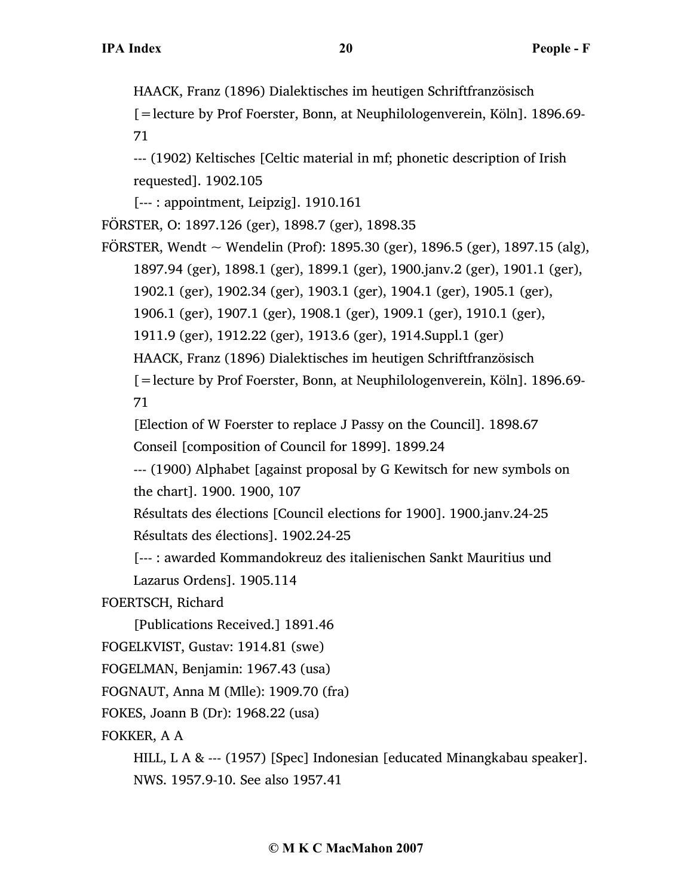HAACK, Franz (1896) Dialektisches im heutigen Schriftfranzösisch [=lecture by Prof Foerster, Bonn, at Neuphilologenverein, Köln]. 1896.69-71

--- (1902) Keltisches [Celtic material in mf; phonetic description of Irish requested]. 1902.105

[--- : appointment, Leipzig]. 1910.161

FÖRSTER, O: 1897.126 (ger), 1898.7 (ger), 1898.35

FÖRSTER, Wendt ~ Wendelin (Prof): 1895.30 (ger), 1896.5 (ger), 1897.15 (alg), 1897.94 (ger), 1898.1 (ger), 1899.1 (ger), 1900.janv.2 (ger), 1901.1 (ger), 1902.1 (ger), 1902.34 (ger), 1903.1 (ger), 1904.1 (ger), 1905.1 (ger), 1906.1 (ger), 1907.1 (ger), 1908.1 (ger), 1909.1 (ger), 1910.1 (ger), 1911.9 (ger), 1912.22 (ger), 1913.6 (ger), 1914.Suppl.1 (ger)

HAACK, Franz (1896) Dialektisches im heutigen Schriftfranzösisch [=lecture by Prof Foerster, Bonn, at Neuphilologenverein, Köln]. 1896.69-71

[Election of W Foerster to replace J Passy on the Council]. 1898.67

Conseil [composition of Council for 1899]. 1899.24

--- (1900) Alphabet [against proposal by G Kewitsch for new symbols on the chart]. 1900. 1900, 107

Résultats des élections [Council elections for 1900]. 1900.janv.24-25

Résultats des élections]. 1902.24-25

[--- : awarded Kommandokreuz des italienischen Sankt Mauritius und Lazarus Ordens]. 1905.114

FOERTSCH, Richard

[Publications Received.] 1891.46

FOGELKVIST, Gustav: 1914.81 (swe)

FOGELMAN, Benjamin: 1967.43 (usa)

FOGNAUT, Anna M (Mlle): 1909.70 (fra)

FOKES, Joann B (Dr): 1968.22 (usa)

FOKKER, A A

HILL, L A & --- (1957) [Spec] Indonesian [educated Minangkabau speaker]. NWS. 1957.9-10. See also 1957.41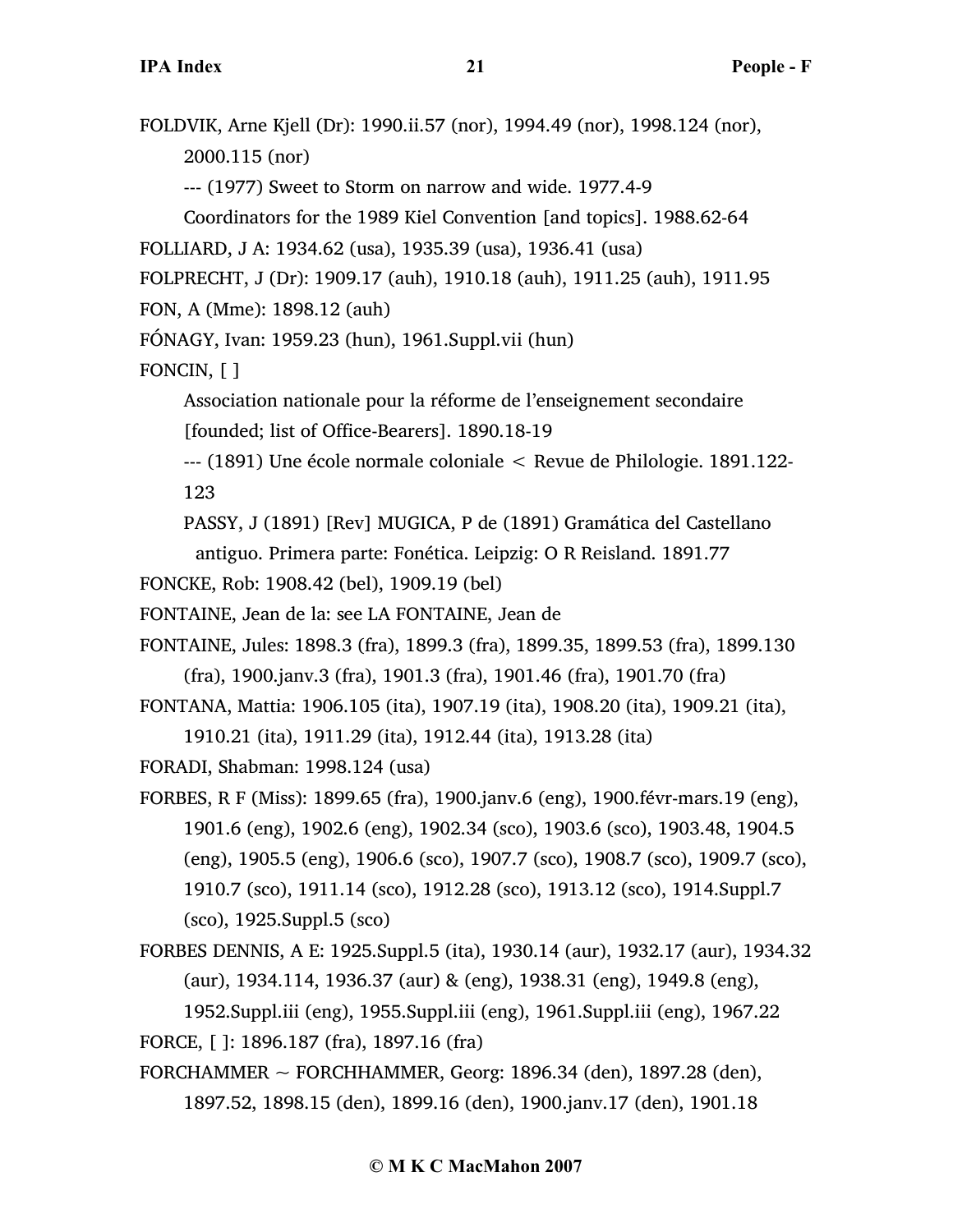FOLDVIK, Arne Kjell (Dr): 1990.ii.57 (nor), 1994.49 (nor), 1998.124 (nor), 2000.115 (nor)

--- (1977) Sweet to Storm on narrow and wide. 1977.4-9

Coordinators for the 1989 Kiel Convention [and topics]. 1988.62-64

FOLLIARD, J A: 1934.62 (usa), 1935.39 (usa), 1936.41 (usa)

FOLPRECHT, J (Dr): 1909.17 (auh), 1910.18 (auh), 1911.25 (auh), 1911.95

FON, A (Mme): 1898.12 (auh)

FÓNAGY, Ivan: 1959.23 (hun), 1961.Suppl.vii (hun)

FONCIN, [ ]

Association nationale pour la réforme de l'enseignement secondaire [founded; list of Office-Bearers]. 1890.18-19

--- (1891) Une école normale coloniale < Revue de Philologie. 1891.122-123

PASSY, J (1891) [Rev] MUGICA, P de (1891) Gramática del Castellano antiguo. Primera parte: Fonética. Leipzig: O R Reisland. 1891.77

FONCKE, Rob: 1908.42 (bel), 1909.19 (bel)

FONTAINE, Jean de la: see LA FONTAINE, Jean de

FONTAINE, Jules: 1898.3 (fra), 1899.3 (fra), 1899.35, 1899.53 (fra), 1899.130 (fra), 1900.janv.3 (fra), 1901.3 (fra), 1901.46 (fra), 1901.70 (fra)

FONTANA, Mattia: 1906.105 (ita), 1907.19 (ita), 1908.20 (ita), 1909.21 (ita), 1910.21 (ita), 1911.29 (ita), 1912.44 (ita), 1913.28 (ita)

FORADI, Shabman: 1998.124 (usa)

FORBES, R F (Miss): 1899.65 (fra), 1900.janv.6 (eng), 1900.févr-mars.19 (eng), 1901.6 (eng), 1902.6 (eng), 1902.34 (sco), 1903.6 (sco), 1903.48, 1904.5 (eng), 1905.5 (eng), 1906.6 (sco), 1907.7 (sco), 1908.7 (sco), 1909.7 (sco), 1910.7 (sco), 1911.14 (sco), 1912.28 (sco), 1913.12 (sco), 1914.Suppl.7 (sco), 1925.Suppl.5 (sco)

FORBES DENNIS, A E: 1925.Suppl.5 (ita), 1930.14 (aur), 1932.17 (aur), 1934.32 (aur), 1934.114, 1936.37 (aur) & (eng), 1938.31 (eng), 1949.8 (eng), 1952.Suppl.iii (eng), 1955.Suppl.iii (eng), 1961.Suppl.iii (eng), 1967.22

FORCE, [ ]: 1896.187 (fra), 1897.16 (fra)

FORCHAMMER ~ FORCHHAMMER, Georg: 1896.34 (den), 1897.28 (den), 1897.52, 1898.15 (den), 1899.16 (den), 1900.janv.17 (den), 1901.18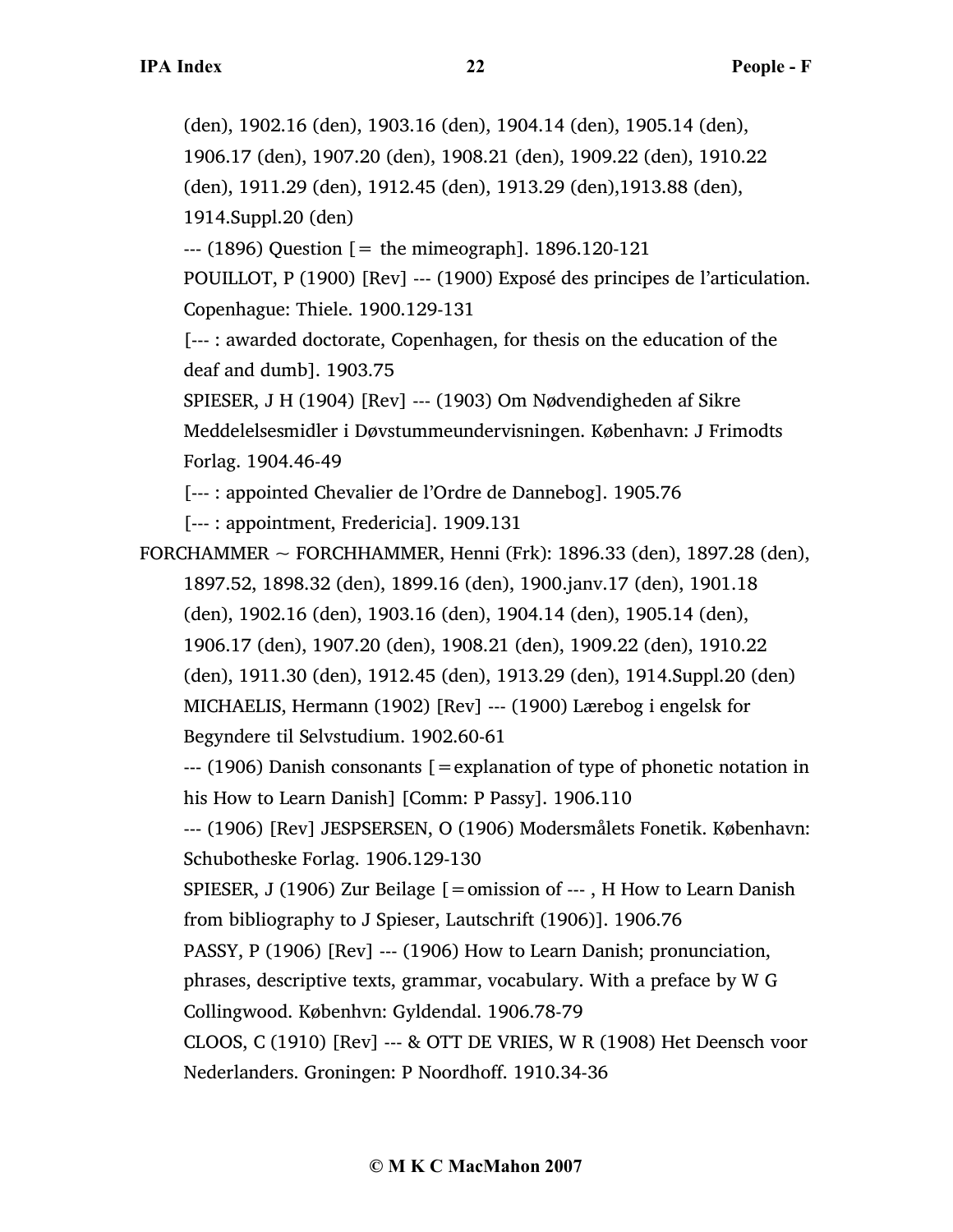(den), 1902.16 (den), 1903.16 (den), 1904.14 (den), 1905.14 (den), 1906.17 (den), 1907.20 (den), 1908.21 (den), 1909.22 (den), 1910.22 (den), 1911.29 (den), 1912.45 (den), 1913.29 (den),1913.88 (den), 1914.Suppl.20 (den)

--- (1896) Question [= the mimeograph]. 1896.120-121

POUILLOT, P (1900) [Rev] --- (1900) Exposé des principes de l'articulation. Copenhague: Thiele. 1900.129-131

[--- : awarded doctorate, Copenhagen, for thesis on the education of the deaf and dumb]. 1903.75

SPIESER, J H (1904) [Rev] --- (1903) Om Nødvendigheden af Sikre Meddelelsesmidler i Døvstummeundervisningen. København: J Frimodts Forlag. 1904.46-49

[--- : appointed Chevalier de l'Ordre de Dannebog]. 1905.76

[--- : appointment, Fredericia]. 1909.131

FORCHAMMER ~ FORCHHAMMER, Henni (Frk): 1896.33 (den), 1897.28 (den), 1897.52, 1898.32 (den), 1899.16 (den), 1900.janv.17 (den), 1901.18 (den), 1902.16 (den), 1903.16 (den), 1904.14 (den), 1905.14 (den), 1906.17 (den), 1907.20 (den), 1908.21 (den), 1909.22 (den), 1910.22 (den), 1911.30 (den), 1912.45 (den), 1913.29 (den), 1914.Suppl.20 (den)

MICHAELIS, Hermann (1902) [Rev] --- (1900) Lærebog i engelsk for Begyndere til Selvstudium. 1902.60-61

--- (1906) Danish consonants [=explanation of type of phonetic notation in his How to Learn Danish] [Comm: P Passy]. 1906.110

--- (1906) [Rev] JESPSERSEN, O (1906) Modersmålets Fonetik. København: Schubotheske Forlag. 1906.129-130

SPIESER, J (1906) Zur Beilage [=omission of --- , H How to Learn Danish from bibliography to J Spieser, Lautschrift (1906)]. 1906.76

PASSY, P (1906) [Rev] --- (1906) How to Learn Danish; pronunciation, phrases, descriptive texts, grammar, vocabulary. With a preface by W G Collingwood. Københvn: Gyldendal. 1906.78-79

CLOOS, C (1910) [Rev] --- & OTT DE VRIES, W R (1908) Het Deensch voor Nederlanders. Groningen: P Noordhoff. 1910.34-36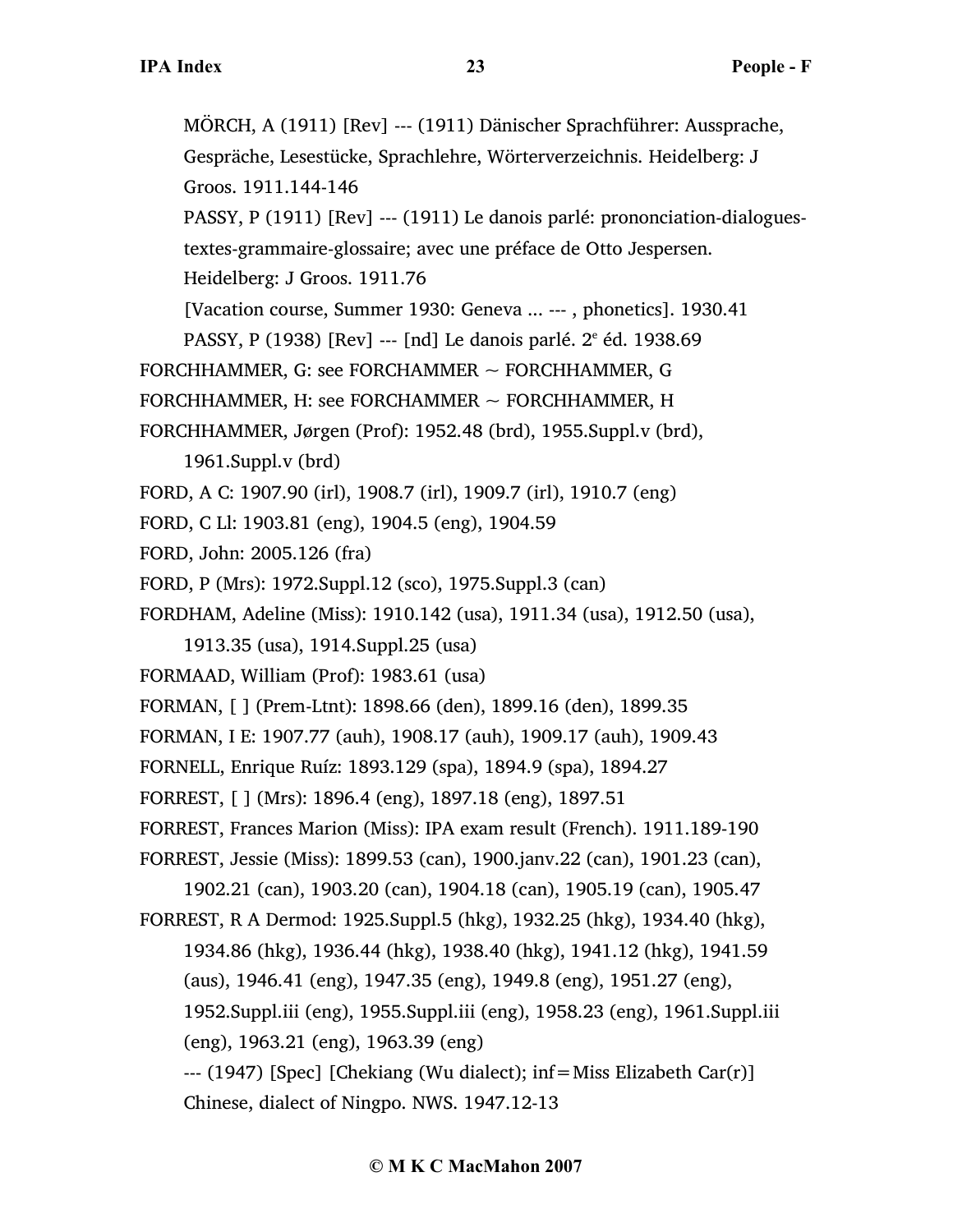MÖRCH, A (1911) [Rev] --- (1911) Dänischer Sprachführer: Aussprache, Gespräche, Lesestücke, Sprachlehre, Wörterverzeichnis. Heidelberg: J Groos. 1911.144-146

PASSY, P (1911) [Rev] --- (1911) Le danois parlé: prononciation-dialogues-textes-grammaire-glossaire; avec une préface de Otto Jespersen. Heidelberg: J Groos. 1911.76

[Vacation course, Summer 1930: Geneva ... --- , phonetics]. 1930.41

PASSY, P (1938) [Rev] --- [nd] Le danois parlé. 2e éd. 1938.69

FORCHHAMMER, G: see FORCHAMMER ~ FORCHHAMMER, G

FORCHHAMMER, H: see FORCHAMMER ~ FORCHHAMMER, H

FORCHHAMMER, Jørgen (Prof): 1952.48 (brd), 1955.Suppl.v (brd), 1961.Suppl.v (brd)

FORD, A C: 1907.90 (irl), 1908.7 (irl), 1909.7 (irl), 1910.7 (eng)

FORD, C Ll: 1903.81 (eng), 1904.5 (eng), 1904.59

FORD, John: 2005.126 (fra)

FORD, P (Mrs): 1972.Suppl.12 (sco), 1975.Suppl.3 (can)

FORDHAM, Adeline (Miss): 1910.142 (usa), 1911.34 (usa), 1912.50 (usa), 1913.35 (usa), 1914.Suppl.25 (usa)

FORMAAD, William (Prof): 1983.61 (usa)

FORMAN, [ ] (Prem-Ltnt): 1898.66 (den), 1899.16 (den), 1899.35

FORMAN, I E: 1907.77 (auh), 1908.17 (auh), 1909.17 (auh), 1909.43

FORNELL, Enrique Ruíz: 1893.129 (spa), 1894.9 (spa), 1894.27

FORREST, [ ] (Mrs): 1896.4 (eng), 1897.18 (eng), 1897.51

FORREST, Frances Marion (Miss): IPA exam result (French). 1911.189-190

FORREST, Jessie (Miss): 1899.53 (can), 1900.janv.22 (can), 1901.23 (can), 1902.21 (can), 1903.20 (can), 1904.18 (can), 1905.19 (can), 1905.47

FORREST, R A Dermod: 1925.Suppl.5 (hkg), 1932.25 (hkg), 1934.40 (hkg), 1934.86 (hkg), 1936.44 (hkg), 1938.40 (hkg), 1941.12 (hkg), 1941.59 (aus), 1946.41 (eng), 1947.35 (eng), 1949.8 (eng), 1951.27 (eng), 1952.Suppl.iii (eng), 1955.Suppl.iii (eng), 1958.23 (eng), 1961.Suppl.iii (eng), 1963.21 (eng), 1963.39 (eng)

--- (1947) [Spec] [Chekiang (Wu dialect); inf=Miss Elizabeth Car(r)] Chinese, dialect of Ningpo. NWS. 1947.12-13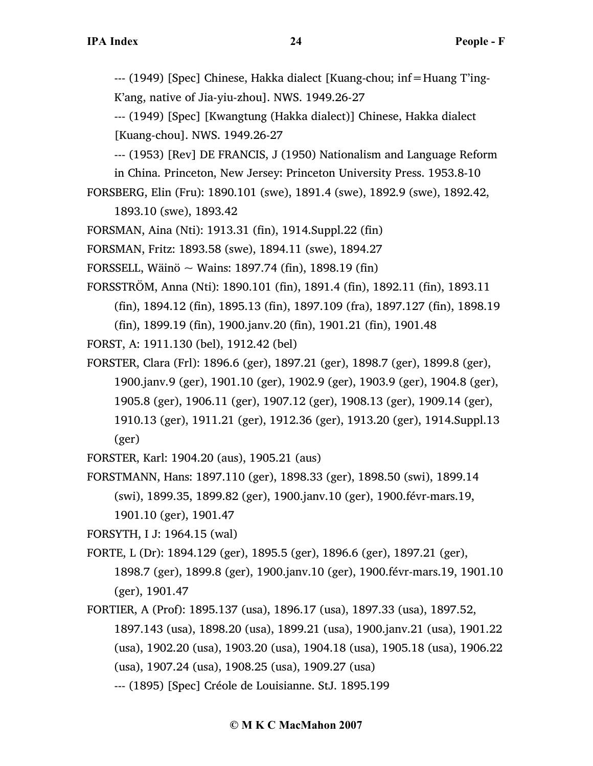--- (1949) [Spec] Chinese, Hakka dialect [Kuang-chou; inf=Huang T'ing-K'ang, native of Jia-yiu-zhou]. NWS. 1949.26-27

--- (1949) [Spec] [Kwangtung (Hakka dialect)] Chinese, Hakka dialect [Kuang-chou]. NWS. 1949.26-27

--- (1953) [Rev] DE FRANCIS, J (1950) Nationalism and Language Reform in China. Princeton, New Jersey: Princeton University Press. 1953.8-10

FORSBERG, Elin (Fru): 1890.101 (swe), 1891.4 (swe), 1892.9 (swe), 1892.42, 1893.10 (swe), 1893.42

FORSMAN, Aina (Nti): 1913.31 (fin), 1914.Suppl.22 (fin)

FORSMAN, Fritz: 1893.58 (swe), 1894.11 (swe), 1894.27

FORSSELL, Wäinö ~ Wains: 1897.74 (fin), 1898.19 (fin)

FORSSTRÖM, Anna (Nti): 1890.101 (fin), 1891.4 (fin), 1892.11 (fin), 1893.11 (fin), 1894.12 (fin), 1895.13 (fin), 1897.109 (fra), 1897.127 (fin), 1898.19 (fin), 1899.19 (fin), 1900.janv.20 (fin), 1901.21 (fin), 1901.48

FORST, A: 1911.130 (bel), 1912.42 (bel)

FORSTER, Clara (Frl): 1896.6 (ger), 1897.21 (ger), 1898.7 (ger), 1899.8 (ger), 1900.janv.9 (ger), 1901.10 (ger), 1902.9 (ger), 1903.9 (ger), 1904.8 (ger), 1905.8 (ger), 1906.11 (ger), 1907.12 (ger), 1908.13 (ger), 1909.14 (ger), 1910.13 (ger), 1911.21 (ger), 1912.36 (ger), 1913.20 (ger), 1914.Suppl.13 (ger)

FORSTER, Karl: 1904.20 (aus), 1905.21 (aus)

FORSTMANN, Hans: 1897.110 (ger), 1898.33 (ger), 1898.50 (swi), 1899.14 (swi), 1899.35, 1899.82 (ger), 1900.janv.10 (ger), 1900.févr-mars.19, 1901.10 (ger), 1901.47

FORSYTH, I J: 1964.15 (wal)

FORTE, L (Dr): 1894.129 (ger), 1895.5 (ger), 1896.6 (ger), 1897.21 (ger), 1898.7 (ger), 1899.8 (ger), 1900.janv.10 (ger), 1900.févr-mars.19, 1901.10 (ger), 1901.47

FORTIER, A (Prof): 1895.137 (usa), 1896.17 (usa), 1897.33 (usa), 1897.52, 1897.143 (usa), 1898.20 (usa), 1899.21 (usa), 1900.janv.21 (usa), 1901.22 (usa), 1902.20 (usa), 1903.20 (usa), 1904.18 (usa), 1905.18 (usa), 1906.22 (usa), 1907.24 (usa), 1908.25 (usa), 1909.27 (usa)

--- (1895) [Spec] Créole de Louisianne. StJ. 1895.199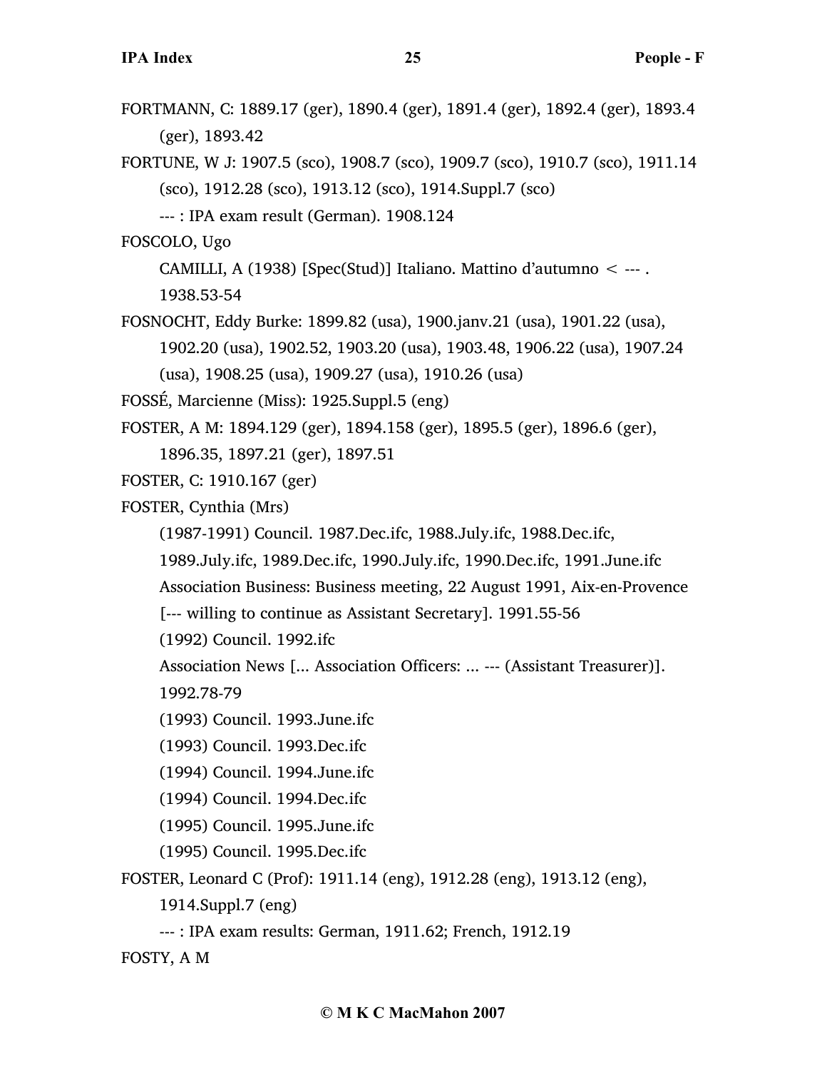FORTMANN, C: 1889.17 (ger), 1890.4 (ger), 1891.4 (ger), 1892.4 (ger), 1893.4 (ger), 1893.42

FORTUNE, W J: 1907.5 (sco), 1908.7 (sco), 1909.7 (sco), 1910.7 (sco), 1911.14 (sco), 1912.28 (sco), 1913.12 (sco), 1914.Suppl.7 (sco)

--- : IPA exam result (German). 1908.124

FOSCOLO, Ugo

CAMILLI, A (1938) [Spec(Stud)] Italiano. Mattino d'autumno < --- . 1938.53-54

FOSNOCHT, Eddy Burke: 1899.82 (usa), 1900.janv.21 (usa), 1901.22 (usa), 1902.20 (usa), 1902.52, 1903.20 (usa), 1903.48, 1906.22 (usa), 1907.24 (usa), 1908.25 (usa), 1909.27 (usa), 1910.26 (usa)

FOSSÉ, Marcienne (Miss): 1925.Suppl.5 (eng)

FOSTER, A M: 1894.129 (ger), 1894.158 (ger), 1895.5 (ger), 1896.6 (ger), 1896.35, 1897.21 (ger), 1897.51

FOSTER, C: 1910.167 (ger)

FOSTER, Cynthia (Mrs)

(1987-1991) Council. 1987.Dec.ifc, 1988.July.ifc, 1988.Dec.ifc, 1989.July.ifc, 1989.Dec.ifc, 1990.July.ifc, 1990.Dec.ifc, 1991.June.ifc

Association Business: Business meeting, 22 August 1991, Aix-en-Provence [--- willing to continue as Assistant Secretary]. 1991.55-56

(1992) Council. 1992.ifc

Association News [... Association Officers: ... --- (Assistant Treasurer)]. 1992.78-79

(1993) Council. 1993.June.ifc

(1993) Council. 1993.Dec.ifc

(1994) Council. 1994.June.ifc

(1994) Council. 1994.Dec.ifc

(1995) Council. 1995.June.ifc

(1995) Council. 1995.Dec.ifc

FOSTER, Leonard C (Prof): 1911.14 (eng), 1912.28 (eng), 1913.12 (eng), 1914.Suppl.7 (eng)

--- : IPA exam results: German, 1911.62; French, 1912.19

FOSTY, A M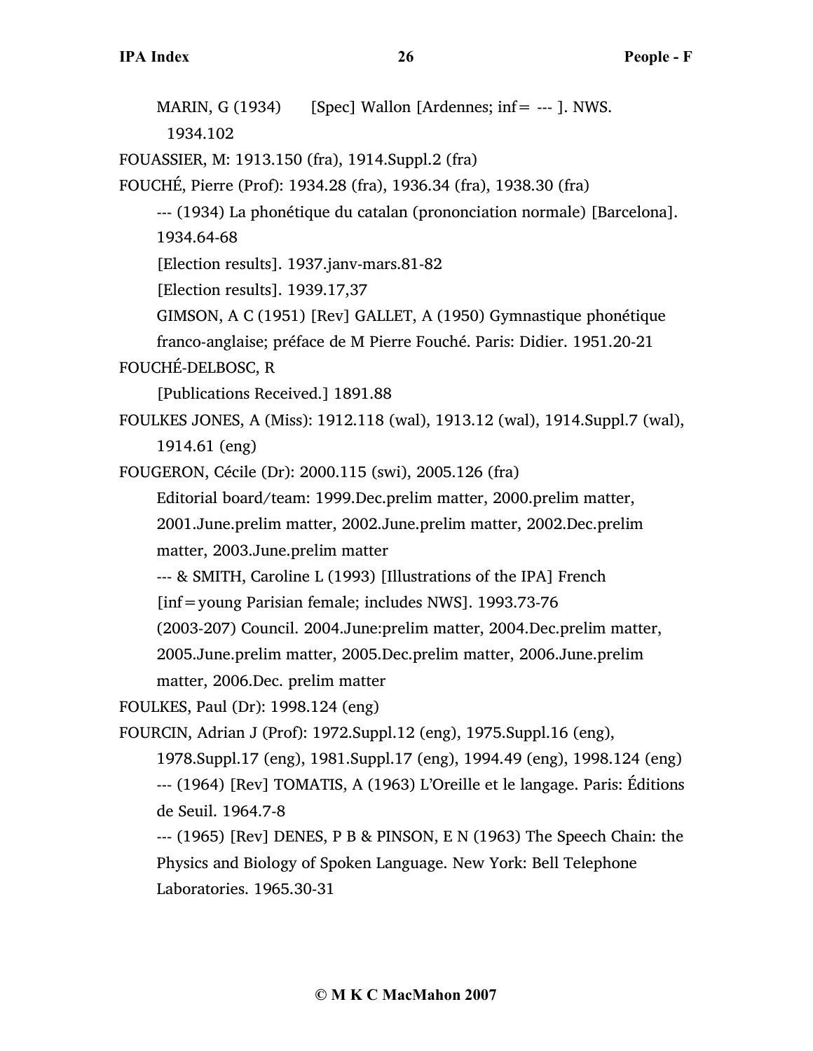MARIN, G (1934) [Spec] Wallon [Ardennes; inf= --- ]. NWS. 1934.102

FOUASSIER, M: 1913.150 (fra), 1914.Suppl.2 (fra)

FOUCHÉ, Pierre (Prof): 1934.28 (fra), 1936.34 (fra), 1938.30 (fra)

--- (1934) La phonétique du catalan (prononciation normale) [Barcelona]. 1934.64-68

[Election results]. 1937.janv-mars.81-82

[Election results]. 1939.17,37

GIMSON, A C (1951) [Rev] GALLET, A (1950) Gymnastique phonétique franco-anglaise; préface de M Pierre Fouché. Paris: Didier. 1951.20-21

FOUCHÉ-DELBOSC, R

[Publications Received.] 1891.88

FOULKES JONES, A (Miss): 1912.118 (wal), 1913.12 (wal), 1914.Suppl.7 (wal), 1914.61 (eng)

FOUGERON, Cécile (Dr): 2000.115 (swi), 2005.126 (fra)

Editorial board/team: 1999.Dec.prelim matter, 2000.prelim matter, 2001.June.prelim matter, 2002.June.prelim matter, 2002.Dec.prelim matter, 2003.June.prelim matter

--- & SMITH, Caroline L (1993) [Illustrations of the IPA] French [inf=young Parisian female; includes NWS]. 1993.73-76

(2003-207) Council. 2004.June:prelim matter, 2004.Dec.prelim matter, 2005.June.prelim matter, 2005.Dec.prelim matter, 2006.June.prelim matter, 2006.Dec. prelim matter

FOULKES, Paul (Dr): 1998.124 (eng)

FOURCIN, Adrian J (Prof): 1972.Suppl.12 (eng), 1975.Suppl.16 (eng), 1978.Suppl.17 (eng), 1981.Suppl.17 (eng), 1994.49 (eng), 1998.124 (eng)

--- (1964) [Rev] TOMATIS, A (1963) L'Oreille et le langage. Paris: Éditions de Seuil. 1964.7-8

--- (1965) [Rev] DENES, P B & PINSON, E N (1963) The Speech Chain: the Physics and Biology of Spoken Language. New York: Bell Telephone Laboratories. 1965.30-31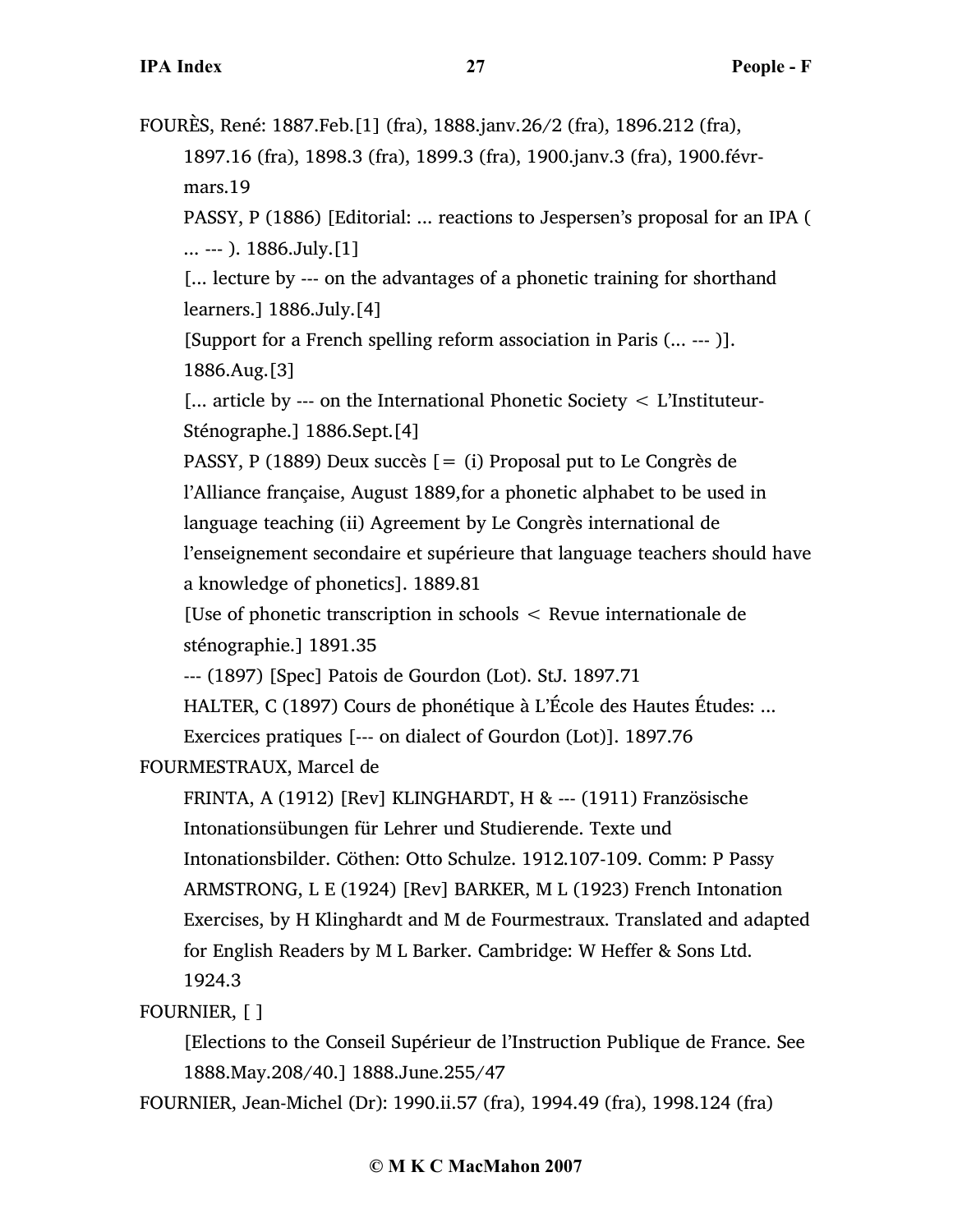FOURÈS, René: 1887.Feb.[1] (fra), 1888.janv.26/2 (fra), 1896.212 (fra), 1897.16 (fra), 1898.3 (fra), 1899.3 (fra), 1900.janv.3 (fra), 1900.févr-mars.19

PASSY, P (1886) [Editorial: ... reactions to Jespersen's proposal for an IPA ( ... --- ). 1886.July.[1]

[... lecture by --- on the advantages of a phonetic training for shorthand learners.] 1886.July.[4]

[Support for a French spelling reform association in Paris (... --- )]. 1886.Aug.[3]

[... article by --- on the International Phonetic Society < L'Instituteur-Sténographe.] 1886.Sept.[4]

PASSY, P (1889) Deux succès [= (i) Proposal put to Le Congrès de l'Alliance française, August 1889,for a phonetic alphabet to be used in language teaching (ii) Agreement by Le Congrès international de l'enseignement secondaire et supérieure that language teachers should have a knowledge of phonetics]. 1889.81

[Use of phonetic transcription in schools < Revue internationale de sténographie.] 1891.35

--- (1897) [Spec] Patois de Gourdon (Lot). StJ. 1897.71

HALTER, C (1897) Cours de phonétique à L'École des Hautes Études: ... Exercices pratiques [--- on dialect of Gourdon (Lot)]. 1897.76

FOURMESTRAUX, Marcel de

FRINTA, A (1912) [Rev] KLINGHARDT, H & --- (1911) Französische Intonationsübungen für Lehrer und Studierende. Texte und Intonationsbilder. Cöthen: Otto Schulze. 1912.107-109. Comm: P Passy

ARMSTRONG, L E (1924) [Rev] BARKER, M L (1923) French Intonation Exercises, by H Klinghardt and M de Fourmestraux. Translated and adapted for English Readers by M L Barker. Cambridge: W Heffer & Sons Ltd. 1924.3

FOURNIER, [ ]

[Elections to the Conseil Supérieur de l'Instruction Publique de France. See 1888.May.208/40.] 1888.June.255/47

FOURNIER, Jean-Michel (Dr): 1990.ii.57 (fra), 1994.49 (fra), 1998.124 (fra)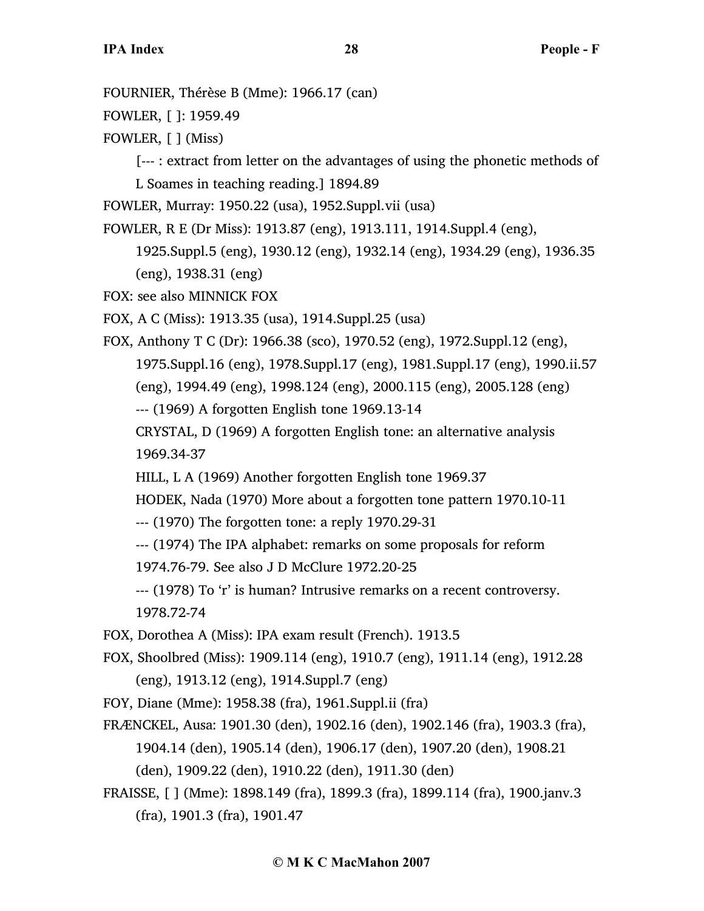FOURNIER, Thérèse B (Mme): 1966.17 (can)

FOWLER, [ ]: 1959.49

FOWLER, [ ] (Miss)

[--- : extract from letter on the advantages of using the phonetic methods of L Soames in teaching reading.] 1894.89

FOWLER, Murray: 1950.22 (usa), 1952.Suppl.vii (usa)

FOWLER, R E (Dr Miss): 1913.87 (eng), 1913.111, 1914.Suppl.4 (eng), 1925.Suppl.5 (eng), 1930.12 (eng), 1932.14 (eng), 1934.29 (eng), 1936.35 (eng), 1938.31 (eng)

FOX: see also MINNICK FOX

FOX, A C (Miss): 1913.35 (usa), 1914.Suppl.25 (usa)

FOX, Anthony T C (Dr): 1966.38 (sco), 1970.52 (eng), 1972.Suppl.12 (eng), 1975.Suppl.16 (eng), 1978.Suppl.17 (eng), 1981.Suppl.17 (eng), 1990.ii.57 (eng), 1994.49 (eng), 1998.124 (eng), 2000.115 (eng), 2005.128 (eng)

--- (1969) A forgotten English tone 1969.13-14

CRYSTAL, D (1969) A forgotten English tone: an alternative analysis 1969.34-37

HILL, L A (1969) Another forgotten English tone 1969.37

HODEK, Nada (1970) More about a forgotten tone pattern 1970.10-11

--- (1970) The forgotten tone: a reply 1970.29-31

--- (1974) The IPA alphabet: remarks on some proposals for reform 1974.76-79. See also J D McClure 1972.20-25

--- (1978) To ‘r’ is human? Intrusive remarks on a recent controversy. 1978.72-74

FOX, Dorothea A (Miss): IPA exam result (French). 1913.5

FOX, Shoolbred (Miss): 1909.114 (eng), 1910.7 (eng), 1911.14 (eng), 1912.28 (eng), 1913.12 (eng), 1914.Suppl.7 (eng)

FOY, Diane (Mme): 1958.38 (fra), 1961.Suppl.ii (fra)

FRÆNCKEL, Ausa: 1901.30 (den), 1902.16 (den), 1902.146 (fra), 1903.3 (fra), 1904.14 (den), 1905.14 (den), 1906.17 (den), 1907.20 (den), 1908.21 (den), 1909.22 (den), 1910.22 (den), 1911.30 (den)

FRAISSE, [ ] (Mme): 1898.149 (fra), 1899.3 (fra), 1899.114 (fra), 1900.janv.3 (fra), 1901.3 (fra), 1901.47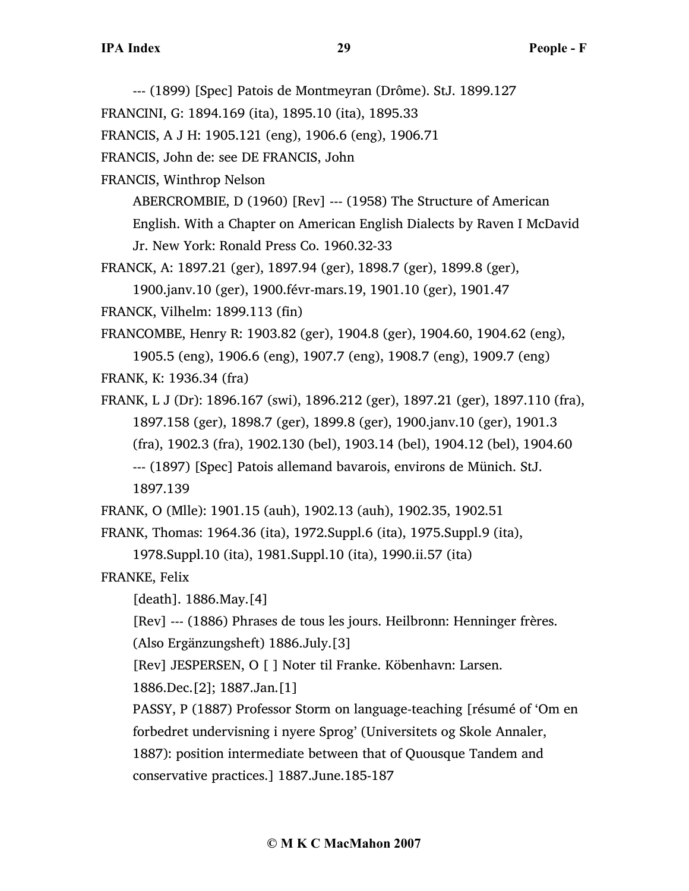--- (1899) [Spec] Patois de Montmeyran (Drôme). StJ. 1899.127

FRANCINI, G: 1894.169 (ita), 1895.10 (ita), 1895.33

FRANCIS, A J H: 1905.121 (eng), 1906.6 (eng), 1906.71

FRANCIS, John de: see DE FRANCIS, John

FRANCIS, Winthrop Nelson

ABERCROMBIE, D (1960) [Rev] --- (1958) The Structure of American English. With a Chapter on American English Dialects by Raven I McDavid Jr. New York: Ronald Press Co. 1960.32-33

FRANCK, A: 1897.21 (ger), 1897.94 (ger), 1898.7 (ger), 1899.8 (ger), 1900.janv.10 (ger), 1900.févr-mars.19, 1901.10 (ger), 1901.47

FRANCK, Vilhelm: 1899.113 (fin)

FRANCOMBE, Henry R: 1903.82 (ger), 1904.8 (ger), 1904.60, 1904.62 (eng), 1905.5 (eng), 1906.6 (eng), 1907.7 (eng), 1908.7 (eng), 1909.7 (eng)

FRANK, K: 1936.34 (fra)

FRANK, L J (Dr): 1896.167 (swi), 1896.212 (ger), 1897.21 (ger), 1897.110 (fra), 1897.158 (ger), 1898.7 (ger), 1899.8 (ger), 1900.janv.10 (ger), 1901.3 (fra), 1902.3 (fra), 1902.130 (bel), 1903.14 (bel), 1904.12 (bel), 1904.60

--- (1897) [Spec] Patois allemand bavarois, environs de Münich. StJ. 1897.139

FRANK, O (Mlle): 1901.15 (auh), 1902.13 (auh), 1902.35, 1902.51

FRANK, Thomas: 1964.36 (ita), 1972.Suppl.6 (ita), 1975.Suppl.9 (ita), 1978.Suppl.10 (ita), 1981.Suppl.10 (ita), 1990.ii.57 (ita)

FRANKE, Felix

[death]. 1886.May.[4]

[Rev] --- (1886) Phrases de tous les jours. Heilbronn: Henninger frères. (Also Ergänzungsheft) 1886.July.[3]

[Rev] JESPERSEN, O [ ] Noter til Franke. Köbenhavn: Larsen. 1886.Dec.[2]; 1887.Jan.[1]

PASSY, P (1887) Professor Storm on language-teaching [résumé of 'Om en forbedret undervisning i nyere Sprog' (Universitets og Skole Annaler, 1887): position intermediate between that of Quousque Tandem and conservative practices.] 1887.June.185-187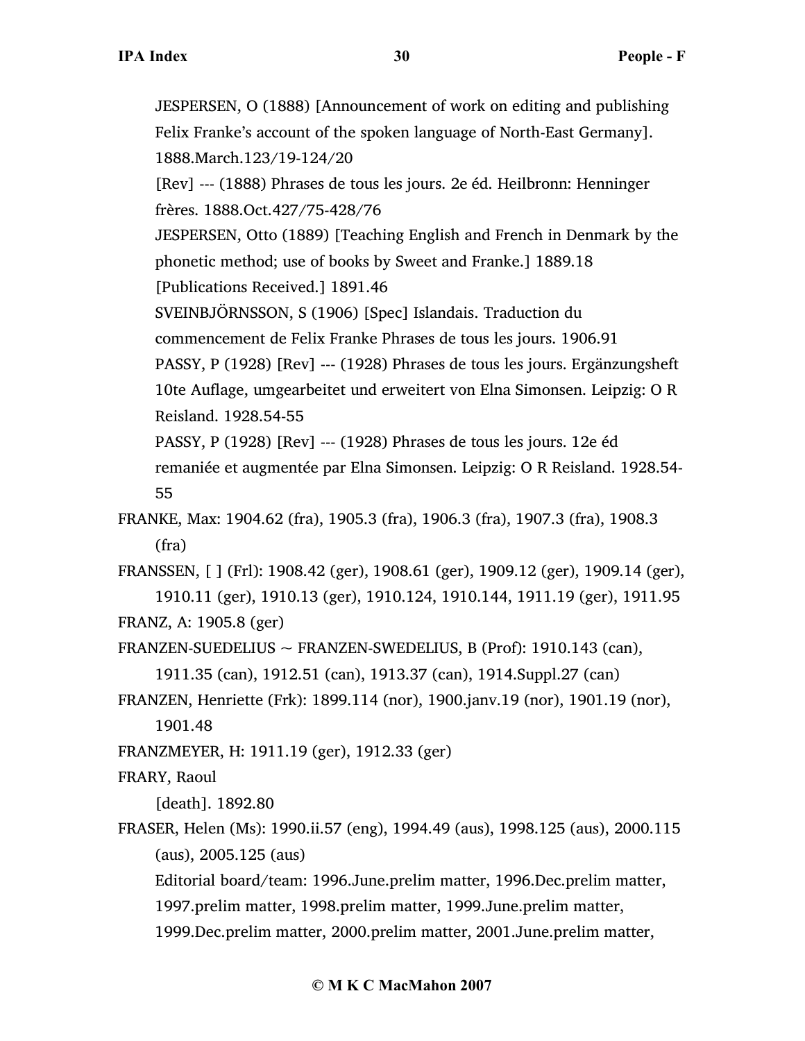JESPERSEN, O (1888) [Announcement of work on editing and publishing Felix Franke's account of the spoken language of North-East Germany]. 1888.March.123/19-124/20

[Rev] --- (1888) Phrases de tous les jours. 2e éd. Heilbronn: Henninger frères. 1888.Oct.427/75-428/76

JESPERSEN, Otto (1889) [Teaching English and French in Denmark by the phonetic method; use of books by Sweet and Franke.] 1889.18

[Publications Received.] 1891.46

SVEINBJÖRNSSON, S (1906) [Spec] Islandais. Traduction du commencement de Felix Franke Phrases de tous les jours. 1906.91

PASSY, P (1928) [Rev] --- (1928) Phrases de tous les jours. Ergänzungsheft 10te Auflage, umgearbeitet und erweitert von Elna Simonsen. Leipzig: O R Reisland. 1928.54-55

PASSY, P (1928) [Rev] --- (1928) Phrases de tous les jours. 12e éd remaniée et augmentée par Elna Simonsen. Leipzig: O R Reisland. 1928.54-55

FRANKE, Max: 1904.62 (fra), 1905.3 (fra), 1906.3 (fra), 1907.3 (fra), 1908.3 (fra)

FRANSSEN, [ ] (Frl): 1908.42 (ger), 1908.61 (ger), 1909.12 (ger), 1909.14 (ger), 1910.11 (ger), 1910.13 (ger), 1910.124, 1910.144, 1911.19 (ger), 1911.95

FRANZ, A: 1905.8 (ger)

FRANZEN-SUEDELIUS ~ FRANZEN-SWEDELIUS, B (Prof): 1910.143 (can), 1911.35 (can), 1912.51 (can), 1913.37 (can), 1914.Suppl.27 (can)

FRANZEN, Henriette (Frk): 1899.114 (nor), 1900.janv.19 (nor), 1901.19 (nor), 1901.48

FRANZMEYER, H: 1911.19 (ger), 1912.33 (ger)

FRARY, Raoul

[death]. 1892.80

FRASER, Helen (Ms): 1990.ii.57 (eng), 1994.49 (aus), 1998.125 (aus), 2000.115 (aus), 2005.125 (aus)

Editorial board/team: 1996.June.prelim matter, 1996.Dec.prelim matter, 1997.prelim matter, 1998.prelim matter, 1999.June.prelim matter, 1999.Dec.prelim matter, 2000.prelim matter, 2001.June.prelim matter,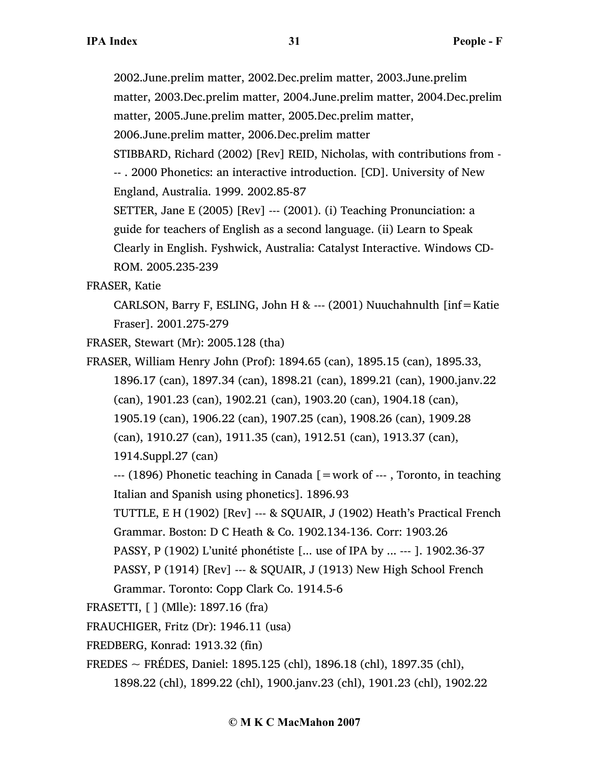2002.June.prelim matter, 2002.Dec.prelim matter, 2003.June.prelim matter, 2003.Dec.prelim matter, 2004.June.prelim matter, 2004.Dec.prelim matter, 2005.June.prelim matter, 2005.Dec.prelim matter, 2006.June.prelim matter, 2006.Dec.prelim matter

STIBBARD, Richard (2002) [Rev] REID, Nicholas, with contributions from --- . 2000 Phonetics: an interactive introduction. [CD]. University of New England, Australia. 1999. 2002.85-87

SETTER, Jane E (2005) [Rev] --- (2001). (i) Teaching Pronunciation: a guide for teachers of English as a second language. (ii) Learn to Speak Clearly in English. Fyshwick, Australia: Catalyst Interactive. Windows CD-ROM. 2005.235-239

FRASER, Katie

CARLSON, Barry F, ESLING, John H & --- (2001) Nuuchahnulth [inf=Katie Fraser]. 2001.275-279

FRASER, Stewart (Mr): 2005.128 (tha)

FRASER, William Henry John (Prof): 1894.65 (can), 1895.15 (can), 1895.33, 1896.17 (can), 1897.34 (can), 1898.21 (can), 1899.21 (can), 1900.janv.22 (can), 1901.23 (can), 1902.21 (can), 1903.20 (can), 1904.18 (can), 1905.19 (can), 1906.22 (can), 1907.25 (can), 1908.26 (can), 1909.28 (can), 1910.27 (can), 1911.35 (can), 1912.51 (can), 1913.37 (can), 1914.Suppl.27 (can)

--- (1896) Phonetic teaching in Canada [=work of --- , Toronto, in teaching Italian and Spanish using phonetics]. 1896.93

TUTTLE, E H (1902) [Rev] --- & SQUAIR, J (1902) Heath's Practical French Grammar. Boston: D C Heath & Co. 1902.134-136. Corr: 1903.26

PASSY, P (1902) L'unité phonétiste [... use of IPA by ... --- ]. 1902.36-37

PASSY, P (1914) [Rev] --- & SQUAIR, J (1913) New High School French Grammar. Toronto: Copp Clark Co. 1914.5-6

FRASETTI, [ ] (Mlle): 1897.16 (fra)

FRAUCHIGER, Fritz (Dr): 1946.11 (usa)

FREDBERG, Konrad: 1913.32 (fin)

FREDES ~ FRÉDES, Daniel: 1895.125 (chl), 1896.18 (chl), 1897.35 (chl), 1898.22 (chl), 1899.22 (chl), 1900.janv.23 (chl), 1901.23 (chl), 1902.22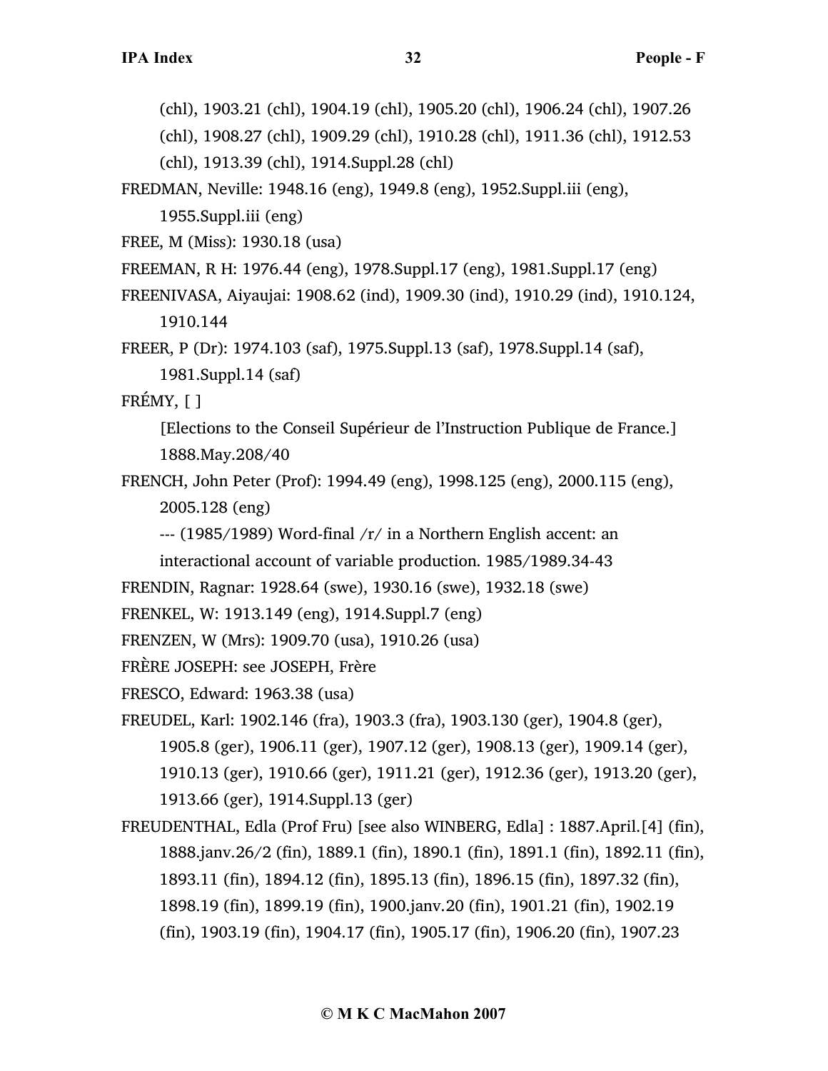(chl), 1903.21 (chl), 1904.19 (chl), 1905.20 (chl), 1906.24 (chl), 1907.26 (chl), 1908.27 (chl), 1909.29 (chl), 1910.28 (chl), 1911.36 (chl), 1912.53 (chl), 1913.39 (chl), 1914.Suppl.28 (chl)

FREDMAN, Neville: 1948.16 (eng), 1949.8 (eng), 1952.Suppl.iii (eng), 1955.Suppl.iii (eng)

FREE, M (Miss): 1930.18 (usa)

FREEMAN, R H: 1976.44 (eng), 1978.Suppl.17 (eng), 1981.Suppl.17 (eng)

FREENIVASA, Aiyaujai: 1908.62 (ind), 1909.30 (ind), 1910.29 (ind), 1910.124, 1910.144

FREER, P (Dr): 1974.103 (saf), 1975.Suppl.13 (saf), 1978.Suppl.14 (saf), 1981.Suppl.14 (saf)

FRÉMY, [ ]

[Elections to the Conseil Supérieur de l'Instruction Publique de France.] 1888.May.208/40

FRENCH, John Peter (Prof): 1994.49 (eng), 1998.125 (eng), 2000.115 (eng), 2005.128 (eng)

--- (1985/1989) Word-final /r/ in a Northern English accent: an interactional account of variable production. 1985/1989.34-43

FRENDIN, Ragnar: 1928.64 (swe), 1930.16 (swe), 1932.18 (swe)

FRENKEL, W: 1913.149 (eng), 1914.Suppl.7 (eng)

FRENZEN, W (Mrs): 1909.70 (usa), 1910.26 (usa)

FRÈRE JOSEPH: see JOSEPH, Frère

FRESCO, Edward: 1963.38 (usa)

FREUDEL, Karl: 1902.146 (fra), 1903.3 (fra), 1903.130 (ger), 1904.8 (ger), 1905.8 (ger), 1906.11 (ger), 1907.12 (ger), 1908.13 (ger), 1909.14 (ger), 1910.13 (ger), 1910.66 (ger), 1911.21 (ger), 1912.36 (ger), 1913.20 (ger), 1913.66 (ger), 1914.Suppl.13 (ger)

FREUDENTHAL, Edla (Prof Fru) [see also WINBERG, Edla] : 1887.April.[4] (fin), 1888.janv.26/2 (fin), 1889.1 (fin), 1890.1 (fin), 1891.1 (fin), 1892.11 (fin), 1893.11 (fin), 1894.12 (fin), 1895.13 (fin), 1896.15 (fin), 1897.32 (fin), 1898.19 (fin), 1899.19 (fin), 1900.janv.20 (fin), 1901.21 (fin), 1902.19 (fin), 1903.19 (fin), 1904.17 (fin), 1905.17 (fin), 1906.20 (fin), 1907.23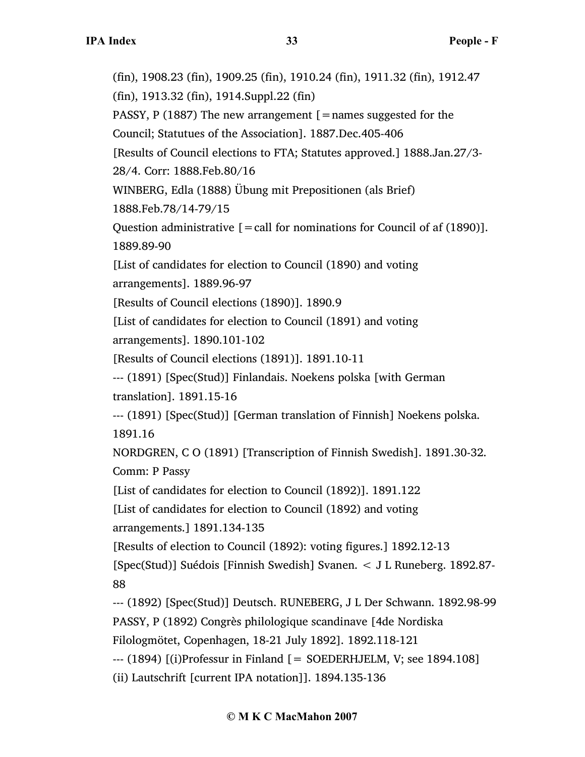(fin), 1908.23 (fin), 1909.25 (fin), 1910.24 (fin), 1911.32 (fin), 1912.47 (fin), 1913.32 (fin), 1914.Suppl.22 (fin)

PASSY, P (1887) The new arrangement [=names suggested for the Council; Statutues of the Association]. 1887.Dec.405-406

[Results of Council elections to FTA; Statutes approved.] 1888.Jan.27/3-28/4. Corr: 1888.Feb.80/16

WINBERG, Edla (1888) Übung mit Prepositionen (als Brief) 1888.Feb.78/14-79/15

Question administrative [=call for nominations for Council of af (1890)]. 1889.89-90

[List of candidates for election to Council (1890) and voting arrangements]. 1889.96-97

[Results of Council elections (1890)]. 1890.9

[List of candidates for election to Council (1891) and voting arrangements]. 1890.101-102

[Results of Council elections (1891)]. 1891.10-11

--- (1891) [Spec(Stud)] Finlandais. Noekens polska [with German translation]. 1891.15-16

--- (1891) [Spec(Stud)] [German translation of Finnish] Noekens polska. 1891.16

NORDGREN, C O (1891) [Transcription of Finnish Swedish]. 1891.30-32. Comm: P Passy

[List of candidates for election to Council (1892)]. 1891.122

[List of candidates for election to Council (1892) and voting arrangements.] 1891.134-135

[Results of election to Council (1892): voting figures.] 1892.12-13

[Spec(Stud)] Suédois [Finnish Swedish] Svanen. < J L Runeberg. 1892.87-88

--- (1892) [Spec(Stud)] Deutsch. RUNEBERG, J L Der Schwann. 1892.98-99

PASSY, P (1892) Congrès philologique scandinave [4de Nordiska Filologmötet, Copenhagen, 18-21 July 1892]. 1892.118-121

--- (1894) [(i)Professur in Finland [= SOEDERHJELM, V; see 1894.108] (ii) Lautschrift [current IPA notation]]. 1894.135-136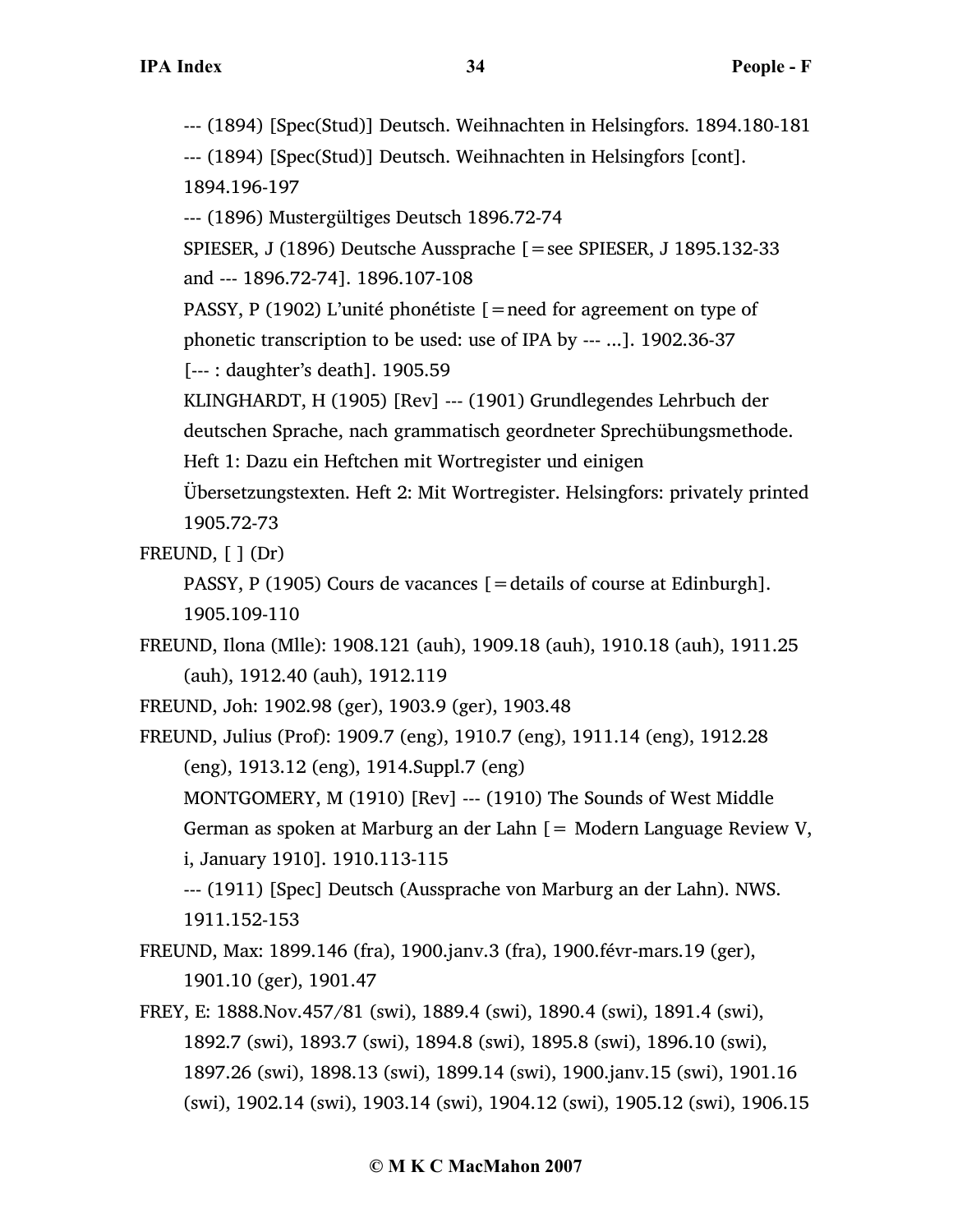--- (1894) [Spec(Stud)] Deutsch. Weihnachten in Helsingfors. 1894.180-181

--- (1894) [Spec(Stud)] Deutsch. Weihnachten in Helsingfors [cont]. 1894.196-197

--- (1896) Mustergültiges Deutsch 1896.72-74

SPIESER, J (1896) Deutsche Aussprache [=see SPIESER, J 1895.132-33 and --- 1896.72-74]. 1896.107-108

PASSY, P (1902) L'unité phonétiste [=need for agreement on type of phonetic transcription to be used: use of IPA by --- ...]. 1902.36-37

[--- : daughter's death]. 1905.59

KLINGHARDT, H (1905) [Rev] --- (1901) Grundlegendes Lehrbuch der deutschen Sprache, nach grammatisch geordneter Sprechübungsmethode. Heft 1: Dazu ein Heftchen mit Wortregister und einigen Übersetzungstexten. Heft 2: Mit Wortregister. Helsingfors: privately printed 1905.72-73

FREUND, [ ] (Dr)

PASSY, P (1905) Cours de vacances [=details of course at Edinburgh]. 1905.109-110

FREUND, Ilona (Mlle): 1908.121 (auh), 1909.18 (auh), 1910.18 (auh), 1911.25 (auh), 1912.40 (auh), 1912.119

FREUND, Joh: 1902.98 (ger), 1903.9 (ger), 1903.48

FREUND, Julius (Prof): 1909.7 (eng), 1910.7 (eng), 1911.14 (eng), 1912.28 (eng), 1913.12 (eng), 1914.Suppl.7 (eng)

MONTGOMERY, M (1910) [Rev] --- (1910) The Sounds of West Middle German as spoken at Marburg an der Lahn [= Modern Language Review V, i, January 1910]. 1910.113-115

--- (1911) [Spec] Deutsch (Aussprache von Marburg an der Lahn). NWS. 1911.152-153

FREUND, Max: 1899.146 (fra), 1900.janv.3 (fra), 1900.févr-mars.19 (ger), 1901.10 (ger), 1901.47

FREY, E: 1888.Nov.457/81 (swi), 1889.4 (swi), 1890.4 (swi), 1891.4 (swi), 1892.7 (swi), 1893.7 (swi), 1894.8 (swi), 1895.8 (swi), 1896.10 (swi), 1897.26 (swi), 1898.13 (swi), 1899.14 (swi), 1900.janv.15 (swi), 1901.16 (swi), 1902.14 (swi), 1903.14 (swi), 1904.12 (swi), 1905.12 (swi), 1906.15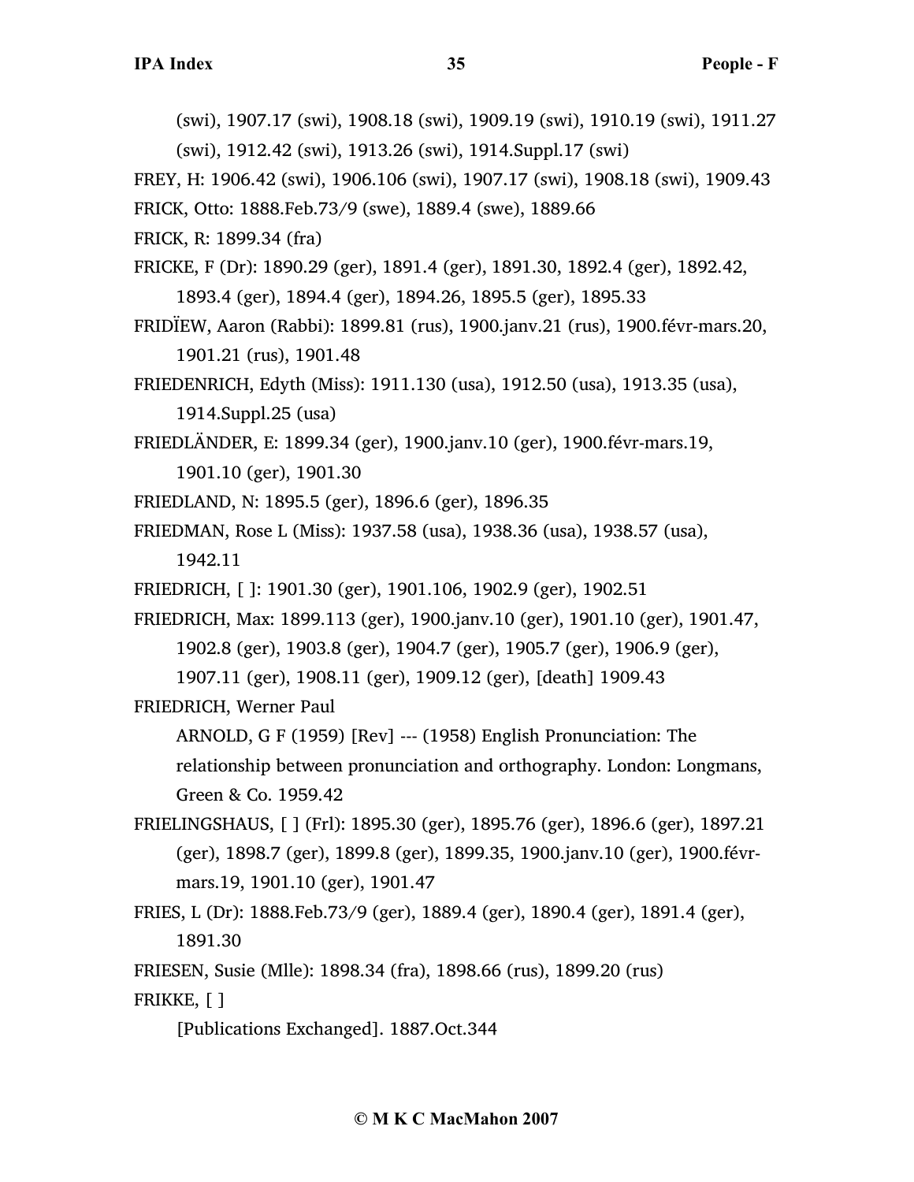(swi), 1907.17 (swi), 1908.18 (swi), 1909.19 (swi), 1910.19 (swi), 1911.27 (swi), 1912.42 (swi), 1913.26 (swi), 1914.Suppl.17 (swi)

FREY, H: 1906.42 (swi), 1906.106 (swi), 1907.17 (swi), 1908.18 (swi), 1909.43

FRICK, Otto: 1888.Feb.73/9 (swe), 1889.4 (swe), 1889.66

FRICK, R: 1899.34 (fra)

FRICKE, F (Dr): 1890.29 (ger), 1891.4 (ger), 1891.30, 1892.4 (ger), 1892.42, 1893.4 (ger), 1894.4 (ger), 1894.26, 1895.5 (ger), 1895.33

FRIDÏEW, Aaron (Rabbi): 1899.81 (rus), 1900.janv.21 (rus), 1900.févr-mars.20, 1901.21 (rus), 1901.48

FRIEDENRICH, Edyth (Miss): 1911.130 (usa), 1912.50 (usa), 1913.35 (usa), 1914.Suppl.25 (usa)

FRIEDLÄNDER, E: 1899.34 (ger), 1900.janv.10 (ger), 1900.févr-mars.19, 1901.10 (ger), 1901.30

FRIEDLAND, N: 1895.5 (ger), 1896.6 (ger), 1896.35

FRIEDMAN, Rose L (Miss): 1937.58 (usa), 1938.36 (usa), 1938.57 (usa), 1942.11

FRIEDRICH, [ ]: 1901.30 (ger), 1901.106, 1902.9 (ger), 1902.51

FRIEDRICH, Max: 1899.113 (ger), 1900.janv.10 (ger), 1901.10 (ger), 1901.47, 1902.8 (ger), 1903.8 (ger), 1904.7 (ger), 1905.7 (ger), 1906.9 (ger), 1907.11 (ger), 1908.11 (ger), 1909.12 (ger), [death] 1909.43

FRIEDRICH, Werner Paul

ARNOLD, G F (1959) [Rev] --- (1958) English Pronunciation: The relationship between pronunciation and orthography. London: Longmans, Green & Co. 1959.42

FRIELINGSHAUS, [ ] (Frl): 1895.30 (ger), 1895.76 (ger), 1896.6 (ger), 1897.21 (ger), 1898.7 (ger), 1899.8 (ger), 1899.35, 1900.janv.10 (ger), 1900.févr-mars.19, 1901.10 (ger), 1901.47

FRIES, L (Dr): 1888.Feb.73/9 (ger), 1889.4 (ger), 1890.4 (ger), 1891.4 (ger), 1891.30

FRIESEN, Susie (Mlle): 1898.34 (fra), 1898.66 (rus), 1899.20 (rus)

FRIKKE, [ ]

[Publications Exchanged]. 1887.Oct.344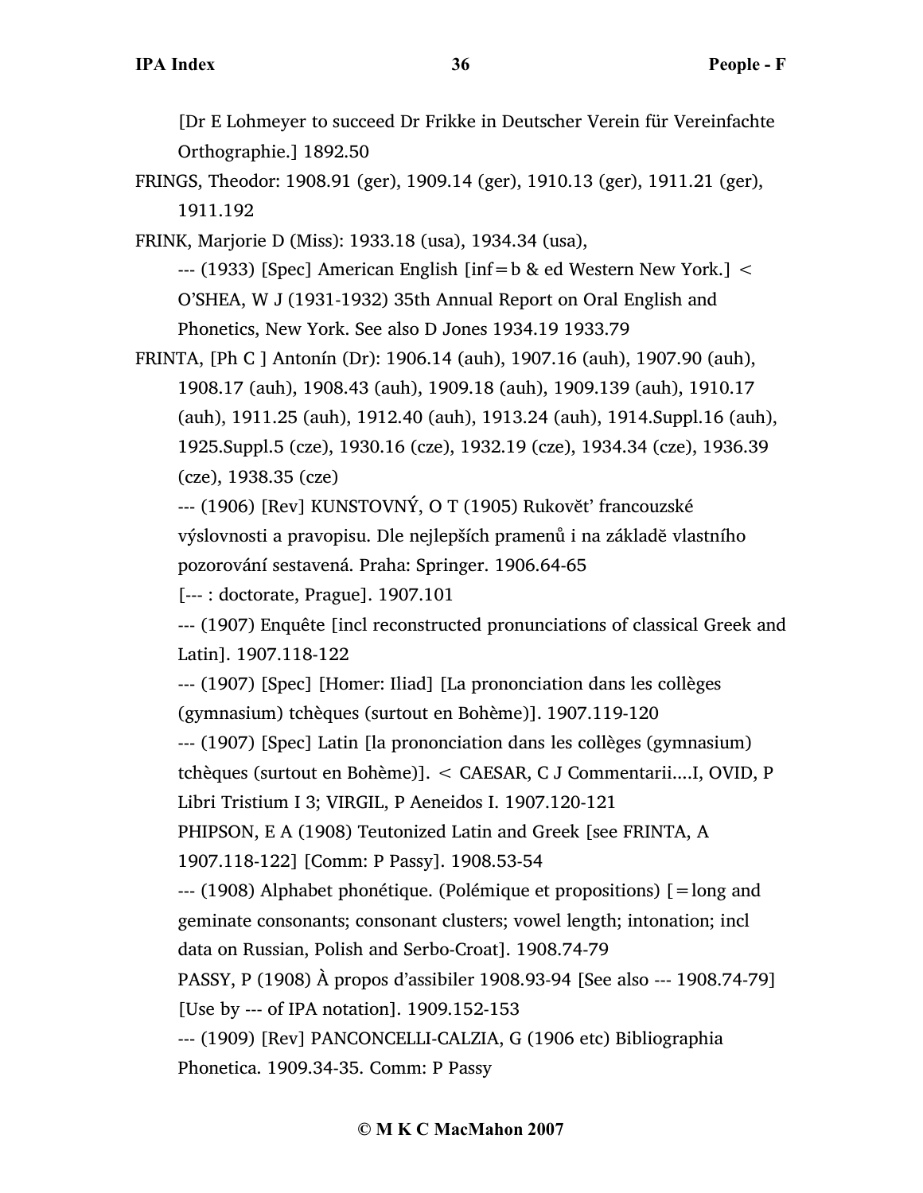[Dr E Lohmeyer to succeed Dr Frikke in Deutscher Verein für Vereinfachte Orthographie.] 1892.50

FRINGS, Theodor: 1908.91 (ger), 1909.14 (ger), 1910.13 (ger), 1911.21 (ger), 1911.192

FRINK, Marjorie D (Miss): 1933.18 (usa), 1934.34 (usa),

--- (1933) [Spec] American English [inf=b & ed Western New York.] < O'SHEA, W J (1931-1932) 35th Annual Report on Oral English and Phonetics, New York. See also D Jones 1934.19 1933.79

FRINTA, [Ph C ] Antonín (Dr): 1906.14 (auh), 1907.16 (auh), 1907.90 (auh), 1908.17 (auh), 1908.43 (auh), 1909.18 (auh), 1909.139 (auh), 1910.17 (auh), 1911.25 (auh), 1912.40 (auh), 1913.24 (auh), 1914.Suppl.16 (auh), 1925.Suppl.5 (cze), 1930.16 (cze), 1932.19 (cze), 1934.34 (cze), 1936.39 (cze), 1938.35 (cze)

--- (1906) [Rev] KUNSTOVNÝ, O T (1905) Rukovět' francouzské výslovnosti a pravopisu. Dle nejlepších pramenů i na základě vlastního pozorování sestavená. Praha: Springer. 1906.64-65

[--- : doctorate, Prague]. 1907.101

--- (1907) Enquête [incl reconstructed pronunciations of classical Greek and Latin]. 1907.118-122

--- (1907) [Spec] [Homer: Iliad] [La prononciation dans les collèges (gymnasium) tchèques (surtout en Bohème)]. 1907.119-120

--- (1907) [Spec] Latin [la prononciation dans les collèges (gymnasium) tchèques (surtout en Bohème)]. < CAESAR, C J Commentarii....I, OVID, P Libri Tristium I 3; VIRGIL, P Aeneidos I. 1907.120-121

PHIPSON, E A (1908) Teutonized Latin and Greek [see FRINTA, A 1907.118-122] [Comm: P Passy]. 1908.53-54

--- (1908) Alphabet phonétique. (Polémique et propositions) [=long and geminate consonants; consonant clusters; vowel length; intonation; incl data on Russian, Polish and Serbo-Croat]. 1908.74-79

PASSY, P (1908) À propos d'assibiler 1908.93-94 [See also --- 1908.74-79]

[Use by --- of IPA notation]. 1909.152-153

--- (1909) [Rev] PANCONCELLI-CALZIA, G (1906 etc) Bibliographia Phonetica. 1909.34-35. Comm: P Passy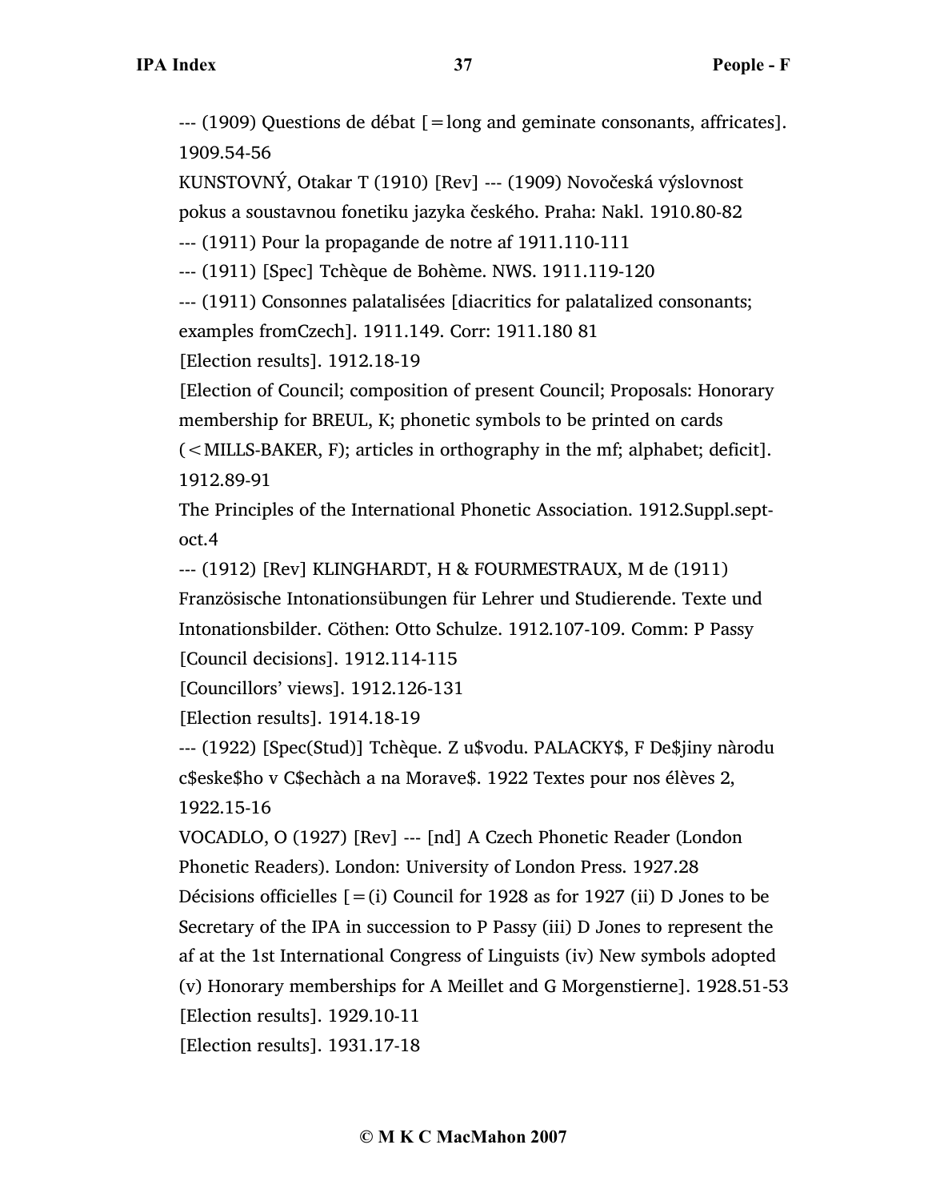--- (1909) Questions de débat [=long and geminate consonants, affricates]. 1909.54-56

KUNSTOVNÝ, Otakar T (1910) [Rev] --- (1909) Novočeská výslovnost pokus a soustavnou fonetiku jazyka českého. Praha: Nakl. 1910.80-82

--- (1911) Pour la propagande de notre af 1911.110-111

--- (1911) [Spec] Tchèque de Bohème. NWS. 1911.119-120

--- (1911) Consonnes palatalisées [diacritics for palatalized consonants; examples fromCzech]. 1911.149. Corr: 1911.180 81

[Election results]. 1912.18-19

[Election of Council; composition of present Council; Proposals: Honorary membership for BREUL, K; phonetic symbols to be printed on cards (<MILLS-BAKER, F); articles in orthography in the mf; alphabet; deficit]. 1912.89-91

The Principles of the International Phonetic Association. 1912.Suppl.sept-oct.4

--- (1912) [Rev] KLINGHARDT, H & FOURMESTRAUX, M de (1911) Französische Intonationsübungen für Lehrer und Studierende. Texte und Intonationsbilder. Cöthen: Otto Schulze. 1912.107-109. Comm: P Passy

[Council decisions]. 1912.114-115

[Councillors' views]. 1912.126-131

[Election results]. 1914.18-19

--- (1922) [Spec(Stud)] Tchèque. Z u$vodu. PALACKY$, F De$jiny nàrodu c$eske$ho v C$echàch a na Morave$. 1922 Textes pour nos élèves 2, 1922.15-16

VOCADLO, O (1927) [Rev] --- [nd] A Czech Phonetic Reader (London Phonetic Readers). London: University of London Press. 1927.28

Décisions officielles [=(i) Council for 1928 as for 1927 (ii) D Jones to be Secretary of the IPA in succession to P Passy (iii) D Jones to represent the af at the 1st International Congress of Linguists (iv) New symbols adopted (v) Honorary memberships for A Meillet and G Morgenstierne]. 1928.51-53

[Election results]. 1929.10-11

[Election results]. 1931.17-18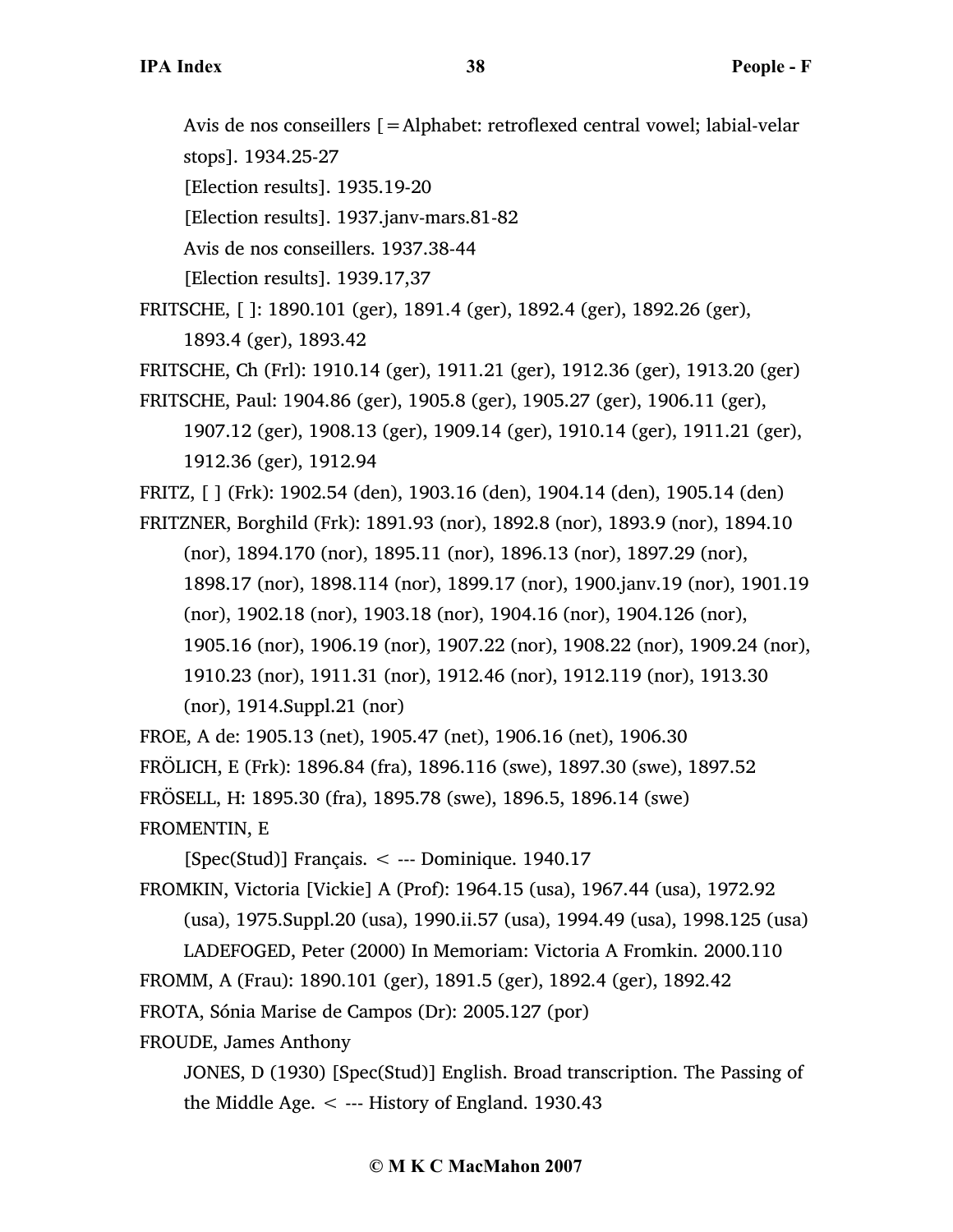Avis de nos conseillers [=Alphabet: retroflexed central vowel; labial-velar stops]. 1934.25-27

[Election results]. 1935.19-20

[Election results]. 1937.janv-mars.81-82

Avis de nos conseillers. 1937.38-44

[Election results]. 1939.17,37

FRITSCHE, [ ]: 1890.101 (ger), 1891.4 (ger), 1892.4 (ger), 1892.26 (ger), 1893.4 (ger), 1893.42

FRITSCHE, Ch (Frl): 1910.14 (ger), 1911.21 (ger), 1912.36 (ger), 1913.20 (ger)

FRITSCHE, Paul: 1904.86 (ger), 1905.8 (ger), 1905.27 (ger), 1906.11 (ger), 1907.12 (ger), 1908.13 (ger), 1909.14 (ger), 1910.14 (ger), 1911.21 (ger), 1912.36 (ger), 1912.94

FRITZ, [ ] (Frk): 1902.54 (den), 1903.16 (den), 1904.14 (den), 1905.14 (den)

FRITZNER, Borghild (Frk): 1891.93 (nor), 1892.8 (nor), 1893.9 (nor), 1894.10 (nor), 1894.170 (nor), 1895.11 (nor), 1896.13 (nor), 1897.29 (nor), 1898.17 (nor), 1898.114 (nor), 1899.17 (nor), 1900.janv.19 (nor), 1901.19 (nor), 1902.18 (nor), 1903.18 (nor), 1904.16 (nor), 1904.126 (nor), 1905.16 (nor), 1906.19 (nor), 1907.22 (nor), 1908.22 (nor), 1909.24 (nor), 1910.23 (nor), 1911.31 (nor), 1912.46 (nor), 1912.119 (nor), 1913.30 (nor), 1914.Suppl.21 (nor)

FROE, A de: 1905.13 (net), 1905.47 (net), 1906.16 (net), 1906.30

FRÖLICH, E (Frk): 1896.84 (fra), 1896.116 (swe), 1897.30 (swe), 1897.52

FRÖSELL, H: 1895.30 (fra), 1895.78 (swe), 1896.5, 1896.14 (swe)

FROMENTIN, E

[Spec(Stud)] Français. < --- Dominique. 1940.17

FROMKIN, Victoria [Vickie] A (Prof): 1964.15 (usa), 1967.44 (usa), 1972.92 (usa), 1975.Suppl.20 (usa), 1990.ii.57 (usa), 1994.49 (usa), 1998.125 (usa)

LADEFOGED, Peter (2000) In Memoriam: Victoria A Fromkin. 2000.110

FROMM, A (Frau): 1890.101 (ger), 1891.5 (ger), 1892.4 (ger), 1892.42

FROTA, Sónia Marise de Campos (Dr): 2005.127 (por)

FROUDE, James Anthony

JONES, D (1930) [Spec(Stud)] English. Broad transcription. The Passing of the Middle Age. < --- History of England. 1930.43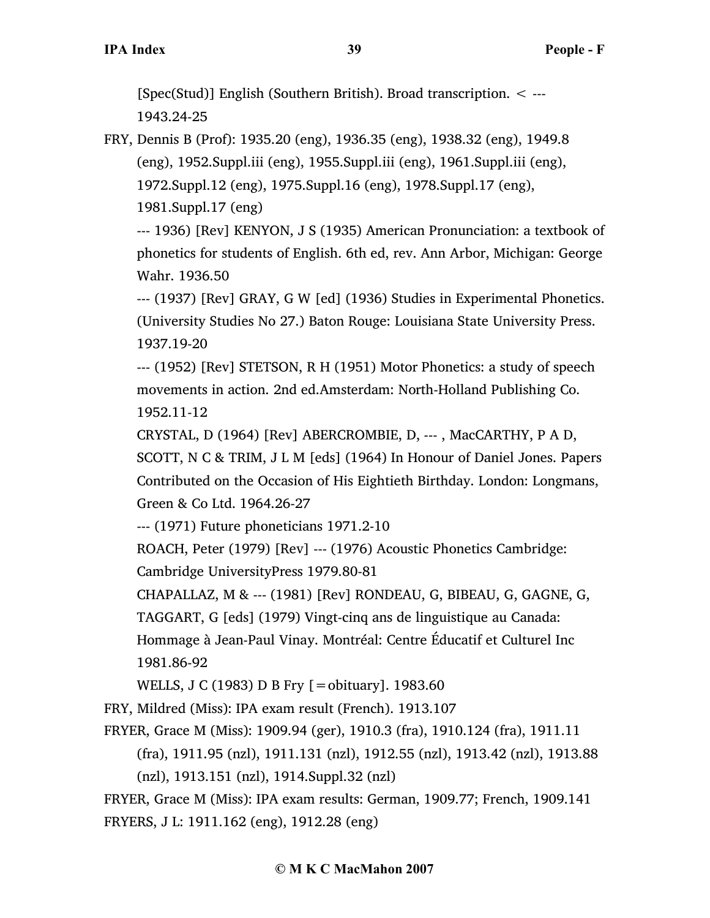[Spec(Stud)] English (Southern British). Broad transcription. < ---
1943.24-25

FRY, Dennis B (Prof): 1935.20 (eng), 1936.35 (eng), 1938.32 (eng), 1949.8 (eng), 1952.Suppl.iii (eng), 1955.Suppl.iii (eng), 1961.Suppl.iii (eng), 1972.Suppl.12 (eng), 1975.Suppl.16 (eng), 1978.Suppl.17 (eng), 1981.Suppl.17 (eng)

--- 1936) [Rev] KENYON, J S (1935) American Pronunciation: a textbook of phonetics for students of English. 6th ed, rev. Ann Arbor, Michigan: George Wahr. 1936.50

--- (1937) [Rev] GRAY, G W [ed] (1936) Studies in Experimental Phonetics. (University Studies No 27.) Baton Rouge: Louisiana State University Press. 1937.19-20

--- (1952) [Rev] STETSON, R H (1951) Motor Phonetics: a study of speech movements in action. 2nd ed.Amsterdam: North-Holland Publishing Co. 1952.11-12

CRYSTAL, D (1964) [Rev] ABERCROMBIE, D, --- , MacCARTHY, P A D, SCOTT, N C & TRIM, J L M [eds] (1964) In Honour of Daniel Jones. Papers Contributed on the Occasion of His Eightieth Birthday. London: Longmans, Green & Co Ltd. 1964.26-27

--- (1971) Future phoneticians 1971.2-10

ROACH, Peter (1979) [Rev] --- (1976) Acoustic Phonetics Cambridge: Cambridge UniversityPress 1979.80-81

CHAPALLAZ, M & --- (1981) [Rev] RONDEAU, G, BIBEAU, G, GAGNE, G, TAGGART, G [eds] (1979) Vingt-cinq ans de linguistique au Canada: Hommage à Jean-Paul Vinay. Montréal: Centre Éducatif et Culturel Inc 1981.86-92

WELLS, J C (1983) D B Fry [=obituary]. 1983.60

FRY, Mildred (Miss): IPA exam result (French). 1913.107

FRYER, Grace M (Miss): 1909.94 (ger), 1910.3 (fra), 1910.124 (fra), 1911.11 (fra), 1911.95 (nzl), 1911.131 (nzl), 1912.55 (nzl), 1913.42 (nzl), 1913.88 (nzl), 1913.151 (nzl), 1914.Suppl.32 (nzl)

FRYER, Grace M (Miss): IPA exam results: German, 1909.77; French, 1909.141

FRYERS, J L: 1911.162 (eng), 1912.28 (eng)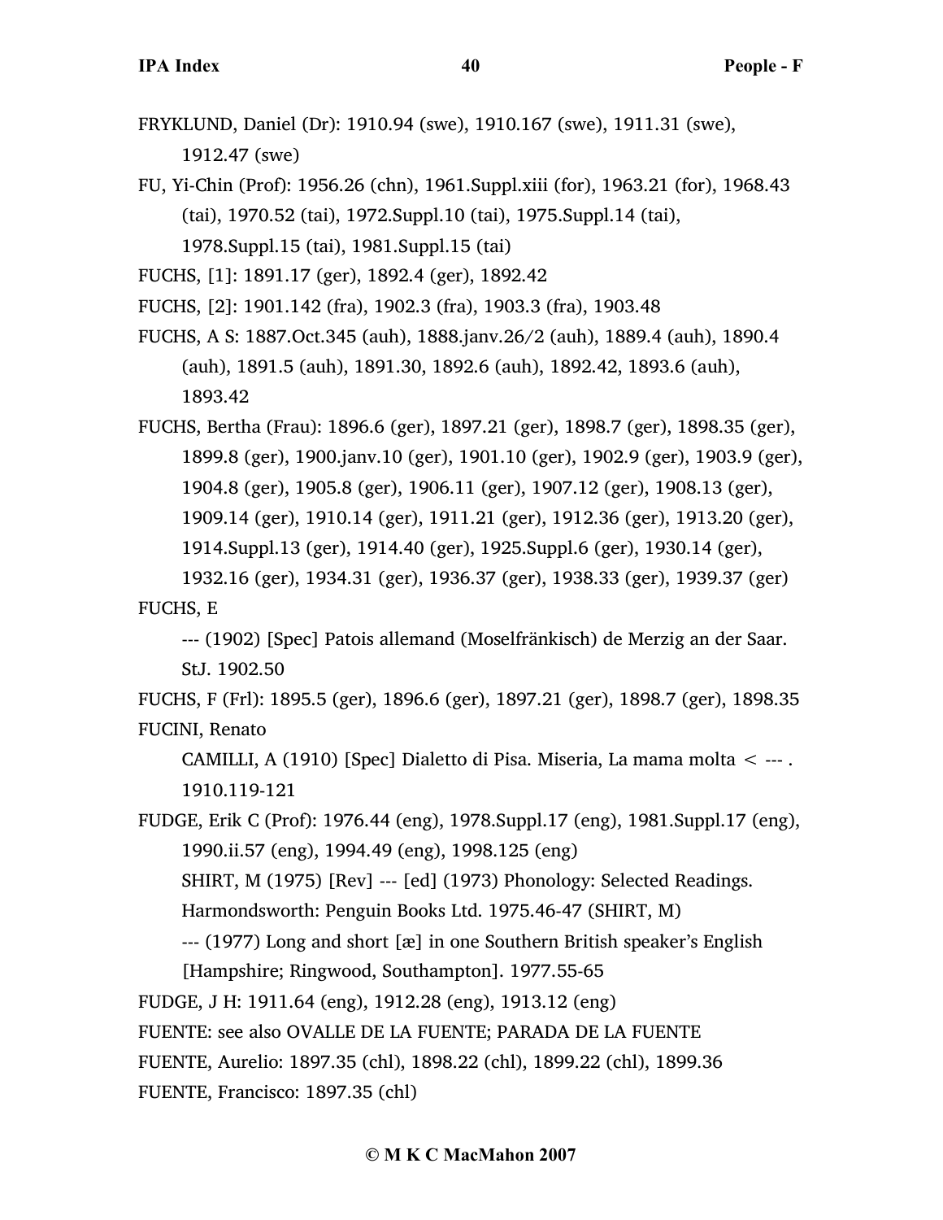FRYKLUND, Daniel (Dr): 1910.94 (swe), 1910.167 (swe), 1911.31 (swe), 1912.47 (swe)

FU, Yi-Chin (Prof): 1956.26 (chn), 1961.Suppl.xiii (for), 1963.21 (for), 1968.43 (tai), 1970.52 (tai), 1972.Suppl.10 (tai), 1975.Suppl.14 (tai), 1978.Suppl.15 (tai), 1981.Suppl.15 (tai)

FUCHS, [1]: 1891.17 (ger), 1892.4 (ger), 1892.42

FUCHS, [2]: 1901.142 (fra), 1902.3 (fra), 1903.3 (fra), 1903.48

FUCHS, A S: 1887.Oct.345 (auh), 1888.janv.26/2 (auh), 1889.4 (auh), 1890.4 (auh), 1891.5 (auh), 1891.30, 1892.6 (auh), 1892.42, 1893.6 (auh), 1893.42

FUCHS, Bertha (Frau): 1896.6 (ger), 1897.21 (ger), 1898.7 (ger), 1898.35 (ger), 1899.8 (ger), 1900.janv.10 (ger), 1901.10 (ger), 1902.9 (ger), 1903.9 (ger), 1904.8 (ger), 1905.8 (ger), 1906.11 (ger), 1907.12 (ger), 1908.13 (ger), 1909.14 (ger), 1910.14 (ger), 1911.21 (ger), 1912.36 (ger), 1913.20 (ger), 1914.Suppl.13 (ger), 1914.40 (ger), 1925.Suppl.6 (ger), 1930.14 (ger), 1932.16 (ger), 1934.31 (ger), 1936.37 (ger), 1938.33 (ger), 1939.37 (ger)

FUCHS, E

--- (1902) [Spec] Patois allemand (Moselfränkisch) de Merzig an der Saar. StJ. 1902.50

FUCHS, F (Frl): 1895.5 (ger), 1896.6 (ger), 1897.21 (ger), 1898.7 (ger), 1898.35

FUCINI, Renato

CAMILLI, A (1910) [Spec] Dialetto di Pisa. Miseria, La mama molta < --- . 1910.119-121

FUDGE, Erik C (Prof): 1976.44 (eng), 1978.Suppl.17 (eng), 1981.Suppl.17 (eng), 1990.ii.57 (eng), 1994.49 (eng), 1998.125 (eng)

SHIRT, M (1975) [Rev] --- [ed] (1973) Phonology: Selected Readings. Harmondsworth: Penguin Books Ltd. 1975.46-47 (SHIRT, M)

--- (1977) Long and short [æ] in one Southern British speaker's English [Hampshire; Ringwood, Southampton]. 1977.55-65

FUDGE, J H: 1911.64 (eng), 1912.28 (eng), 1913.12 (eng)

FUENTE: see also OVALLE DE LA FUENTE; PARADA DE LA FUENTE

FUENTE, Aurelio: 1897.35 (chl), 1898.22 (chl), 1899.22 (chl), 1899.36

FUENTE, Francisco: 1897.35 (chl)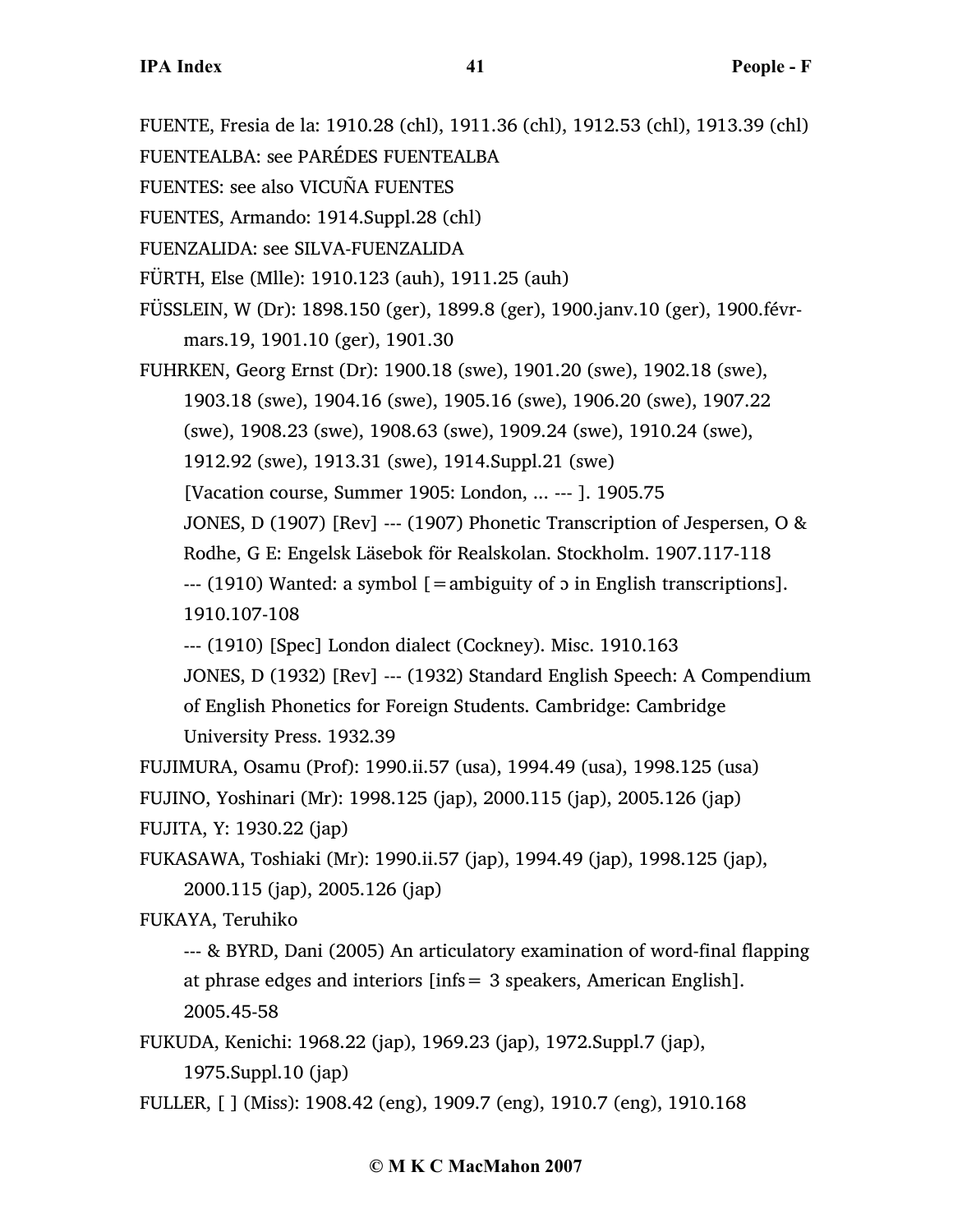FUENTE, Fresia de la: 1910.28 (chl), 1911.36 (chl), 1912.53 (chl), 1913.39 (chl)

FUENTEALBA: see PARÉDES FUENTEALBA

FUENTES: see also VICUÑA FUENTES

FUENTES, Armando: 1914.Suppl.28 (chl)

FUENZALIDA: see SILVA-FUENZALIDA

FÜRTH, Else (Mlle): 1910.123 (auh), 1911.25 (auh)

FÜSSLEIN, W (Dr): 1898.150 (ger), 1899.8 (ger), 1900.janv.10 (ger), 1900.févr-mars.19, 1901.10 (ger), 1901.30

FUHRKEN, Georg Ernst (Dr): 1900.18 (swe), 1901.20 (swe), 1902.18 (swe), 1903.18 (swe), 1904.16 (swe), 1905.16 (swe), 1906.20 (swe), 1907.22 (swe), 1908.23 (swe), 1908.63 (swe), 1909.24 (swe), 1910.24 (swe), 1912.92 (swe), 1913.31 (swe), 1914.Suppl.21 (swe)

[Vacation course, Summer 1905: London, ... --- ]. 1905.75

JONES, D (1907) [Rev] --- (1907) Phonetic Transcription of Jespersen, O & Rodhe, G E: Engelsk Läsebok för Realskolan. Stockholm. 1907.117-118

--- (1910) Wanted: a symbol [=ambiguity of ɔ in English transcriptions]. 1910.107-108

--- (1910) [Spec] London dialect (Cockney). Misc. 1910.163

JONES, D (1932) [Rev] --- (1932) Standard English Speech: A Compendium of English Phonetics for Foreign Students. Cambridge: Cambridge University Press. 1932.39

FUJIMURA, Osamu (Prof): 1990.ii.57 (usa), 1994.49 (usa), 1998.125 (usa)

FUJINO, Yoshinari (Mr): 1998.125 (jap), 2000.115 (jap), 2005.126 (jap)

FUJITA, Y: 1930.22 (jap)

FUKASAWA, Toshiaki (Mr): 1990.ii.57 (jap), 1994.49 (jap), 1998.125 (jap), 2000.115 (jap), 2005.126 (jap)

FUKAYA, Teruhiko

--- & BYRD, Dani (2005) An articulatory examination of word-final flapping at phrase edges and interiors [infs= 3 speakers, American English]. 2005.45-58

FUKUDA, Kenichi: 1968.22 (jap), 1969.23 (jap), 1972.Suppl.7 (jap), 1975.Suppl.10 (jap)

FULLER, [ ] (Miss): 1908.42 (eng), 1909.7 (eng), 1910.7 (eng), 1910.168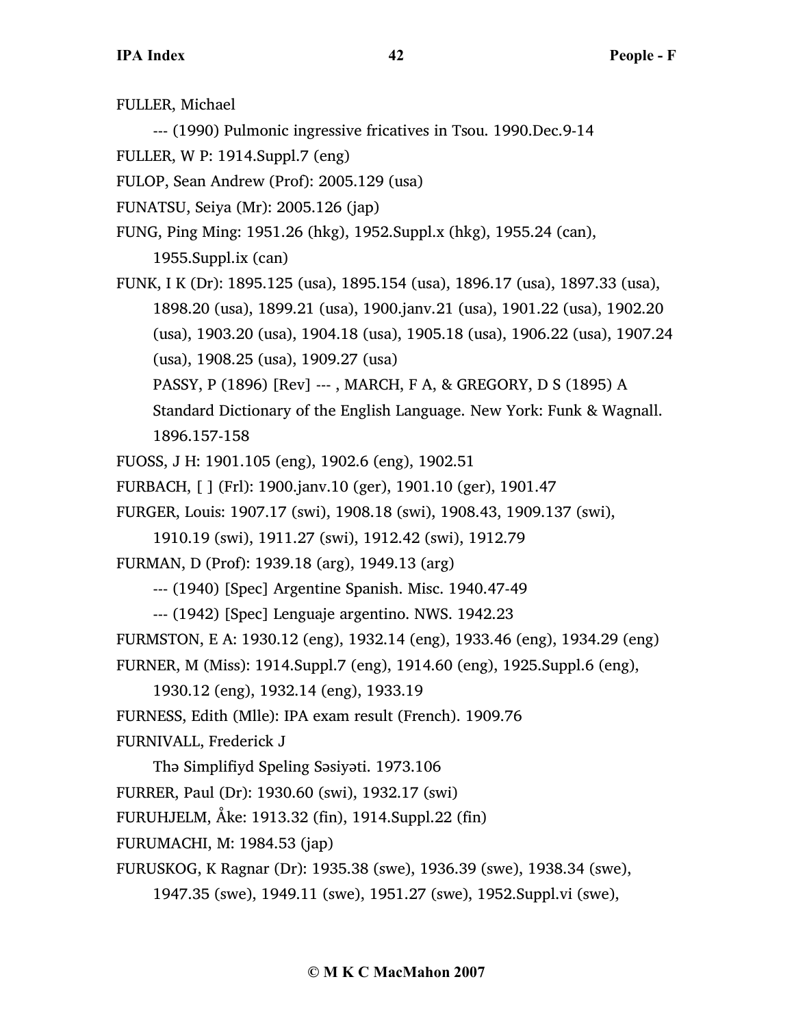FULLER, Michael

--- (1990) Pulmonic ingressive fricatives in Tsou. 1990.Dec.9-14

FULLER, W P: 1914.Suppl.7 (eng)

FULOP, Sean Andrew (Prof): 2005.129 (usa)

FUNATSU, Seiya (Mr): 2005.126 (jap)

FUNG, Ping Ming: 1951.26 (hkg), 1952.Suppl.x (hkg), 1955.24 (can), 1955.Suppl.ix (can)

FUNK, I K (Dr): 1895.125 (usa), 1895.154 (usa), 1896.17 (usa), 1897.33 (usa), 1898.20 (usa), 1899.21 (usa), 1900.janv.21 (usa), 1901.22 (usa), 1902.20 (usa), 1903.20 (usa), 1904.18 (usa), 1905.18 (usa), 1906.22 (usa), 1907.24 (usa), 1908.25 (usa), 1909.27 (usa)

PASSY, P (1896) [Rev] --- , MARCH, F A, & GREGORY, D S (1895) A Standard Dictionary of the English Language. New York: Funk & Wagnall. 1896.157-158

FUOSS, J H: 1901.105 (eng), 1902.6 (eng), 1902.51

FURBACH, [ ] (Frl): 1900.janv.10 (ger), 1901.10 (ger), 1901.47

FURGER, Louis: 1907.17 (swi), 1908.18 (swi), 1908.43, 1909.137 (swi), 1910.19 (swi), 1911.27 (swi), 1912.42 (swi), 1912.79

FURMAN, D (Prof): 1939.18 (arg), 1949.13 (arg)

--- (1940) [Spec] Argentine Spanish. Misc. 1940.47-49

--- (1942) [Spec] Lenguaje argentino. NWS. 1942.23

FURMSTON, E A: 1930.12 (eng), 1932.14 (eng), 1933.46 (eng), 1934.29 (eng)

FURNER, M (Miss): 1914.Suppl.7 (eng), 1914.60 (eng), 1925.Suppl.6 (eng), 1930.12 (eng), 1932.14 (eng), 1933.19

FURNESS, Edith (Mlle): IPA exam result (French). 1909.76

FURNIVALL, Frederick J

Thə Simplifiyd Speling Səsiyəti. 1973.106

FURRER, Paul (Dr): 1930.60 (swi), 1932.17 (swi)

FURUHJELM, Åke: 1913.32 (fin), 1914.Suppl.22 (fin)

FURUMACHI, M: 1984.53 (jap)

FURUSKOG, K Ragnar (Dr): 1935.38 (swe), 1936.39 (swe), 1938.34 (swe), 1947.35 (swe), 1949.11 (swe), 1951.27 (swe), 1952.Suppl.vi (swe),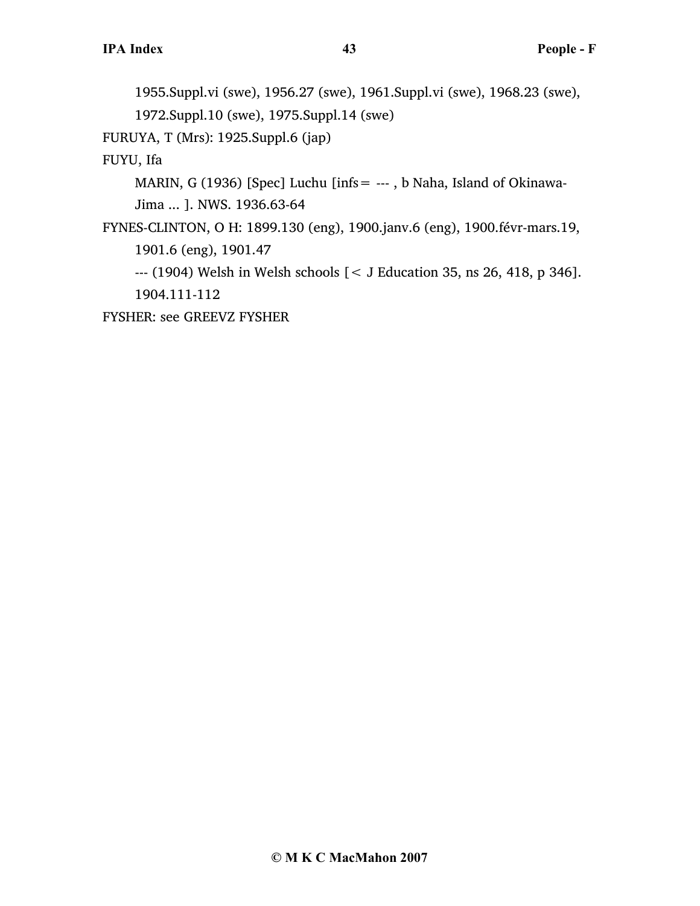1955.Suppl.vi (swe), 1956.27 (swe), 1961.Suppl.vi (swe), 1968.23 (swe), 1972.Suppl.10 (swe), 1975.Suppl.14 (swe)

FURUYA, T (Mrs): 1925.Suppl.6 (jap)

FUYU, Ifa

MARIN, G (1936) [Spec] Luchu [infs= --- , b Naha, Island of Okinawa-Jima ... ]. NWS. 1936.63-64

FYNES-CLINTON, O H: 1899.130 (eng), 1900.janv.6 (eng), 1900.févr-mars.19, 1901.6 (eng), 1901.47

--- (1904) Welsh in Welsh schools [< J Education 35, ns 26, 418, p 346]. 1904.111-112

FYSHER: see GREEVZ FYSHER

© M K C MacMahon 2007